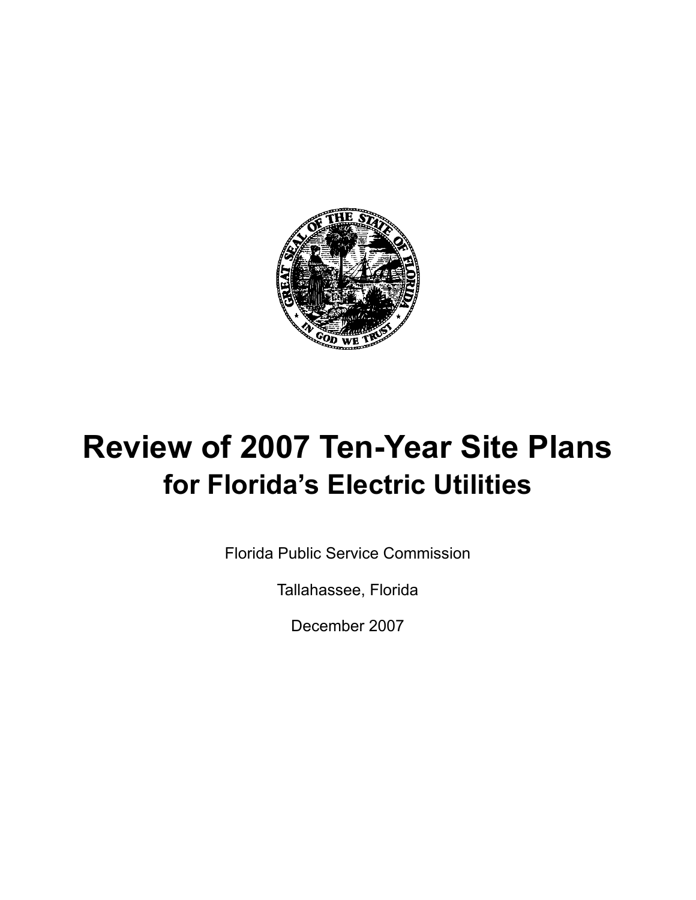# Review of 2007 Ten-Year Site Plans

## for Florida's Electric Utilities

Florida Public Service Commission

Tallahassee, Florida

December 2007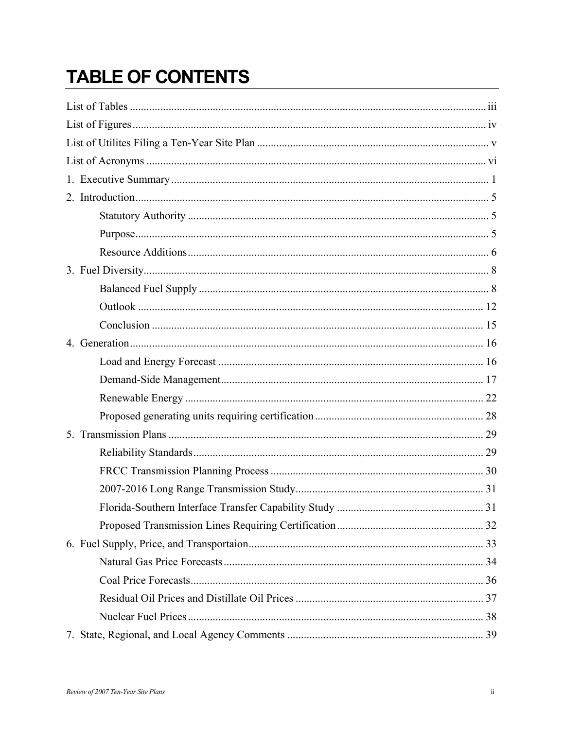# TABLE OF CONTENTS

List of Tables ..... iii

List of Figures ..... iv

List of Utilites Filing a Ten-Year Site Plan ..... v

List of Acronyms ..... vi

1. Executive Summary ..... 1
2. Introduction ..... 5
   - Statutory Authority ..... 5
   - Purpose ..... 5
   - Resource Additions ..... 6
3. Fuel Diversity ..... 8
   - Balanced Fuel Supply ..... 8
   - Outlook ..... 12
   - Conclusion ..... 15
4. Generation ..... 16
   - Load and Energy Forecast ..... 16
   - Demand-Side Management ..... 17
   - Renewable Energy ..... 22
   - Proposed generating units requiring certification ..... 28
5. Transmission Plans ..... 29
   - Reliability Standards ..... 29
   - FRCC Transmission Planning Process ..... 30
   - 2007-2016 Long Range Transmission Study ..... 31
   - Florida-Southern Interface Transfer Capability Study ..... 31
   - Proposed Transmission Lines Requiring Certification ..... 32
6. Fuel Supply, Price, and Transportaion ..... 33
   - Natural Gas Price Forecasts ..... 34
   - Coal Price Forecasts ..... 36
   - Residual Oil Prices and Distillate Oil Prices ..... 37
   - Nuclear Fuel Prices ..... 38
7. State, Regional, and Local Agency Comments ..... 39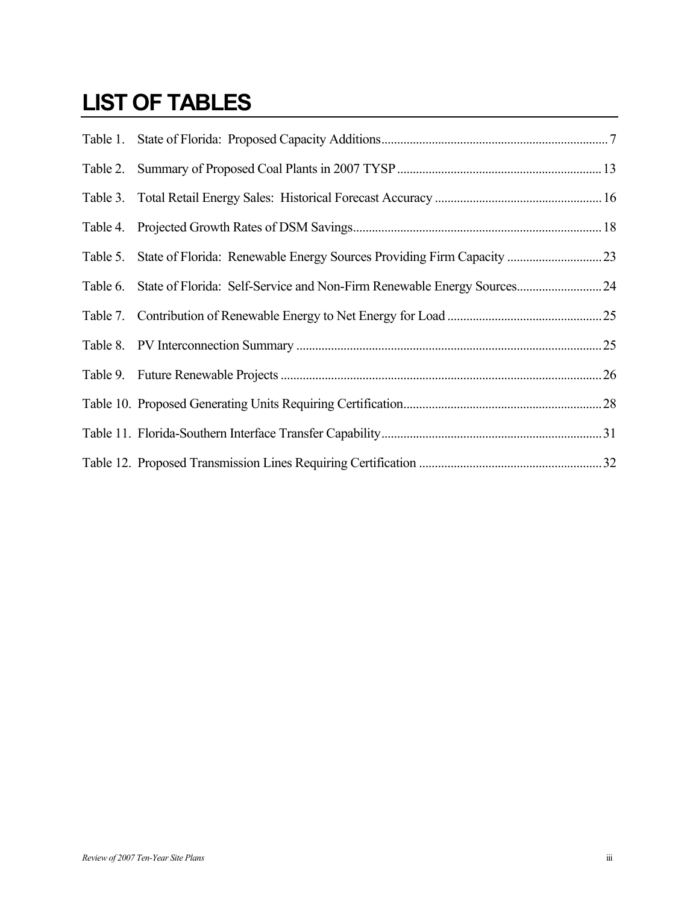# LIST OF TABLES

Table 1. State of Florida: Proposed Capacity Additions ........ 7

Table 2. Summary of Proposed Coal Plants in 2007 TYSP ........ 13

Table 3. Total Retail Energy Sales: Historical Forecast Accuracy ........ 16

Table 4. Projected Growth Rates of DSM Savings ........ 18

Table 5. State of Florida: Renewable Energy Sources Providing Firm Capacity ........ 23

Table 6. State of Florida: Self-Service and Non-Firm Renewable Energy Sources ........ 24

Table 7. Contribution of Renewable Energy to Net Energy for Load ........ 25

Table 8. PV Interconnection Summary ........ 25

Table 9. Future Renewable Projects ........ 26

Table 10. Proposed Generating Units Requiring Certification ........ 28

Table 11. Florida-Southern Interface Transfer Capability ........ 31

Table 12. Proposed Transmission Lines Requiring Certification ........ 32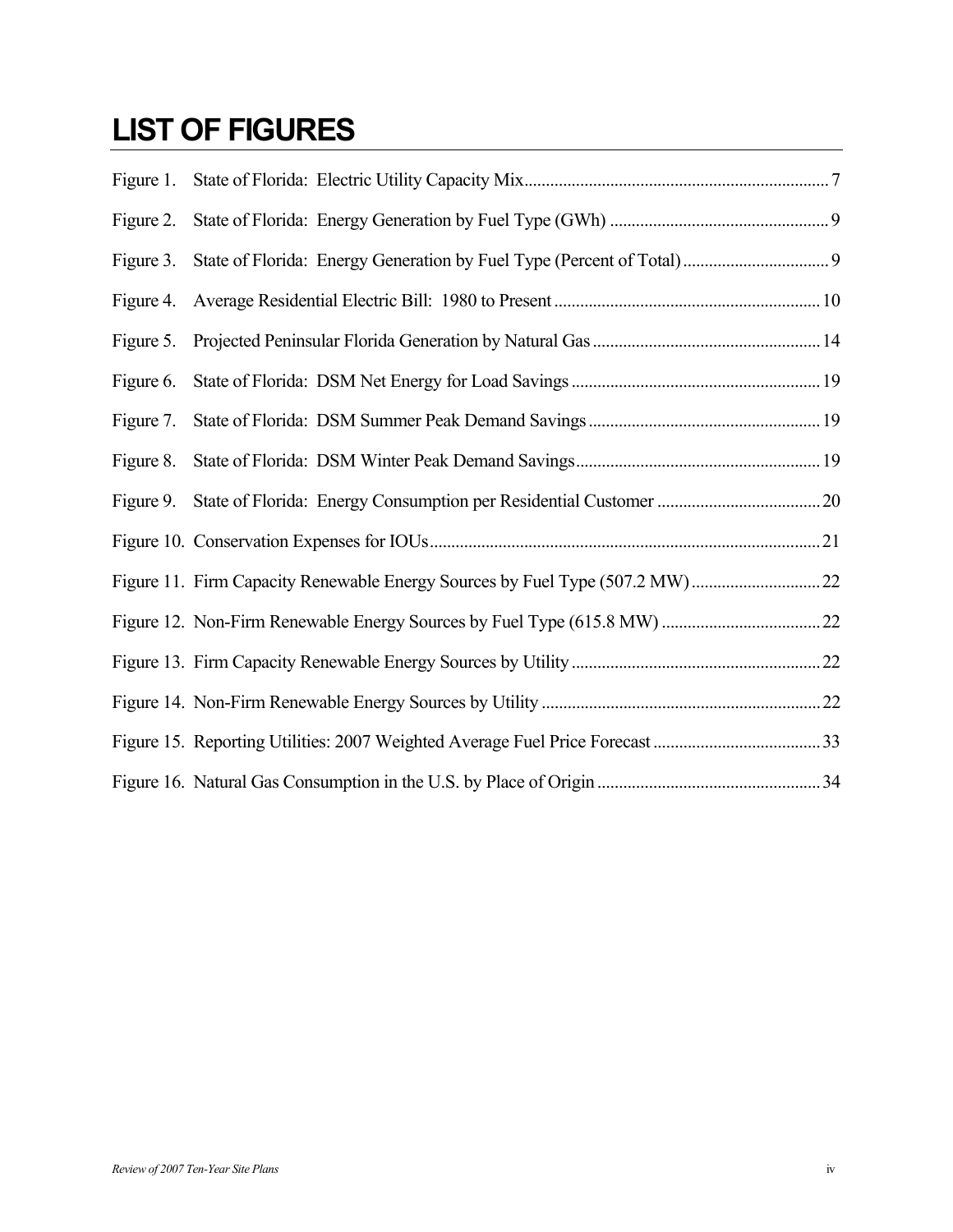# LIST OF FIGURES

Figure 1. State of Florida: Electric Utility Capacity Mix....................................................................... 7

Figure 2. State of Florida: Energy Generation by Fuel Type (GWh) .................................................. 9

Figure 3. State of Florida: Energy Generation by Fuel Type (Percent of Total).................................. 9

Figure 4. Average Residential Electric Bill: 1980 to Present ............................................................. 10

Figure 5. Projected Peninsular Florida Generation by Natural Gas..................................................... 14

Figure 6. State of Florida: DSM Net Energy for Load Savings .......................................................... 19

Figure 7. State of Florida: DSM Summer Peak Demand Savings...................................................... 19

Figure 8. State of Florida: DSM Winter Peak Demand Savings......................................................... 19

Figure 9. State of Florida: Energy Consumption per Residential Customer ...................................... 20

Figure 10. Conservation Expenses for IOUs.......................................................................................... 21

Figure 11. Firm Capacity Renewable Energy Sources by Fuel Type (507.2 MW).............................. 22

Figure 12. Non-Firm Renewable Energy Sources by Fuel Type (615.8 MW) ..................................... 22

Figure 13. Firm Capacity Renewable Energy Sources by Utility.......................................................... 22

Figure 14. Non-Firm Renewable Energy Sources by Utility ................................................................. 22

Figure 15. Reporting Utilities: 2007 Weighted Average Fuel Price Forecast....................................... 33

Figure 16. Natural Gas Consumption in the U.S. by Place of Origin.................................................... 34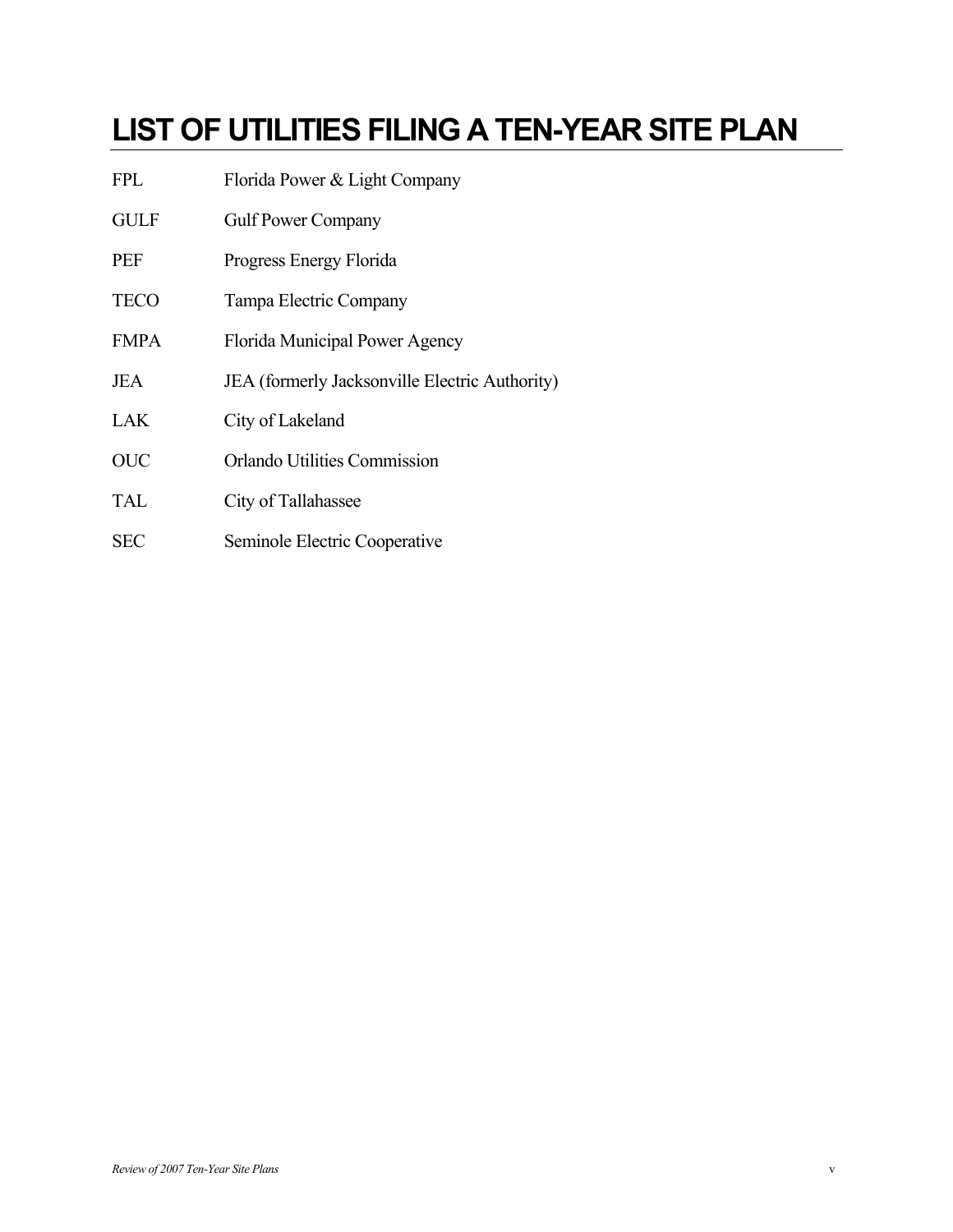# LIST OF UTILITIES FILING A TEN-YEAR SITE PLAN

| | |
|---|---|
| FPL | Florida Power & Light Company |
| GULF | Gulf Power Company |
| PEF | Progress Energy Florida |
| TECO | Tampa Electric Company |
| FMPA | Florida Municipal Power Agency |
| JEA | JEA (formerly Jacksonville Electric Authority) |
| LAK | City of Lakeland |
| OUC | Orlando Utilities Commission |
| TAL | City of Tallahassee |
| SEC | Seminole Electric Cooperative |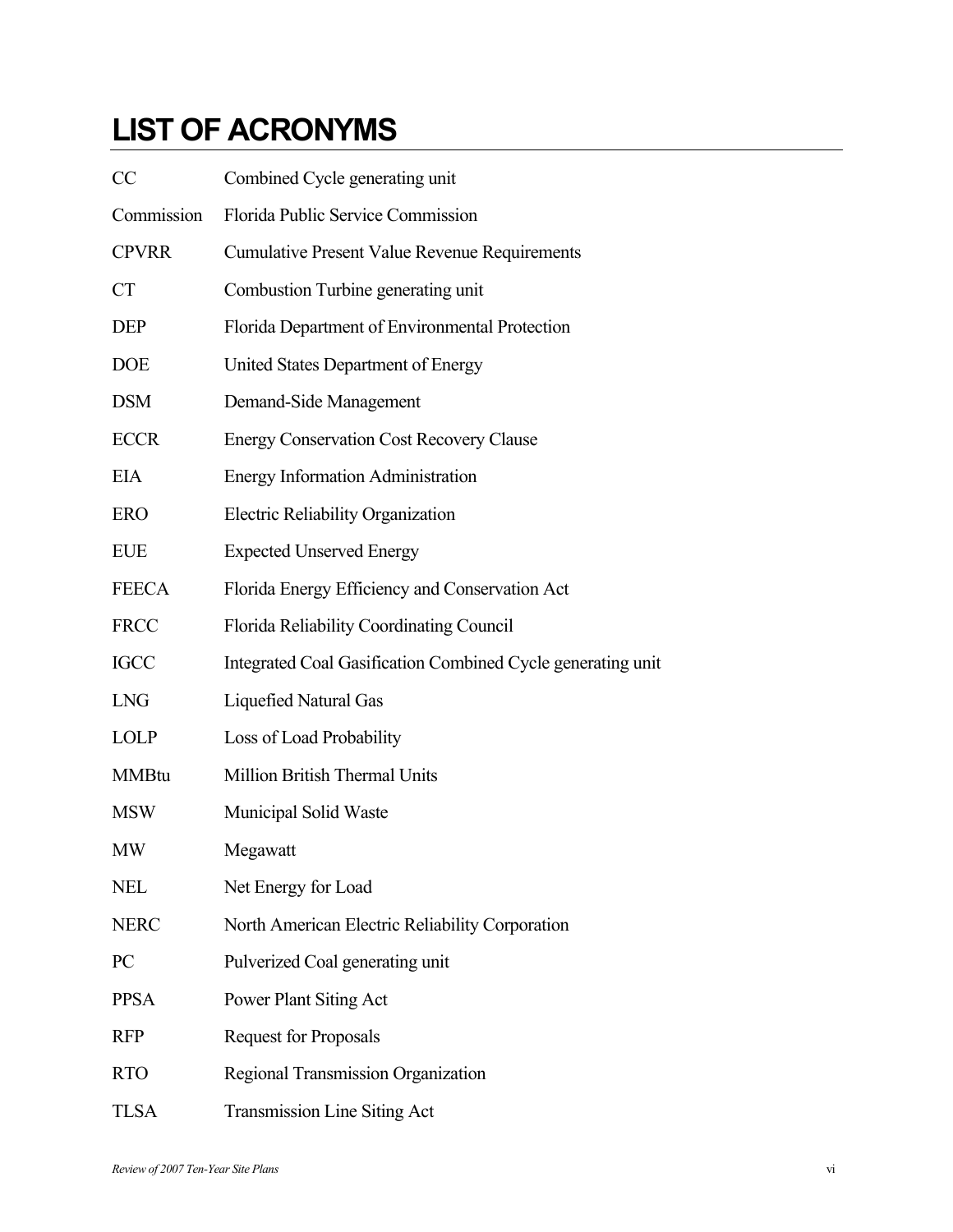# LIST OF ACRONYMS

| | |
|---|---|
| CC | Combined Cycle generating unit |
| Commission | Florida Public Service Commission |
| CPVRR | Cumulative Present Value Revenue Requirements |
| CT | Combustion Turbine generating unit |
| DEP | Florida Department of Environmental Protection |
| DOE | United States Department of Energy |
| DSM | Demand-Side Management |
| ECCR | Energy Conservation Cost Recovery Clause |
| EIA | Energy Information Administration |
| ERO | Electric Reliability Organization |
| EUE | Expected Unserved Energy |
| FEECA | Florida Energy Efficiency and Conservation Act |
| FRCC | Florida Reliability Coordinating Council |
| IGCC | Integrated Coal Gasification Combined Cycle generating unit |
| LNG | Liquefied Natural Gas |
| LOLP | Loss of Load Probability |
| MMBtu | Million British Thermal Units |
| MSW | Municipal Solid Waste |
| MW | Megawatt |
| NEL | Net Energy for Load |
| NERC | North American Electric Reliability Corporation |
| PC | Pulverized Coal generating unit |
| PPSA | Power Plant Siting Act |
| RFP | Request for Proposals |
| RTO | Regional Transmission Organization |
| TLSA | Transmission Line Siting Act |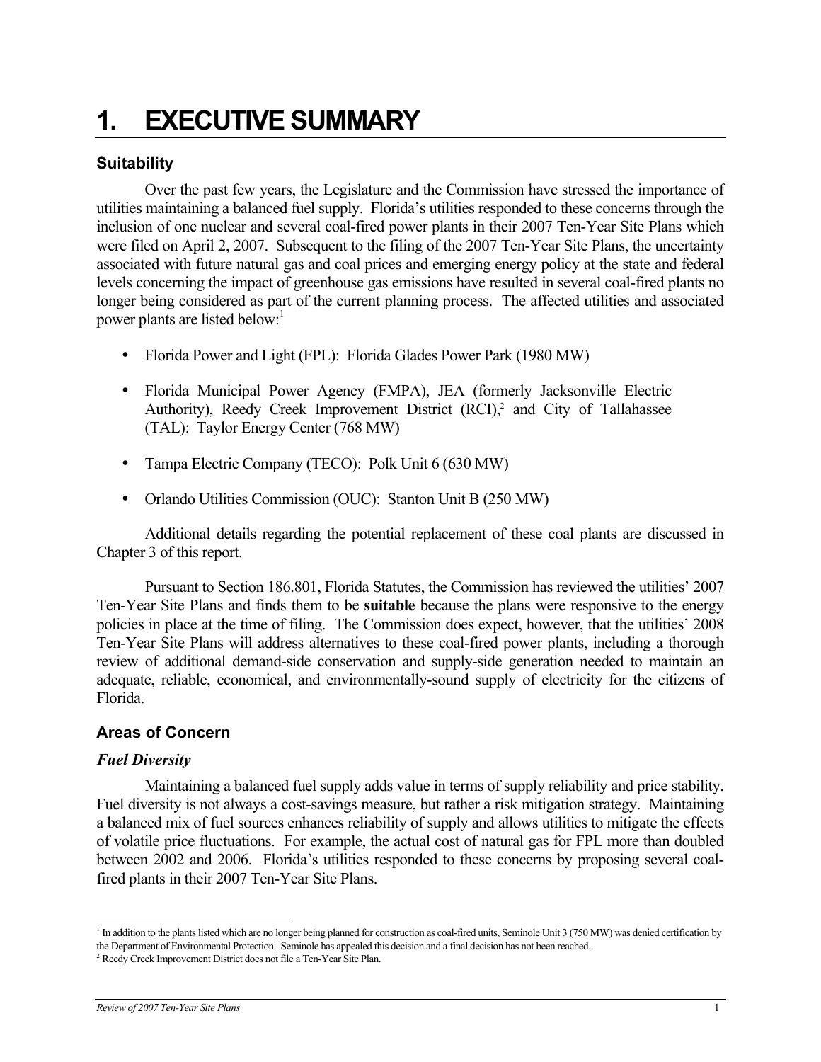# 1. EXECUTIVE SUMMARY

## Suitability

Over the past few years, the Legislature and the Commission have stressed the importance of utilities maintaining a balanced fuel supply. Florida's utilities responded to these concerns through the inclusion of one nuclear and several coal-fired power plants in their 2007 Ten-Year Site Plans which were filed on April 2, 2007. Subsequent to the filing of the 2007 Ten-Year Site Plans, the uncertainty associated with future natural gas and coal prices and emerging energy policy at the state and federal levels concerning the impact of greenhouse gas emissions have resulted in several coal-fired plants no longer being considered as part of the current planning process. The affected utilities and associated power plants are listed below:[1]

- Florida Power and Light (FPL): Florida Glades Power Park (1980 MW)
- Florida Municipal Power Agency (FMPA), JEA (formerly Jacksonville Electric Authority), Reedy Creek Improvement District (RCI),[2] and City of Tallahassee (TAL): Taylor Energy Center (768 MW)
- Tampa Electric Company (TECO): Polk Unit 6 (630 MW)
- Orlando Utilities Commission (OUC): Stanton Unit B (250 MW)

Additional details regarding the potential replacement of these coal plants are discussed in Chapter 3 of this report.

Pursuant to Section 186.801, Florida Statutes, the Commission has reviewed the utilities' 2007 Ten-Year Site Plans and finds them to be **suitable** because the plans were responsive to the energy policies in place at the time of filing. The Commission does expect, however, that the utilities' 2008 Ten-Year Site Plans will address alternatives to these coal-fired power plants, including a thorough review of additional demand-side conservation and supply-side generation needed to maintain an adequate, reliable, economical, and environmentally-sound supply of electricity for the citizens of Florida.

## Areas of Concern

### *Fuel Diversity*

Maintaining a balanced fuel supply adds value in terms of supply reliability and price stability. Fuel diversity is not always a cost-savings measure, but rather a risk mitigation strategy. Maintaining a balanced mix of fuel sources enhances reliability of supply and allows utilities to mitigate the effects of volatile price fluctuations. For example, the actual cost of natural gas for FPL more than doubled between 2002 and 2006. Florida's utilities responded to these concerns by proposing several coal-fired plants in their 2007 Ten-Year Site Plans.

---

[1] In addition to the plants listed which are no longer being planned for construction as coal-fired units, Seminole Unit 3 (750 MW) was denied certification by the Department of Environmental Protection. Seminole has appealed this decision and a final decision has not been reached.

[2] Reedy Creek Improvement District does not file a Ten-Year Site Plan.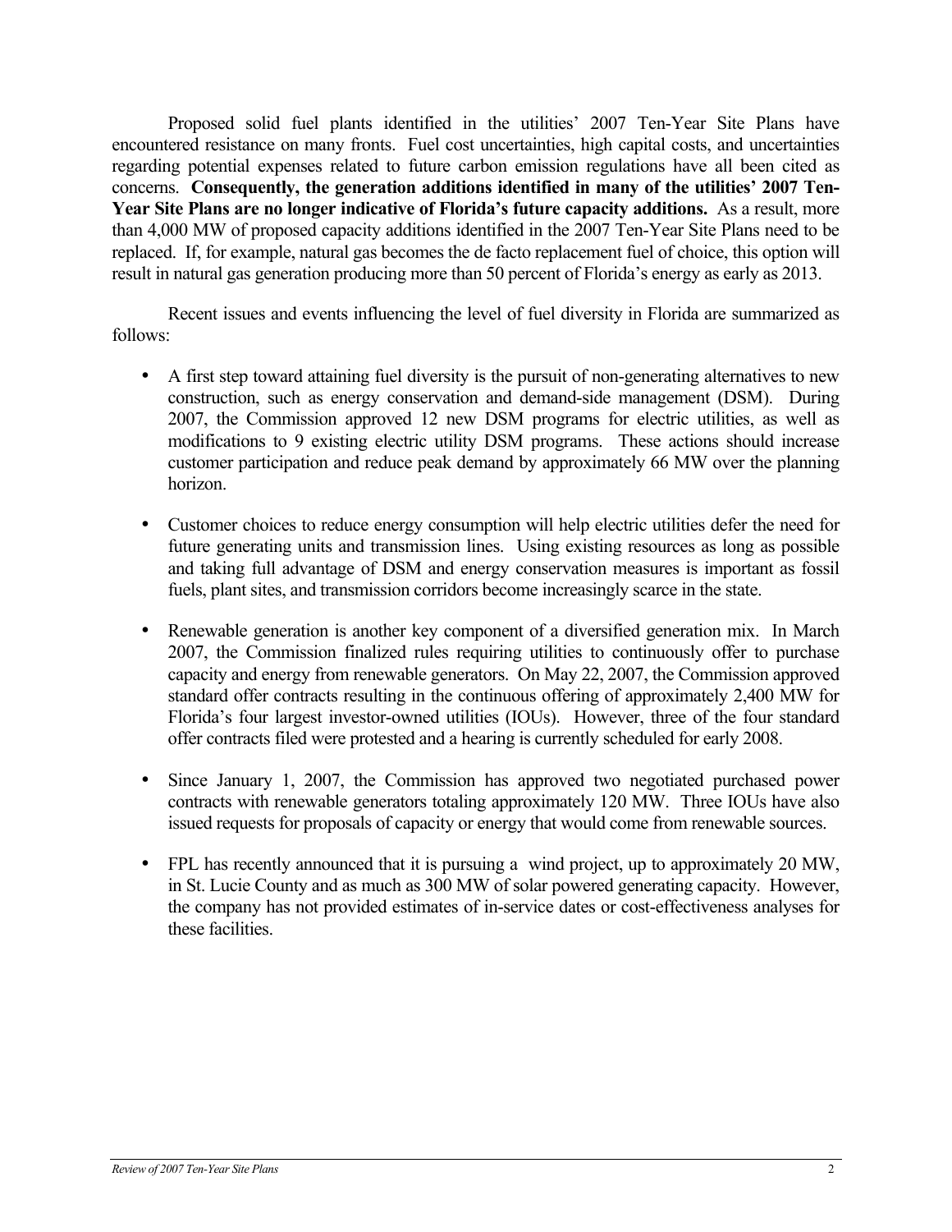Proposed solid fuel plants identified in the utilities' 2007 Ten-Year Site Plans have encountered resistance on many fronts. Fuel cost uncertainties, high capital costs, and uncertainties regarding potential expenses related to future carbon emission regulations have all been cited as concerns. **Consequently, the generation additions identified in many of the utilities' 2007 Ten-Year Site Plans are no longer indicative of Florida's future capacity additions.** As a result, more than 4,000 MW of proposed capacity additions identified in the 2007 Ten-Year Site Plans need to be replaced. If, for example, natural gas becomes the de facto replacement fuel of choice, this option will result in natural gas generation producing more than 50 percent of Florida's energy as early as 2013.

Recent issues and events influencing the level of fuel diversity in Florida are summarized as follows:

- A first step toward attaining fuel diversity is the pursuit of non-generating alternatives to new construction, such as energy conservation and demand-side management (DSM). During 2007, the Commission approved 12 new DSM programs for electric utilities, as well as modifications to 9 existing electric utility DSM programs. These actions should increase customer participation and reduce peak demand by approximately 66 MW over the planning horizon.

- Customer choices to reduce energy consumption will help electric utilities defer the need for future generating units and transmission lines. Using existing resources as long as possible and taking full advantage of DSM and energy conservation measures is important as fossil fuels, plant sites, and transmission corridors become increasingly scarce in the state.

- Renewable generation is another key component of a diversified generation mix. In March 2007, the Commission finalized rules requiring utilities to continuously offer to purchase capacity and energy from renewable generators. On May 22, 2007, the Commission approved standard offer contracts resulting in the continuous offering of approximately 2,400 MW for Florida's four largest investor-owned utilities (IOUs). However, three of the four standard offer contracts filed were protested and a hearing is currently scheduled for early 2008.

- Since January 1, 2007, the Commission has approved two negotiated purchased power contracts with renewable generators totaling approximately 120 MW. Three IOUs have also issued requests for proposals of capacity or energy that would come from renewable sources.

- FPL has recently announced that it is pursuing a wind project, up to approximately 20 MW, in St. Lucie County and as much as 300 MW of solar powered generating capacity. However, the company has not provided estimates of in-service dates or cost-effectiveness analyses for these facilities.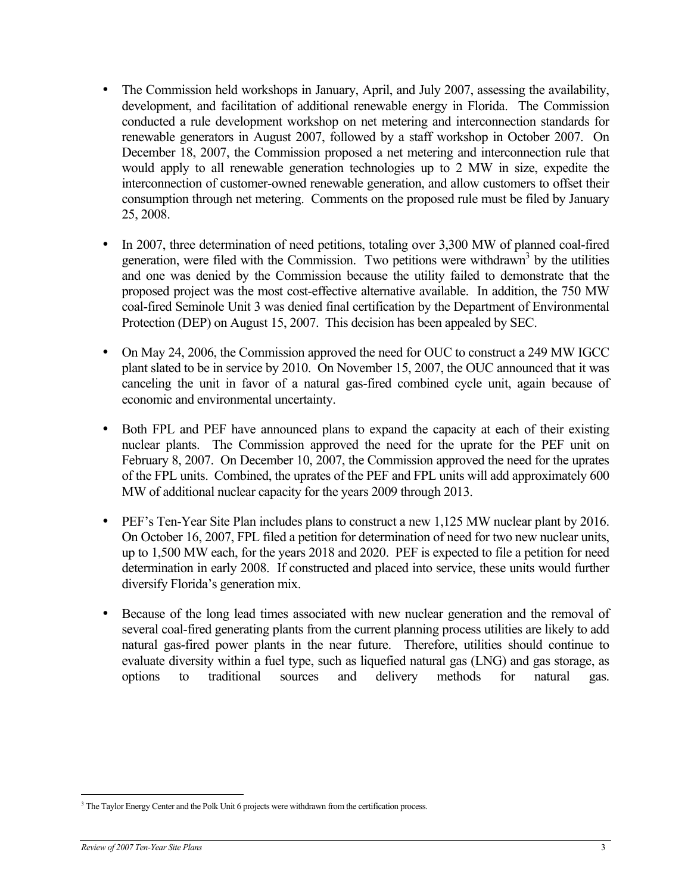- The Commission held workshops in January, April, and July 2007, assessing the availability, development, and facilitation of additional renewable energy in Florida. The Commission conducted a rule development workshop on net metering and interconnection standards for renewable generators in August 2007, followed by a staff workshop in October 2007. On December 18, 2007, the Commission proposed a net metering and interconnection rule that would apply to all renewable generation technologies up to 2 MW in size, expedite the interconnection of customer-owned renewable generation, and allow customers to offset their consumption through net metering. Comments on the proposed rule must be filed by January 25, 2008.

- In 2007, three determination of need petitions, totaling over 3,300 MW of planned coal-fired generation, were filed with the Commission. Two petitions were withdrawn[3] by the utilities and one was denied by the Commission because the utility failed to demonstrate that the proposed project was the most cost-effective alternative available. In addition, the 750 MW coal-fired Seminole Unit 3 was denied final certification by the Department of Environmental Protection (DEP) on August 15, 2007. This decision has been appealed by SEC.

- On May 24, 2006, the Commission approved the need for OUC to construct a 249 MW IGCC plant slated to be in service by 2010. On November 15, 2007, the OUC announced that it was canceling the unit in favor of a natural gas-fired combined cycle unit, again because of economic and environmental uncertainty.

- Both FPL and PEF have announced plans to expand the capacity at each of their existing nuclear plants. The Commission approved the need for the uprate for the PEF unit on February 8, 2007. On December 10, 2007, the Commission approved the need for the uprates of the FPL units. Combined, the uprates of the PEF and FPL units will add approximately 600 MW of additional nuclear capacity for the years 2009 through 2013.

- PEF's Ten-Year Site Plan includes plans to construct a new 1,125 MW nuclear plant by 2016. On October 16, 2007, FPL filed a petition for determination of need for two new nuclear units, up to 1,500 MW each, for the years 2018 and 2020. PEF is expected to file a petition for need determination in early 2008. If constructed and placed into service, these units would further diversify Florida's generation mix.

- Because of the long lead times associated with new nuclear generation and the removal of several coal-fired generating plants from the current planning process utilities are likely to add natural gas-fired power plants in the near future. Therefore, utilities should continue to evaluate diversity within a fuel type, such as liquefied natural gas (LNG) and gas storage, as options to traditional sources and delivery methods for natural gas.

[3] The Taylor Energy Center and the Polk Unit 6 projects were withdrawn from the certification process.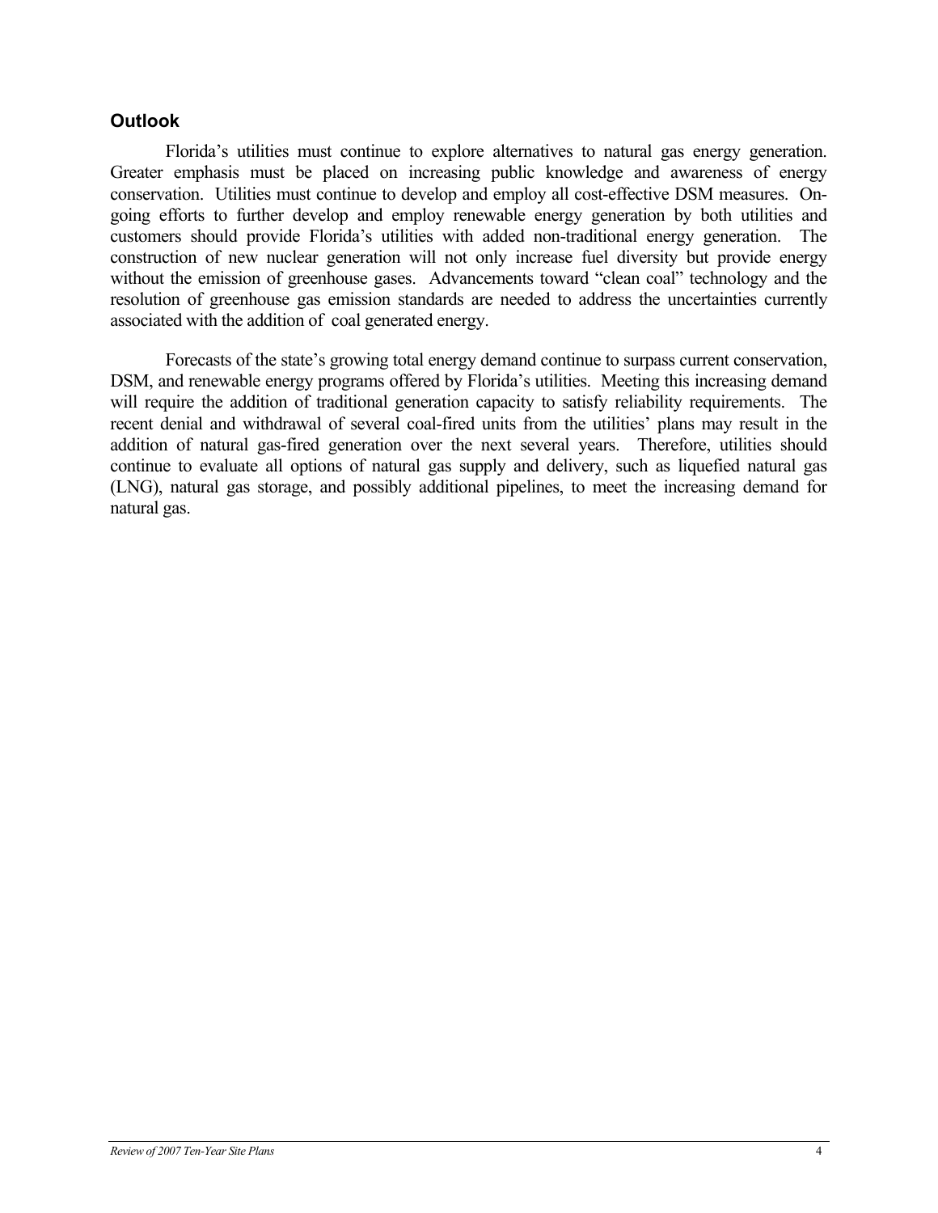## Outlook

Florida's utilities must continue to explore alternatives to natural gas energy generation. Greater emphasis must be placed on increasing public knowledge and awareness of energy conservation. Utilities must continue to develop and employ all cost-effective DSM measures. On-going efforts to further develop and employ renewable energy generation by both utilities and customers should provide Florida's utilities with added non-traditional energy generation. The construction of new nuclear generation will not only increase fuel diversity but provide energy without the emission of greenhouse gases. Advancements toward "clean coal" technology and the resolution of greenhouse gas emission standards are needed to address the uncertainties currently associated with the addition of coal generated energy.

Forecasts of the state's growing total energy demand continue to surpass current conservation, DSM, and renewable energy programs offered by Florida's utilities. Meeting this increasing demand will require the addition of traditional generation capacity to satisfy reliability requirements. The recent denial and withdrawal of several coal-fired units from the utilities' plans may result in the addition of natural gas-fired generation over the next several years. Therefore, utilities should continue to evaluate all options of natural gas supply and delivery, such as liquefied natural gas (LNG), natural gas storage, and possibly additional pipelines, to meet the increasing demand for natural gas.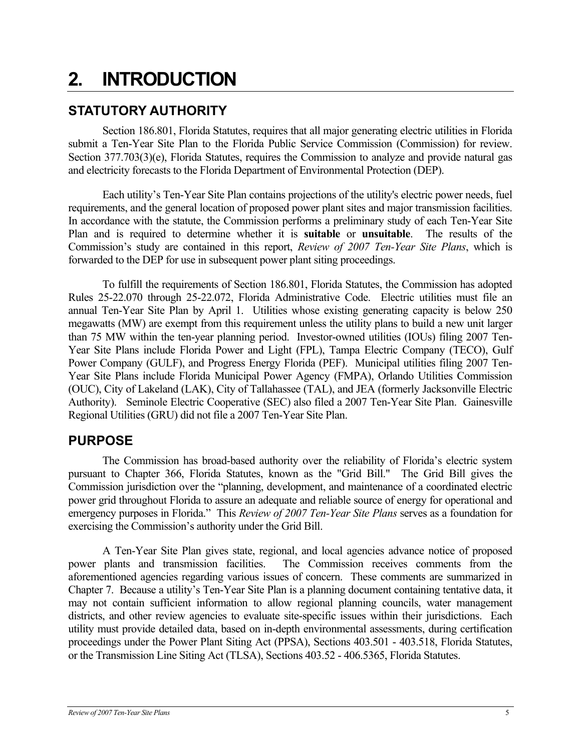# 2. INTRODUCTION

## STATUTORY AUTHORITY

Section 186.801, Florida Statutes, requires that all major generating electric utilities in Florida submit a Ten-Year Site Plan to the Florida Public Service Commission (Commission) for review. Section 377.703(3)(e), Florida Statutes, requires the Commission to analyze and provide natural gas and electricity forecasts to the Florida Department of Environmental Protection (DEP).

Each utility's Ten-Year Site Plan contains projections of the utility's electric power needs, fuel requirements, and the general location of proposed power plant sites and major transmission facilities. In accordance with the statute, the Commission performs a preliminary study of each Ten-Year Site Plan and is required to determine whether it is **suitable** or **unsuitable**. The results of the Commission's study are contained in this report, *Review of 2007 Ten-Year Site Plans*, which is forwarded to the DEP for use in subsequent power plant siting proceedings.

To fulfill the requirements of Section 186.801, Florida Statutes, the Commission has adopted Rules 25-22.070 through 25-22.072, Florida Administrative Code. Electric utilities must file an annual Ten-Year Site Plan by April 1. Utilities whose existing generating capacity is below 250 megawatts (MW) are exempt from this requirement unless the utility plans to build a new unit larger than 75 MW within the ten-year planning period. Investor-owned utilities (IOUs) filing 2007 Ten-Year Site Plans include Florida Power and Light (FPL), Tampa Electric Company (TECO), Gulf Power Company (GULF), and Progress Energy Florida (PEF). Municipal utilities filing 2007 Ten-Year Site Plans include Florida Municipal Power Agency (FMPA), Orlando Utilities Commission (OUC), City of Lakeland (LAK), City of Tallahassee (TAL), and JEA (formerly Jacksonville Electric Authority). Seminole Electric Cooperative (SEC) also filed a 2007 Ten-Year Site Plan. Gainesville Regional Utilities (GRU) did not file a 2007 Ten-Year Site Plan.

## PURPOSE

The Commission has broad-based authority over the reliability of Florida's electric system pursuant to Chapter 366, Florida Statutes, known as the "Grid Bill." The Grid Bill gives the Commission jurisdiction over the "planning, development, and maintenance of a coordinated electric power grid throughout Florida to assure an adequate and reliable source of energy for operational and emergency purposes in Florida." This *Review of 2007 Ten-Year Site Plans* serves as a foundation for exercising the Commission's authority under the Grid Bill.

A Ten-Year Site Plan gives state, regional, and local agencies advance notice of proposed power plants and transmission facilities. The Commission receives comments from the aforementioned agencies regarding various issues of concern. These comments are summarized in Chapter 7. Because a utility's Ten-Year Site Plan is a planning document containing tentative data, it may not contain sufficient information to allow regional planning councils, water management districts, and other review agencies to evaluate site-specific issues within their jurisdictions. Each utility must provide detailed data, based on in-depth environmental assessments, during certification proceedings under the Power Plant Siting Act (PPSA), Sections 403.501 - 403.518, Florida Statutes, or the Transmission Line Siting Act (TLSA), Sections 403.52 - 406.5365, Florida Statutes.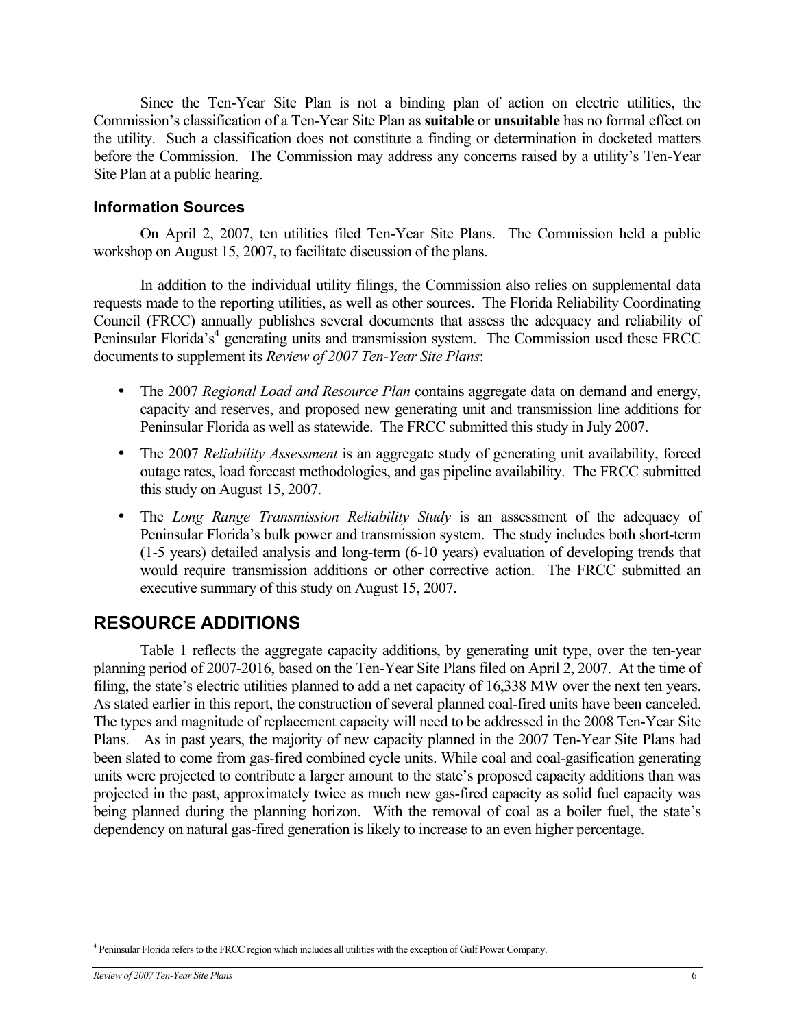Since the Ten-Year Site Plan is not a binding plan of action on electric utilities, the Commission's classification of a Ten-Year Site Plan as **suitable** or **unsuitable** has no formal effect on the utility. Such a classification does not constitute a finding or determination in docketed matters before the Commission. The Commission may address any concerns raised by a utility's Ten-Year Site Plan at a public hearing.

### Information Sources

On April 2, 2007, ten utilities filed Ten-Year Site Plans. The Commission held a public workshop on August 15, 2007, to facilitate discussion of the plans.

In addition to the individual utility filings, the Commission also relies on supplemental data requests made to the reporting utilities, as well as other sources. The Florida Reliability Coordinating Council (FRCC) annually publishes several documents that assess the adequacy and reliability of Peninsular Florida's[4] generating units and transmission system. The Commission used these FRCC documents to supplement its *Review of 2007 Ten-Year Site Plans*:

- The 2007 *Regional Load and Resource Plan* contains aggregate data on demand and energy, capacity and reserves, and proposed new generating unit and transmission line additions for Peninsular Florida as well as statewide. The FRCC submitted this study in July 2007.
- The 2007 *Reliability Assessment* is an aggregate study of generating unit availability, forced outage rates, load forecast methodologies, and gas pipeline availability. The FRCC submitted this study on August 15, 2007.
- The *Long Range Transmission Reliability Study* is an assessment of the adequacy of Peninsular Florida's bulk power and transmission system. The study includes both short-term (1-5 years) detailed analysis and long-term (6-10 years) evaluation of developing trends that would require transmission additions or other corrective action. The FRCC submitted an executive summary of this study on August 15, 2007.

## RESOURCE ADDITIONS

Table 1 reflects the aggregate capacity additions, by generating unit type, over the ten-year planning period of 2007-2016, based on the Ten-Year Site Plans filed on April 2, 2007. At the time of filing, the state's electric utilities planned to add a net capacity of 16,338 MW over the next ten years. As stated earlier in this report, the construction of several planned coal-fired units have been canceled. The types and magnitude of replacement capacity will need to be addressed in the 2008 Ten-Year Site Plans. As in past years, the majority of new capacity planned in the 2007 Ten-Year Site Plans had been slated to come from gas-fired combined cycle units. While coal and coal-gasification generating units were projected to contribute a larger amount to the state's proposed capacity additions than was projected in the past, approximately twice as much new gas-fired capacity as solid fuel capacity was being planned during the planning horizon. With the removal of coal as a boiler fuel, the state's dependency on natural gas-fired generation is likely to increase to an even higher percentage.

[4] Peninsular Florida refers to the FRCC region which includes all utilities with the exception of Gulf Power Company.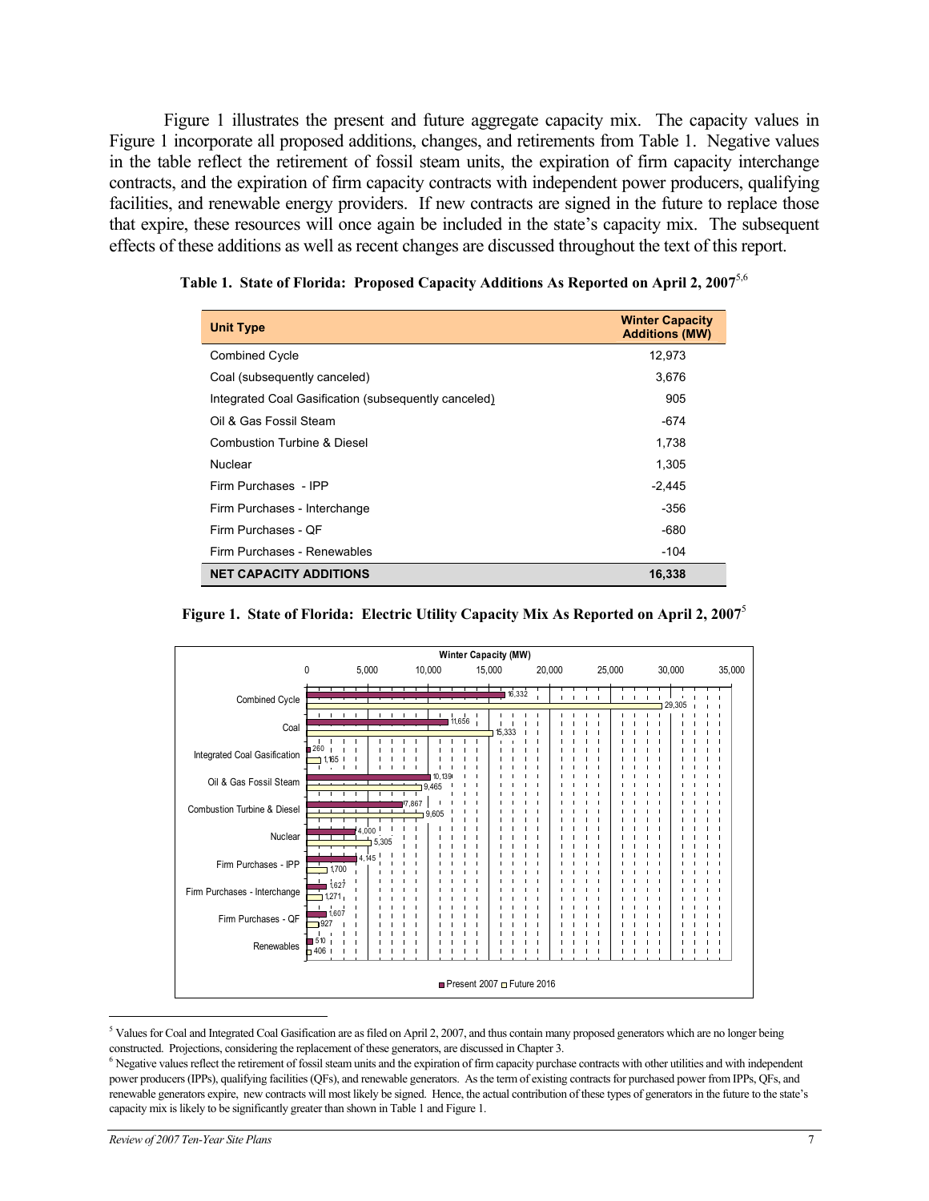Figure 1 illustrates the present and future aggregate capacity mix. The capacity values in Figure 1 incorporate all proposed additions, changes, and retirements from Table 1. Negative values in the table reflect the retirement of fossil steam units, the expiration of firm capacity interchange contracts, and the expiration of firm capacity contracts with independent power producers, qualifying facilities, and renewable energy providers. If new contracts are signed in the future to replace those that expire, these resources will once again be included in the state's capacity mix. The subsequent effects of these additions as well as recent changes are discussed throughout the text of this report.

**Table 1. State of Florida: Proposed Capacity Additions As Reported on April 2, 2007**[5,6]

| Unit Type | Winter Capacity Additions (MW) |
|---|---|
| Combined Cycle | 12,973 |
| Coal (subsequently canceled) | 3,676 |
| Integrated Coal Gasification (subsequently canceled) | 905 |
| Oil & Gas Fossil Steam | -674 |
| Combustion Turbine & Diesel | 1,738 |
| Nuclear | 1,305 |
| Firm Purchases - IPP | -2,445 |
| Firm Purchases - Interchange | -356 |
| Firm Purchases - QF | -680 |
| Firm Purchases - Renewables | -104 |
| **NET CAPACITY ADDITIONS** | **16,338** |

**Figure 1. State of Florida: Electric Utility Capacity Mix As Reported on April 2, 2007**[5]

| Unit Type | Present 2007 Winter Capacity (MW) | Future 2016 Winter Capacity (MW) |
|---|---|---|
| Combined Cycle | 16,332 | 29,305 |
| Coal | 11,656 | 15,333 |
| Integrated Coal Gasification | 260 | 1,165 |
| Oil & Gas Fossil Steam | 10,139 | 9,465 |
| Combustion Turbine & Diesel | 7,867 | 9,605 |
| Nuclear | 4,000 | 5,305 |
| Firm Purchases - IPP | 4,145 | 1,700 |
| Firm Purchases - Interchange | 1,627 | 1,271 |
| Firm Purchases - QF | 1,607 | 927 |
| Renewables | 510 | 406 |

---

[5] Values for Coal and Integrated Coal Gasification are as filed on April 2, 2007, and thus contain many proposed generators which are no longer being constructed. Projections, considering the replacement of these generators, are discussed in Chapter 3.

[6] Negative values reflect the retirement of fossil steam units and the expiration of firm capacity purchase contracts with other utilities and with independent power producers (IPPs), qualifying facilities (QFs), and renewable generators. As the term of existing contracts for purchased power from IPPs, QFs, and renewable generators expire, new contracts will most likely be signed. Hence, the actual contribution of these types of generators in the future to the state's capacity mix is likely to be significantly greater than shown in Table 1 and Figure 1.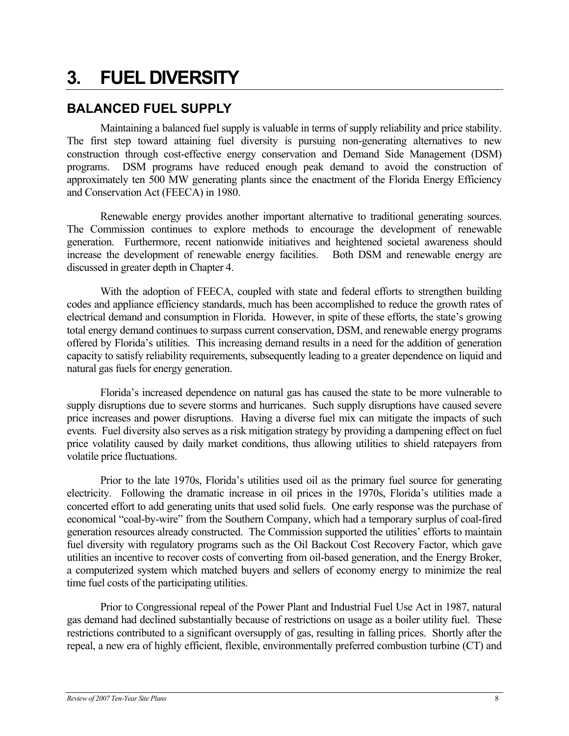# 3. FUEL DIVERSITY

## BALANCED FUEL SUPPLY

Maintaining a balanced fuel supply is valuable in terms of supply reliability and price stability. The first step toward attaining fuel diversity is pursuing non-generating alternatives to new construction through cost-effective energy conservation and Demand Side Management (DSM) programs. DSM programs have reduced enough peak demand to avoid the construction of approximately ten 500 MW generating plants since the enactment of the Florida Energy Efficiency and Conservation Act (FEECA) in 1980.

Renewable energy provides another important alternative to traditional generating sources. The Commission continues to explore methods to encourage the development of renewable generation. Furthermore, recent nationwide initiatives and heightened societal awareness should increase the development of renewable energy facilities. Both DSM and renewable energy are discussed in greater depth in Chapter 4.

With the adoption of FEECA, coupled with state and federal efforts to strengthen building codes and appliance efficiency standards, much has been accomplished to reduce the growth rates of electrical demand and consumption in Florida. However, in spite of these efforts, the state's growing total energy demand continues to surpass current conservation, DSM, and renewable energy programs offered by Florida's utilities. This increasing demand results in a need for the addition of generation capacity to satisfy reliability requirements, subsequently leading to a greater dependence on liquid and natural gas fuels for energy generation.

Florida's increased dependence on natural gas has caused the state to be more vulnerable to supply disruptions due to severe storms and hurricanes. Such supply disruptions have caused severe price increases and power disruptions. Having a diverse fuel mix can mitigate the impacts of such events. Fuel diversity also serves as a risk mitigation strategy by providing a dampening effect on fuel price volatility caused by daily market conditions, thus allowing utilities to shield ratepayers from volatile price fluctuations.

Prior to the late 1970s, Florida's utilities used oil as the primary fuel source for generating electricity. Following the dramatic increase in oil prices in the 1970s, Florida's utilities made a concerted effort to add generating units that used solid fuels. One early response was the purchase of economical "coal-by-wire" from the Southern Company, which had a temporary surplus of coal-fired generation resources already constructed. The Commission supported the utilities' efforts to maintain fuel diversity with regulatory programs such as the Oil Backout Cost Recovery Factor, which gave utilities an incentive to recover costs of converting from oil-based generation, and the Energy Broker, a computerized system which matched buyers and sellers of economy energy to minimize the real time fuel costs of the participating utilities.

Prior to Congressional repeal of the Power Plant and Industrial Fuel Use Act in 1987, natural gas demand had declined substantially because of restrictions on usage as a boiler utility fuel. These restrictions contributed to a significant oversupply of gas, resulting in falling prices. Shortly after the repeal, a new era of highly efficient, flexible, environmentally preferred combustion turbine (CT) and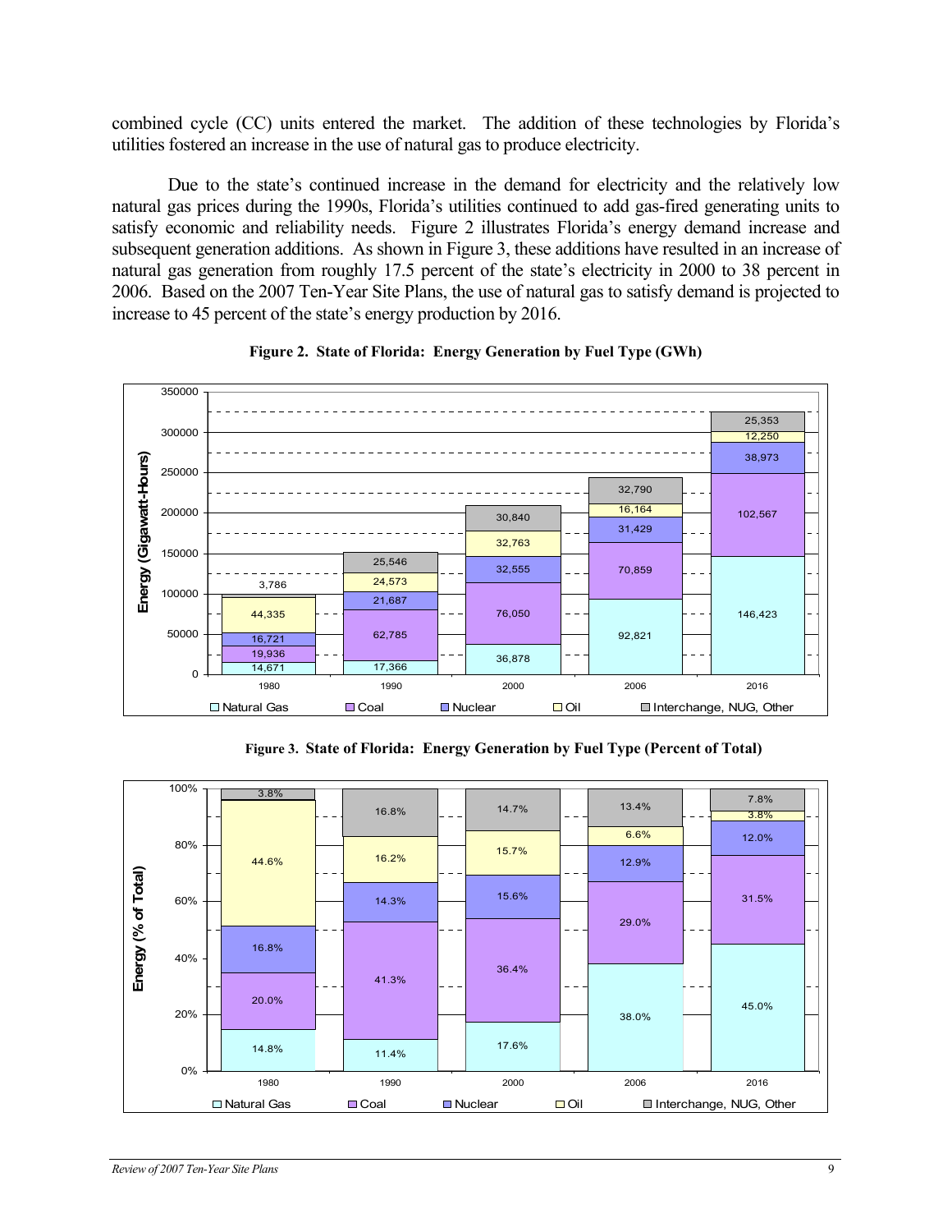combined cycle (CC) units entered the market. The addition of these technologies by Florida's utilities fostered an increase in the use of natural gas to produce electricity.

Due to the state's continued increase in the demand for electricity and the relatively low natural gas prices during the 1990s, Florida's utilities continued to add gas-fired generating units to satisfy economic and reliability needs. Figure 2 illustrates Florida's energy demand increase and subsequent generation additions. As shown in Figure 3, these additions have resulted in an increase of natural gas generation from roughly 17.5 percent of the state's electricity in 2000 to 38 percent in 2006. Based on the 2007 Ten-Year Site Plans, the use of natural gas to satisfy demand is projected to increase to 45 percent of the state's energy production by 2016.

**Figure 2. State of Florida: Energy Generation by Fuel Type (GWh)**

| Year | Natural Gas | Coal | Nuclear | Oil | Interchange, NUG, Other |
|---|---|---|---|---|---|
| 1980 | 14,671 | 19,936 | 16,721 | 44,335 | 3,786 |
| 1990 | 17,366 | 62,785 | 21,687 | 24,573 | 25,546 |
| 2000 | 36,878 | 76,050 | 32,555 | 32,763 | 30,840 |
| 2006 | 92,821 | 70,859 | 31,429 | 16,164 | 32,790 |
| 2016 | 146,423 | 102,567 | 38,973 | 12,250 | 25,353 |

**Figure 3. State of Florida: Energy Generation by Fuel Type (Percent of Total)**

| Year | Natural Gas | Coal | Nuclear | Oil | Interchange, NUG, Other |
|---|---|---|---|---|---|
| 1980 | 14.8% | 20.0% | 16.8% | 44.6% | 3.8% |
| 1990 | 11.4% | 41.3% | 14.3% | 16.2% | 16.8% |
| 2000 | 17.6% | 36.4% | 15.6% | 15.7% | 14.7% |
| 2006 | 38.0% | 29.0% | 12.9% | 6.6% | 13.4% |
| 2016 | 45.0% | 31.5% | 12.0% | 3.8% | 7.8% |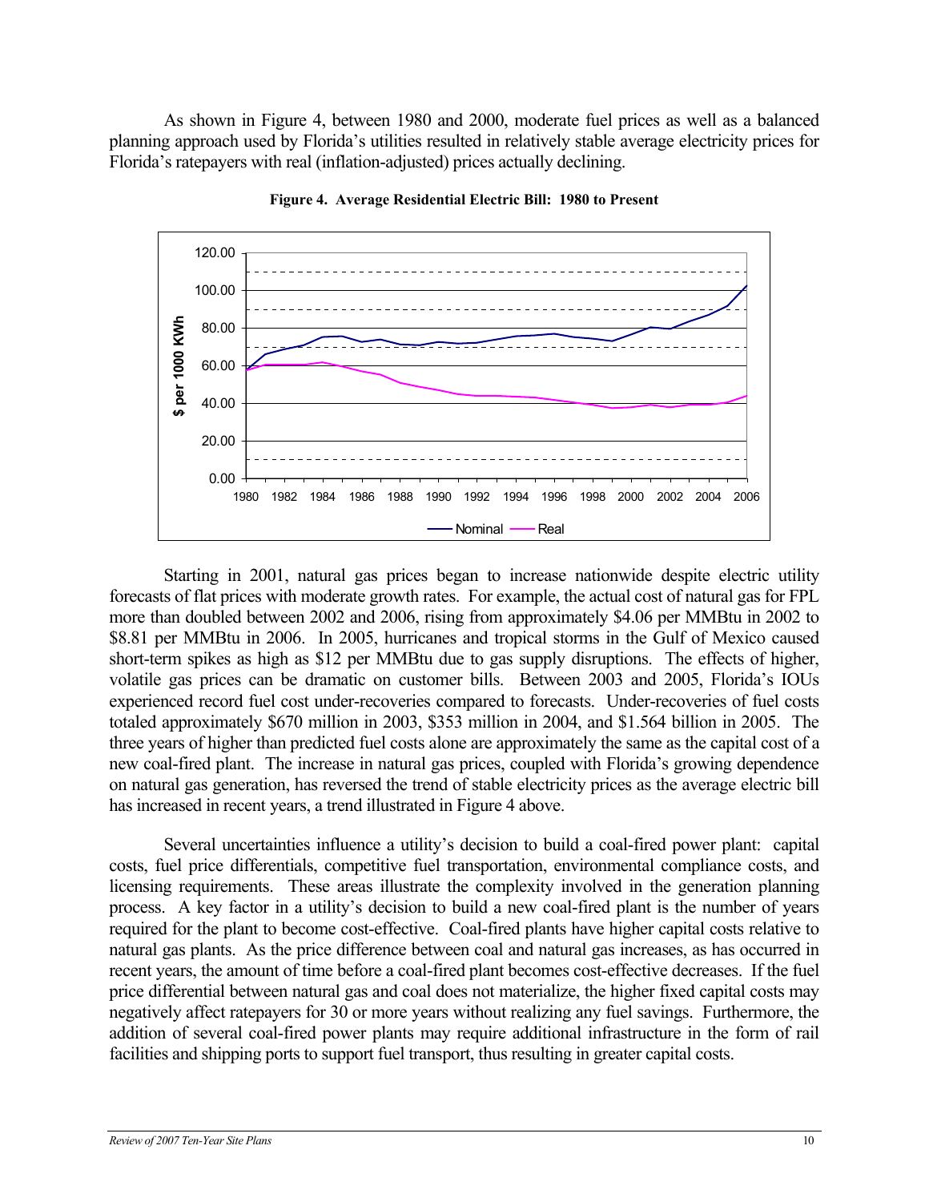As shown in Figure 4, between 1980 and 2000, moderate fuel prices as well as a balanced planning approach used by Florida's utilities resulted in relatively stable average electricity prices for Florida's ratepayers with real (inflation-adjusted) prices actually declining.

**Figure 4. Average Residential Electric Bill: 1980 to Present**

Starting in 2001, natural gas prices began to increase nationwide despite electric utility forecasts of flat prices with moderate growth rates. For example, the actual cost of natural gas for FPL more than doubled between 2002 and 2006, rising from approximately $4.06 per MMBtu in 2002 to $8.81 per MMBtu in 2006. In 2005, hurricanes and tropical storms in the Gulf of Mexico caused short-term spikes as high as $12 per MMBtu due to gas supply disruptions. The effects of higher, volatile gas prices can be dramatic on customer bills. Between 2003 and 2005, Florida's IOUs experienced record fuel cost under-recoveries compared to forecasts. Under-recoveries of fuel costs totaled approximately $670 million in 2003, $353 million in 2004, and $1.564 billion in 2005. The three years of higher than predicted fuel costs alone are approximately the same as the capital cost of a new coal-fired plant. The increase in natural gas prices, coupled with Florida's growing dependence on natural gas generation, has reversed the trend of stable electricity prices as the average electric bill has increased in recent years, a trend illustrated in Figure 4 above.

Several uncertainties influence a utility's decision to build a coal-fired power plant: capital costs, fuel price differentials, competitive fuel transportation, environmental compliance costs, and licensing requirements. These areas illustrate the complexity involved in the generation planning process. A key factor in a utility's decision to build a new coal-fired plant is the number of years required for the plant to become cost-effective. Coal-fired plants have higher capital costs relative to natural gas plants. As the price difference between coal and natural gas increases, as has occurred in recent years, the amount of time before a coal-fired plant becomes cost-effective decreases. If the fuel price differential between natural gas and coal does not materialize, the higher fixed capital costs may negatively affect ratepayers for 30 or more years without realizing any fuel savings. Furthermore, the addition of several coal-fired power plants may require additional infrastructure in the form of rail facilities and shipping ports to support fuel transport, thus resulting in greater capital costs.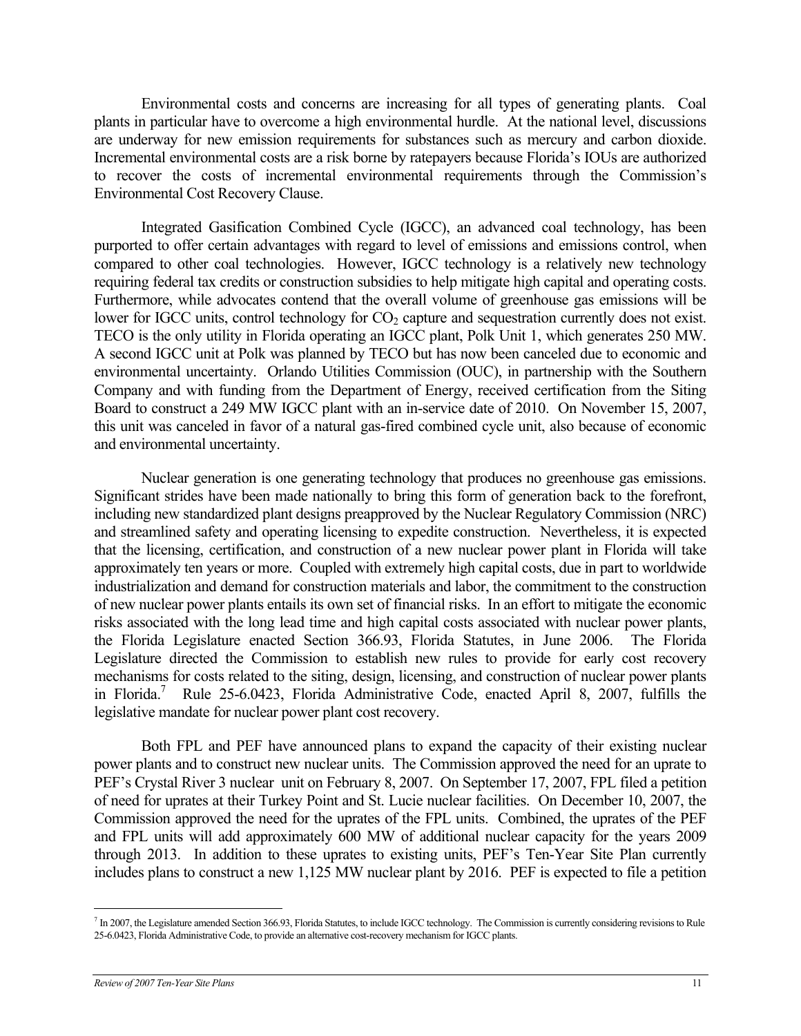Environmental costs and concerns are increasing for all types of generating plants. Coal plants in particular have to overcome a high environmental hurdle. At the national level, discussions are underway for new emission requirements for substances such as mercury and carbon dioxide. Incremental environmental costs are a risk borne by ratepayers because Florida's IOUs are authorized to recover the costs of incremental environmental requirements through the Commission's Environmental Cost Recovery Clause.

Integrated Gasification Combined Cycle (IGCC), an advanced coal technology, has been purported to offer certain advantages with regard to level of emissions and emissions control, when compared to other coal technologies. However, IGCC technology is a relatively new technology requiring federal tax credits or construction subsidies to help mitigate high capital and operating costs. Furthermore, while advocates contend that the overall volume of greenhouse gas emissions will be lower for IGCC units, control technology for $CO_2$ capture and sequestration currently does not exist. TECO is the only utility in Florida operating an IGCC plant, Polk Unit 1, which generates 250 MW. A second IGCC unit at Polk was planned by TECO but has now been canceled due to economic and environmental uncertainty. Orlando Utilities Commission (OUC), in partnership with the Southern Company and with funding from the Department of Energy, received certification from the Siting Board to construct a 249 MW IGCC plant with an in-service date of 2010. On November 15, 2007, this unit was canceled in favor of a natural gas-fired combined cycle unit, also because of economic and environmental uncertainty.

Nuclear generation is one generating technology that produces no greenhouse gas emissions. Significant strides have been made nationally to bring this form of generation back to the forefront, including new standardized plant designs preapproved by the Nuclear Regulatory Commission (NRC) and streamlined safety and operating licensing to expedite construction. Nevertheless, it is expected that the licensing, certification, and construction of a new nuclear power plant in Florida will take approximately ten years or more. Coupled with extremely high capital costs, due in part to worldwide industrialization and demand for construction materials and labor, the commitment to the construction of new nuclear power plants entails its own set of financial risks. In an effort to mitigate the economic risks associated with the long lead time and high capital costs associated with nuclear power plants, the Florida Legislature enacted Section 366.93, Florida Statutes, in June 2006. The Florida Legislature directed the Commission to establish new rules to provide for early cost recovery mechanisms for costs related to the siting, design, licensing, and construction of nuclear power plants in Florida.[7] Rule 25-6.0423, Florida Administrative Code, enacted April 8, 2007, fulfills the legislative mandate for nuclear power plant cost recovery.

Both FPL and PEF have announced plans to expand the capacity of their existing nuclear power plants and to construct new nuclear units. The Commission approved the need for an uprate to PEF's Crystal River 3 nuclear unit on February 8, 2007. On September 17, 2007, FPL filed a petition of need for uprates at their Turkey Point and St. Lucie nuclear facilities. On December 10, 2007, the Commission approved the need for the uprates of the FPL units. Combined, the uprates of the PEF and FPL units will add approximately 600 MW of additional nuclear capacity for the years 2009 through 2013. In addition to these uprates to existing units, PEF's Ten-Year Site Plan currently includes plans to construct a new 1,125 MW nuclear plant by 2016. PEF is expected to file a petition

---

[7] In 2007, the Legislature amended Section 366.93, Florida Statutes, to include IGCC technology. The Commission is currently considering revisions to Rule 25-6.0423, Florida Administrative Code, to provide an alternative cost-recovery mechanism for IGCC plants.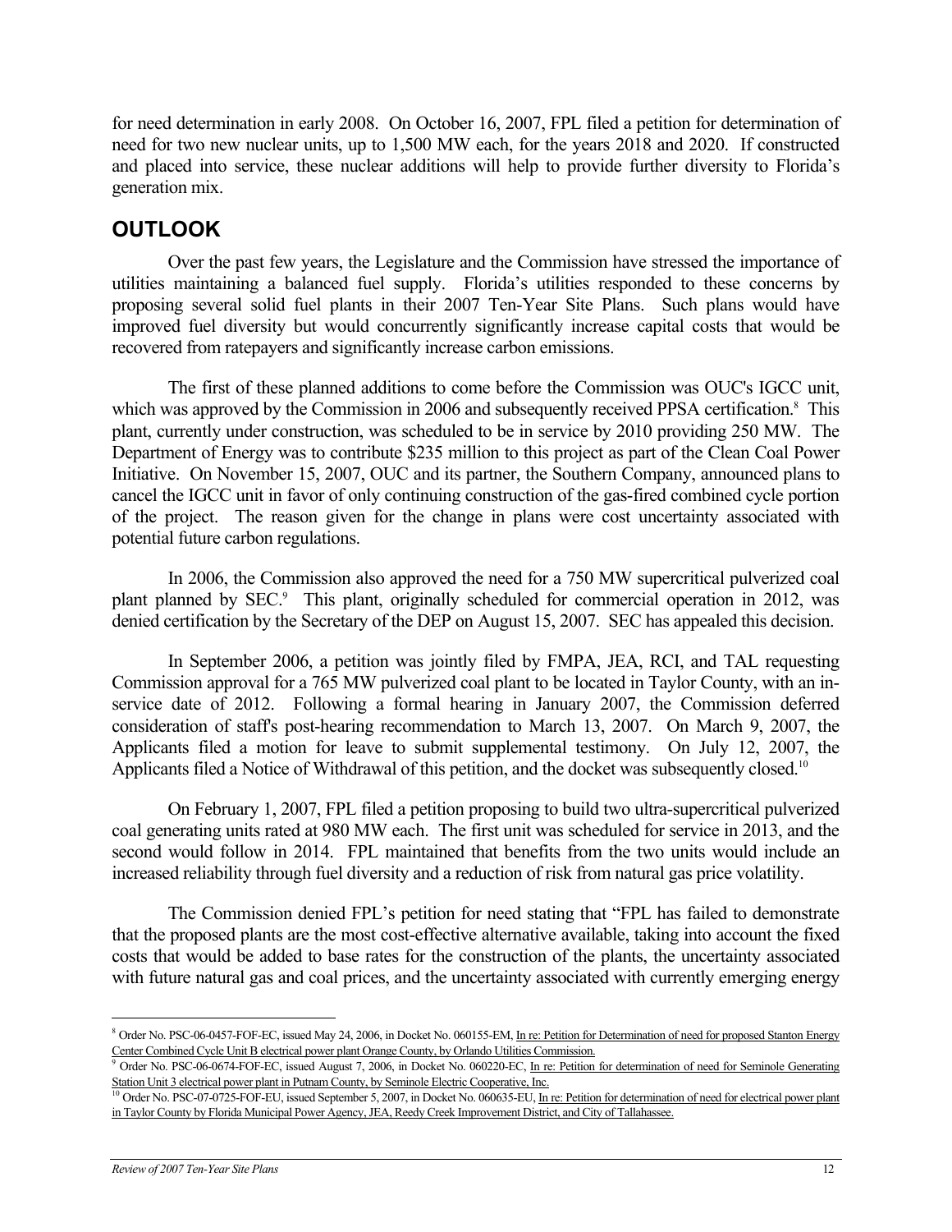for need determination in early 2008. On October 16, 2007, FPL filed a petition for determination of need for two new nuclear units, up to 1,500 MW each, for the years 2018 and 2020. If constructed and placed into service, these nuclear additions will help to provide further diversity to Florida's generation mix.

## OUTLOOK

Over the past few years, the Legislature and the Commission have stressed the importance of utilities maintaining a balanced fuel supply. Florida's utilities responded to these concerns by proposing several solid fuel plants in their 2007 Ten-Year Site Plans. Such plans would have improved fuel diversity but would concurrently significantly increase capital costs that would be recovered from ratepayers and significantly increase carbon emissions.

The first of these planned additions to come before the Commission was OUC's IGCC unit, which was approved by the Commission in 2006 and subsequently received PPSA certification.[8] This plant, currently under construction, was scheduled to be in service by 2010 providing 250 MW. The Department of Energy was to contribute $235 million to this project as part of the Clean Coal Power Initiative. On November 15, 2007, OUC and its partner, the Southern Company, announced plans to cancel the IGCC unit in favor of only continuing construction of the gas-fired combined cycle portion of the project. The reason given for the change in plans were cost uncertainty associated with potential future carbon regulations.

In 2006, the Commission also approved the need for a 750 MW supercritical pulverized coal plant planned by SEC.[9] This plant, originally scheduled for commercial operation in 2012, was denied certification by the Secretary of the DEP on August 15, 2007. SEC has appealed this decision.

In September 2006, a petition was jointly filed by FMPA, JEA, RCI, and TAL requesting Commission approval for a 765 MW pulverized coal plant to be located in Taylor County, with an in-service date of 2012. Following a formal hearing in January 2007, the Commission deferred consideration of staff's post-hearing recommendation to March 13, 2007. On March 9, 2007, the Applicants filed a motion for leave to submit supplemental testimony. On July 12, 2007, the Applicants filed a Notice of Withdrawal of this petition, and the docket was subsequently closed.[10]

On February 1, 2007, FPL filed a petition proposing to build two ultra-supercritical pulverized coal generating units rated at 980 MW each. The first unit was scheduled for service in 2013, and the second would follow in 2014. FPL maintained that benefits from the two units would include an increased reliability through fuel diversity and a reduction of risk from natural gas price volatility.

The Commission denied FPL's petition for need stating that "FPL has failed to demonstrate that the proposed plants are the most cost-effective alternative available, taking into account the fixed costs that would be added to base rates for the construction of the plants, the uncertainty associated with future natural gas and coal prices, and the uncertainty associated with currently emerging energy

---

[8] Order No. PSC-06-0457-FOF-EC, issued May 24, 2006, in Docket No. 060155-EM, In re: Petition for Determination of need for proposed Stanton Energy Center Combined Cycle Unit B electrical power plant Orange County, by Orlando Utilities Commission.

[9] Order No. PSC-06-0674-FOF-EC, issued August 7, 2006, in Docket No. 060220-EC, In re: Petition for determination of need for Seminole Generating Station Unit 3 electrical power plant in Putnam County, by Seminole Electric Cooperative, Inc.

[10] Order No. PSC-07-0725-FOF-EU, issued September 5, 2007, in Docket No. 060635-EU, In re: Petition for determination of need for electrical power plant in Taylor County by Florida Municipal Power Agency, JEA, Reedy Creek Improvement District, and City of Tallahassee.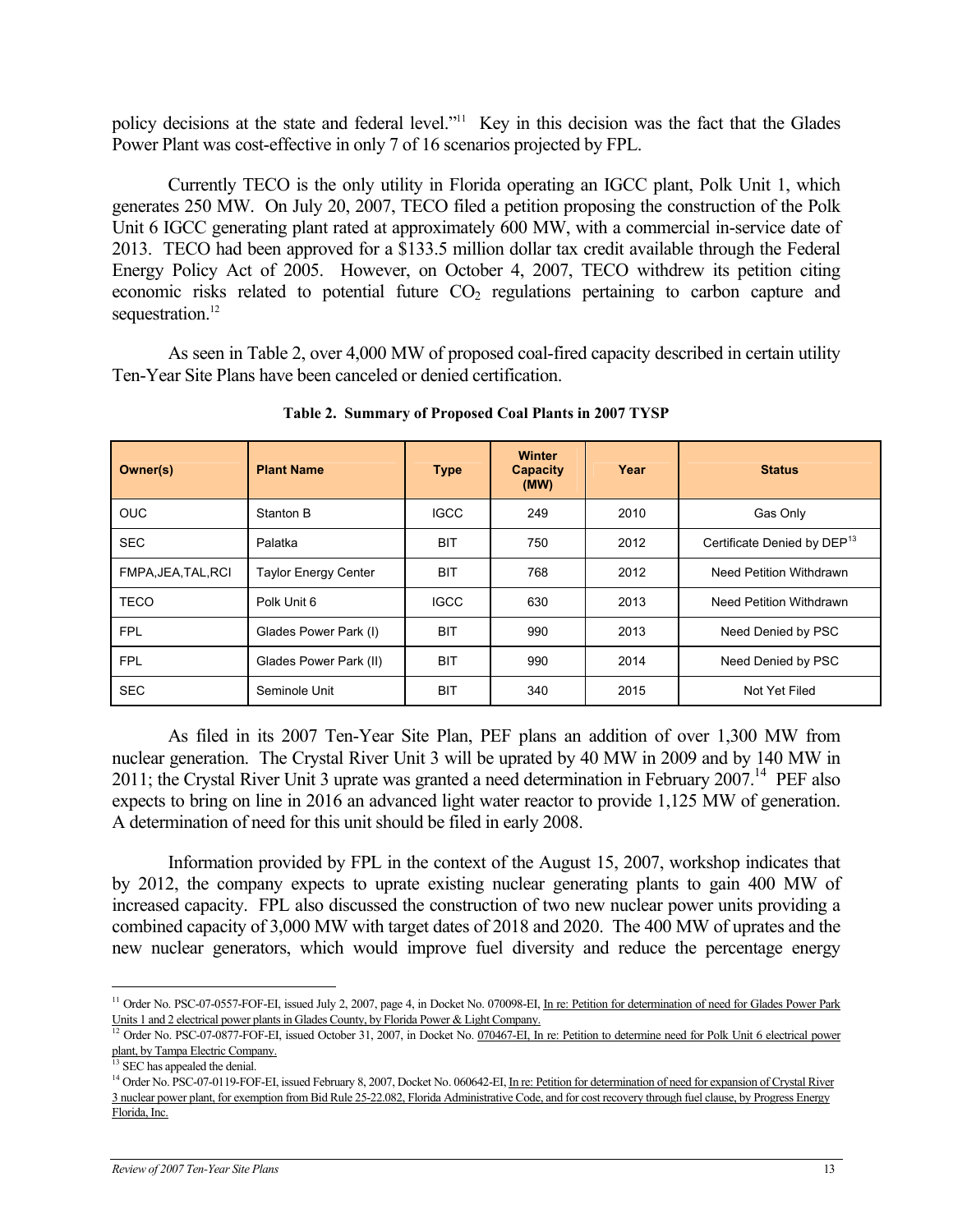policy decisions at the state and federal level."[11] Key in this decision was the fact that the Glades Power Plant was cost-effective in only 7 of 16 scenarios projected by FPL.

Currently TECO is the only utility in Florida operating an IGCC plant, Polk Unit 1, which generates 250 MW. On July 20, 2007, TECO filed a petition proposing the construction of the Polk Unit 6 IGCC generating plant rated at approximately 600 MW, with a commercial in-service date of 2013. TECO had been approved for a $133.5 million dollar tax credit available through the Federal Energy Policy Act of 2005. However, on October 4, 2007, TECO withdrew its petition citing economic risks related to potential future $CO_2$ regulations pertaining to carbon capture and sequestration.[12]

As seen in Table 2, over 4,000 MW of proposed coal-fired capacity described in certain utility Ten-Year Site Plans have been canceled or denied certification.

**Table 2. Summary of Proposed Coal Plants in 2007 TYSP**

| Owner(s) | Plant Name | Type | Winter Capacity (MW) | Year | Status |
|---|---|---|---|---|---|
| OUC | Stanton B | IGCC | 249 | 2010 | Gas Only |
| SEC | Palatka | BIT | 750 | 2012 | Certificate Denied by DEP[13] |
| FMPA,JEA,TAL,RCI | Taylor Energy Center | BIT | 768 | 2012 | Need Petition Withdrawn |
| TECO | Polk Unit 6 | IGCC | 630 | 2013 | Need Petition Withdrawn |
| FPL | Glades Power Park (I) | BIT | 990 | 2013 | Need Denied by PSC |
| FPL | Glades Power Park (II) | BIT | 990 | 2014 | Need Denied by PSC |
| SEC | Seminole Unit | BIT | 340 | 2015 | Not Yet Filed |

As filed in its 2007 Ten-Year Site Plan, PEF plans an addition of over 1,300 MW from nuclear generation. The Crystal River Unit 3 will be uprated by 40 MW in 2009 and by 140 MW in 2011; the Crystal River Unit 3 uprate was granted a need determination in February 2007.[14] PEF also expects to bring on line in 2016 an advanced light water reactor to provide 1,125 MW of generation. A determination of need for this unit should be filed in early 2008.

Information provided by FPL in the context of the August 15, 2007, workshop indicates that by 2012, the company expects to uprate existing nuclear generating plants to gain 400 MW of increased capacity. FPL also discussed the construction of two new nuclear power units providing a combined capacity of 3,000 MW with target dates of 2018 and 2020. The 400 MW of uprates and the new nuclear generators, which would improve fuel diversity and reduce the percentage energy

---

[11] Order No. PSC-07-0557-FOF-EI, issued July 2, 2007, page 4, in Docket No. 070098-EI, In re: Petition for determination of need for Glades Power Park Units 1 and 2 electrical power plants in Glades County, by Florida Power & Light Company.

[12] Order No. PSC-07-0877-FOF-EI, issued October 31, 2007, in Docket No. 070467-EI, In re: Petition to determine need for Polk Unit 6 electrical power plant, by Tampa Electric Company.

[13] SEC has appealed the denial.

[14] Order No. PSC-07-0119-FOF-EI, issued February 8, 2007, Docket No. 060642-EI, In re: Petition for determination of need for expansion of Crystal River 3 nuclear power plant, for exemption from Bid Rule 25-22.082, Florida Administrative Code, and for cost recovery through fuel clause, by Progress Energy Florida, Inc.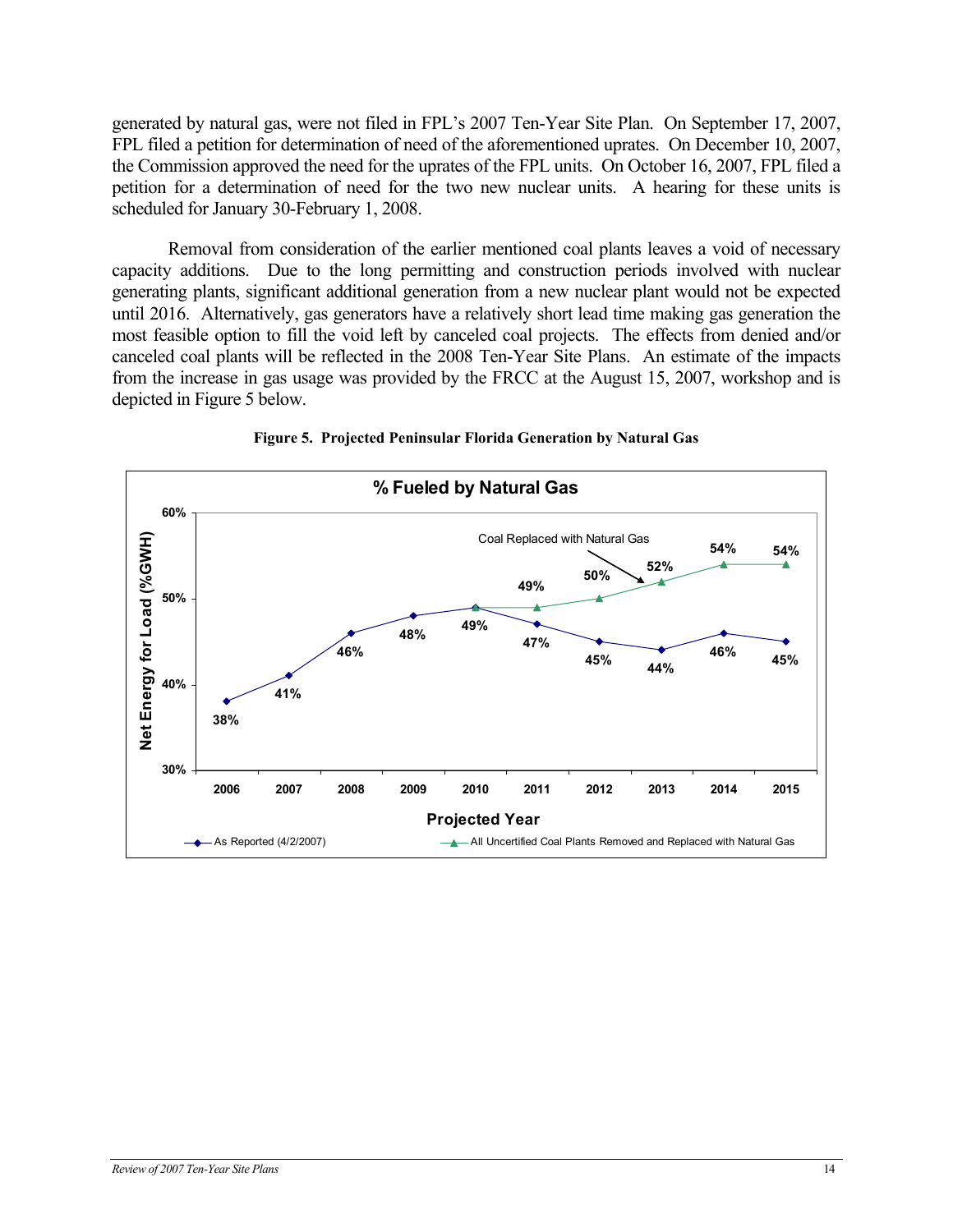generated by natural gas, were not filed in FPL's 2007 Ten-Year Site Plan. On September 17, 2007, FPL filed a petition for determination of need of the aforementioned uprates. On December 10, 2007, the Commission approved the need for the uprates of the FPL units. On October 16, 2007, FPL filed a petition for a determination of need for the two new nuclear units. A hearing for these units is scheduled for January 30-February 1, 2008.

Removal from consideration of the earlier mentioned coal plants leaves a void of necessary capacity additions. Due to the long permitting and construction periods involved with nuclear generating plants, significant additional generation from a new nuclear plant would not be expected until 2016. Alternatively, gas generators have a relatively short lead time making gas generation the most feasible option to fill the void left by canceled coal projects. The effects from denied and/or canceled coal plants will be reflected in the 2008 Ten-Year Site Plans. An estimate of the impacts from the increase in gas usage was provided by the FRCC at the August 15, 2007, workshop and is depicted in Figure 5 below.

**Figure 5. Projected Peninsular Florida Generation by Natural Gas**

**% Fueled by Natural Gas**

Net Energy for Load (%GWH)

| Projected Year | 2006 | 2007 | 2008 | 2009 | 2010 | 2011 | 2012 | 2013 | 2014 | 2015 |
|---|---|---|---|---|---|---|---|---|---|---|
| As Reported (4/2/2007) | 38% | 41% | 46% | 48% | 49% | 47% | 45% | 44% | 46% | 45% |
| All Uncertified Coal Plants Removed and Replaced with Natural Gas | | | | | 49% | 49% | 50% | 52% | 54% | 54% |

Coal Replaced with Natural Gas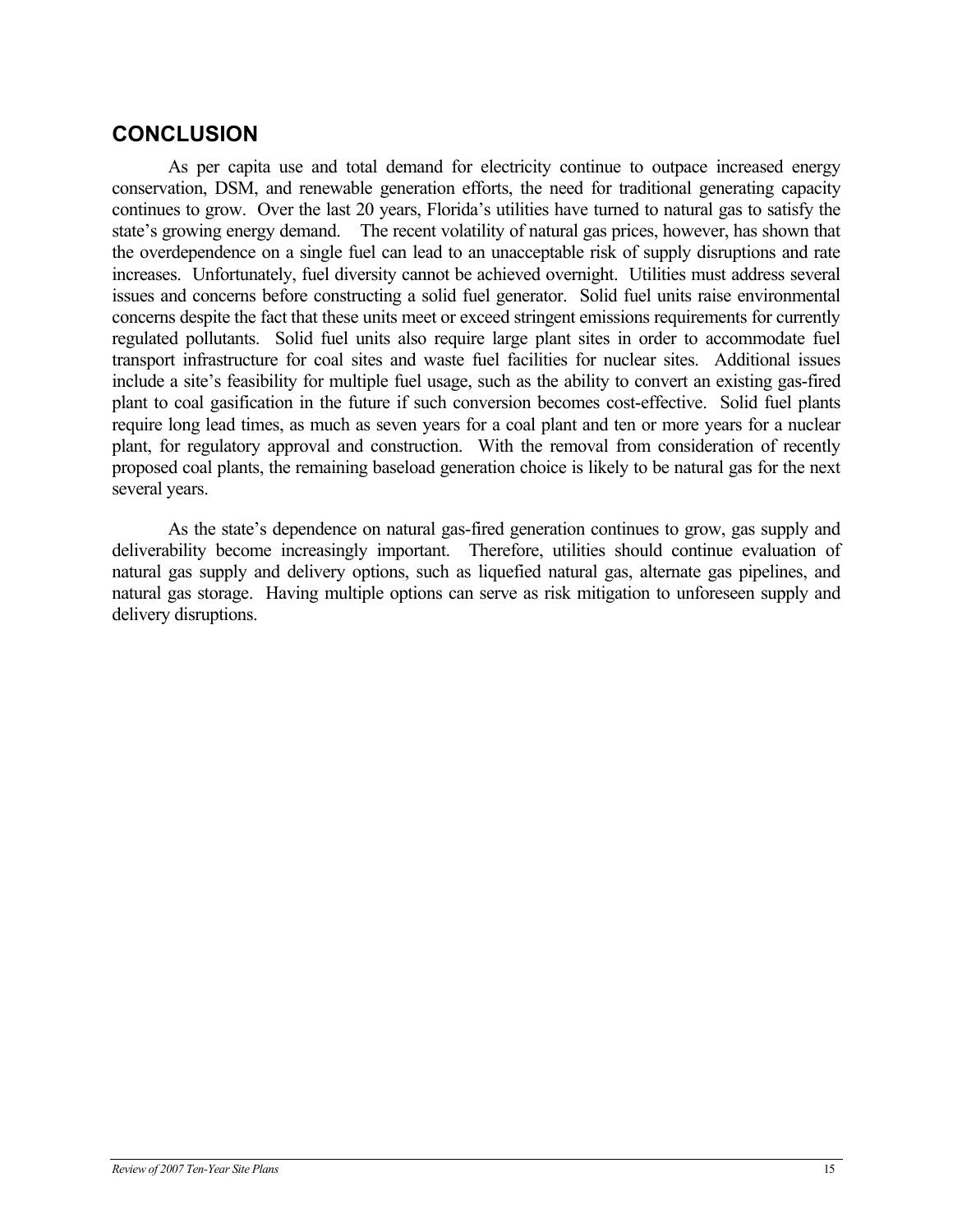## CONCLUSION

As per capita use and total demand for electricity continue to outpace increased energy conservation, DSM, and renewable generation efforts, the need for traditional generating capacity continues to grow. Over the last 20 years, Florida's utilities have turned to natural gas to satisfy the state's growing energy demand. The recent volatility of natural gas prices, however, has shown that the overdependence on a single fuel can lead to an unacceptable risk of supply disruptions and rate increases. Unfortunately, fuel diversity cannot be achieved overnight. Utilities must address several issues and concerns before constructing a solid fuel generator. Solid fuel units raise environmental concerns despite the fact that these units meet or exceed stringent emissions requirements for currently regulated pollutants. Solid fuel units also require large plant sites in order to accommodate fuel transport infrastructure for coal sites and waste fuel facilities for nuclear sites. Additional issues include a site's feasibility for multiple fuel usage, such as the ability to convert an existing gas-fired plant to coal gasification in the future if such conversion becomes cost-effective. Solid fuel plants require long lead times, as much as seven years for a coal plant and ten or more years for a nuclear plant, for regulatory approval and construction. With the removal from consideration of recently proposed coal plants, the remaining baseload generation choice is likely to be natural gas for the next several years.

As the state's dependence on natural gas-fired generation continues to grow, gas supply and deliverability become increasingly important. Therefore, utilities should continue evaluation of natural gas supply and delivery options, such as liquefied natural gas, alternate gas pipelines, and natural gas storage. Having multiple options can serve as risk mitigation to unforeseen supply and delivery disruptions.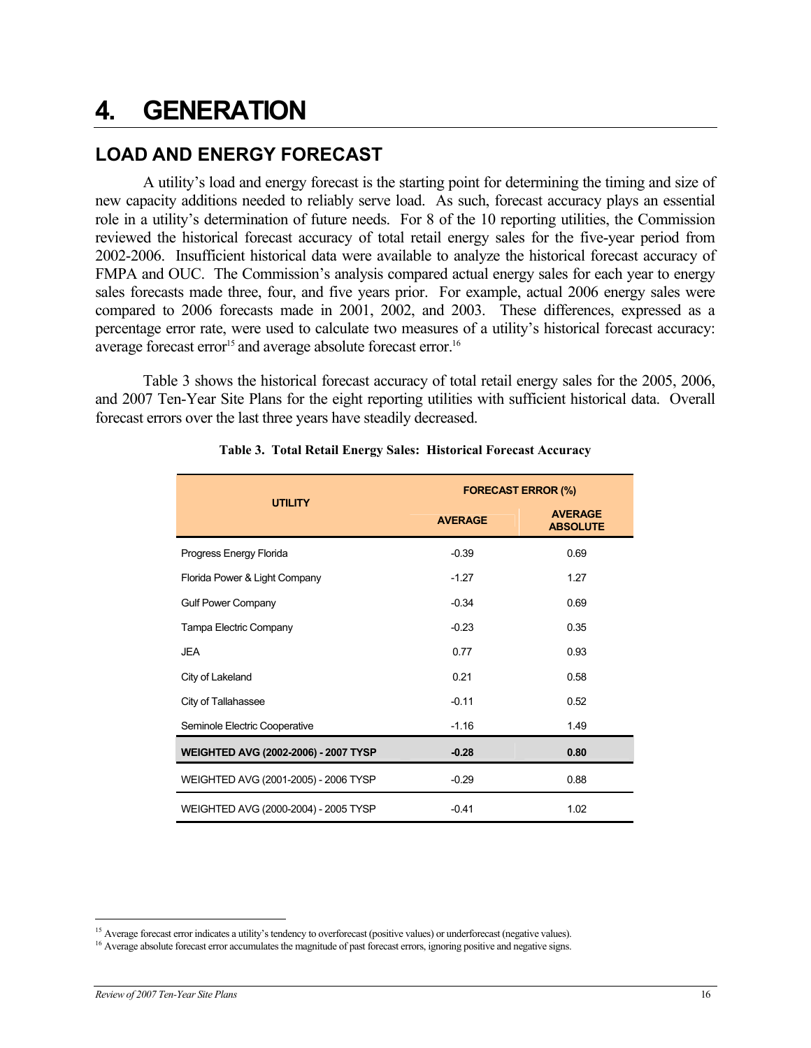# 4. GENERATION

## LOAD AND ENERGY FORECAST

A utility's load and energy forecast is the starting point for determining the timing and size of new capacity additions needed to reliably serve load. As such, forecast accuracy plays an essential role in a utility's determination of future needs. For 8 of the 10 reporting utilities, the Commission reviewed the historical forecast accuracy of total retail energy sales for the five-year period from 2002-2006. Insufficient historical data were available to analyze the historical forecast accuracy of FMPA and OUC. The Commission's analysis compared actual energy sales for each year to energy sales forecasts made three, four, and five years prior. For example, actual 2006 energy sales were compared to 2006 forecasts made in 2001, 2002, and 2003. These differences, expressed as a percentage error rate, were used to calculate two measures of a utility's historical forecast accuracy: average forecast error[15] and average absolute forecast error.[16]

Table 3 shows the historical forecast accuracy of total retail energy sales for the 2005, 2006, and 2007 Ten-Year Site Plans for the eight reporting utilities with sufficient historical data. Overall forecast errors over the last three years have steadily decreased.

**Table 3. Total Retail Energy Sales: Historical Forecast Accuracy**

| UTILITY | FORECAST ERROR (%) | |
|---|---|---|
| | AVERAGE | AVERAGE ABSOLUTE |
| Progress Energy Florida | -0.39 | 0.69 |
| Florida Power & Light Company | -1.27 | 1.27 |
| Gulf Power Company | -0.34 | 0.69 |
| Tampa Electric Company | -0.23 | 0.35 |
| JEA | 0.77 | 0.93 |
| City of Lakeland | 0.21 | 0.58 |
| City of Tallahassee | -0.11 | 0.52 |
| Seminole Electric Cooperative | -1.16 | 1.49 |
| **WEIGHTED AVG (2002-2006) - 2007 TYSP** | **-0.28** | **0.80** |
| WEIGHTED AVG (2001-2005) - 2006 TYSP | -0.29 | 0.88 |
| WEIGHTED AVG (2000-2004) - 2005 TYSP | -0.41 | 1.02 |

[15] Average forecast error indicates a utility's tendency to overforecast (positive values) or underforecast (negative values).

[16] Average absolute forecast error accumulates the magnitude of past forecast errors, ignoring positive and negative signs.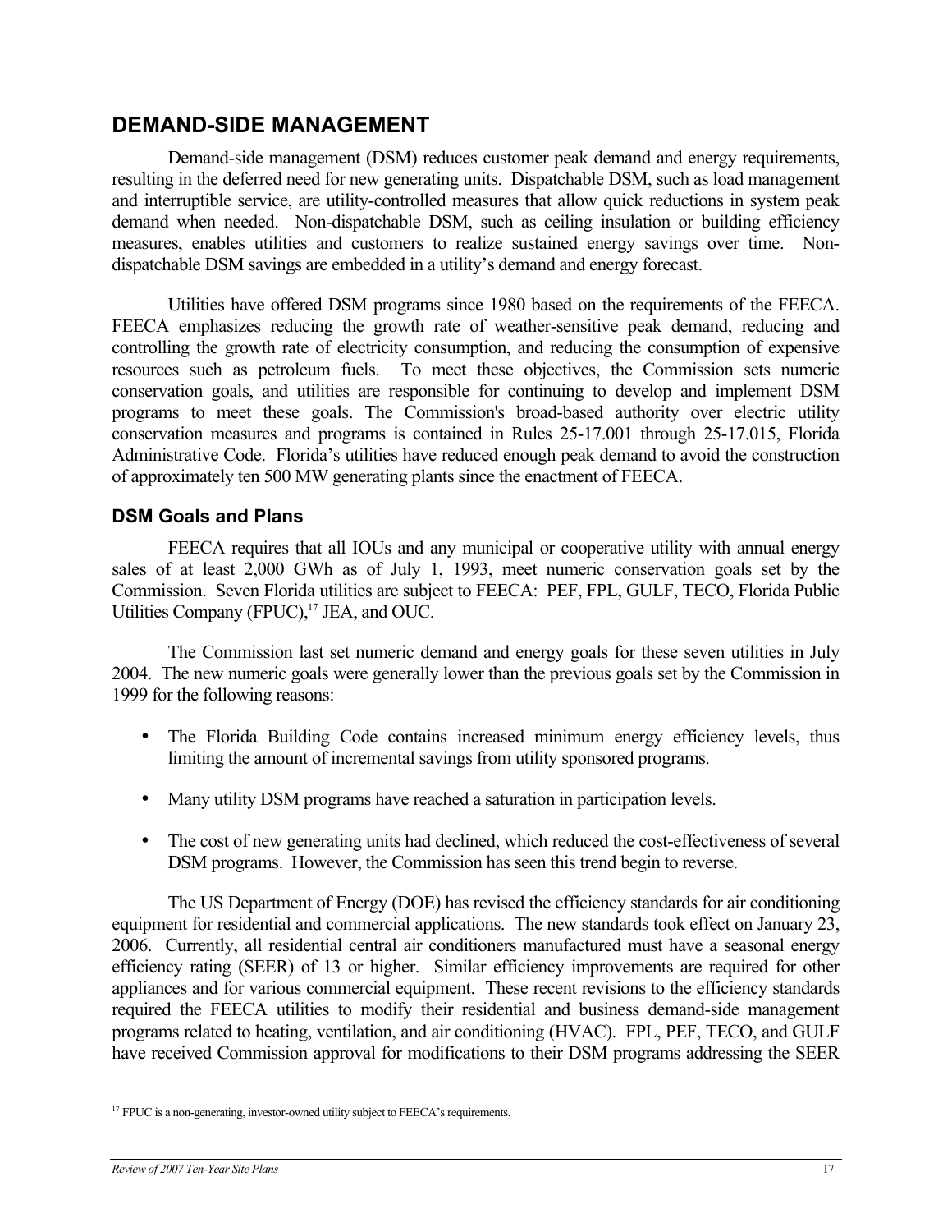## DEMAND-SIDE MANAGEMENT

Demand-side management (DSM) reduces customer peak demand and energy requirements, resulting in the deferred need for new generating units. Dispatchable DSM, such as load management and interruptible service, are utility-controlled measures that allow quick reductions in system peak demand when needed. Non-dispatchable DSM, such as ceiling insulation or building efficiency measures, enables utilities and customers to realize sustained energy savings over time. Non-dispatchable DSM savings are embedded in a utility's demand and energy forecast.

Utilities have offered DSM programs since 1980 based on the requirements of the FEECA. FEECA emphasizes reducing the growth rate of weather-sensitive peak demand, reducing and controlling the growth rate of electricity consumption, and reducing the consumption of expensive resources such as petroleum fuels. To meet these objectives, the Commission sets numeric conservation goals, and utilities are responsible for continuing to develop and implement DSM programs to meet these goals. The Commission's broad-based authority over electric utility conservation measures and programs is contained in Rules 25-17.001 through 25-17.015, Florida Administrative Code. Florida's utilities have reduced enough peak demand to avoid the construction of approximately ten 500 MW generating plants since the enactment of FEECA.

### DSM Goals and Plans

FEECA requires that all IOUs and any municipal or cooperative utility with annual energy sales of at least 2,000 GWh as of July 1, 1993, meet numeric conservation goals set by the Commission. Seven Florida utilities are subject to FEECA: PEF, FPL, GULF, TECO, Florida Public Utilities Company (FPUC),[17] JEA, and OUC.

The Commission last set numeric demand and energy goals for these seven utilities in July 2004. The new numeric goals were generally lower than the previous goals set by the Commission in 1999 for the following reasons:

- The Florida Building Code contains increased minimum energy efficiency levels, thus limiting the amount of incremental savings from utility sponsored programs.
- Many utility DSM programs have reached a saturation in participation levels.
- The cost of new generating units had declined, which reduced the cost-effectiveness of several DSM programs. However, the Commission has seen this trend begin to reverse.

The US Department of Energy (DOE) has revised the efficiency standards for air conditioning equipment for residential and commercial applications. The new standards took effect on January 23, 2006. Currently, all residential central air conditioners manufactured must have a seasonal energy efficiency rating (SEER) of 13 or higher. Similar efficiency improvements are required for other appliances and for various commercial equipment. These recent revisions to the efficiency standards required the FEECA utilities to modify their residential and business demand-side management programs related to heating, ventilation, and air conditioning (HVAC). FPL, PEF, TECO, and GULF have received Commission approval for modifications to their DSM programs addressing the SEER

[17] FPUC is a non-generating, investor-owned utility subject to FEECA's requirements.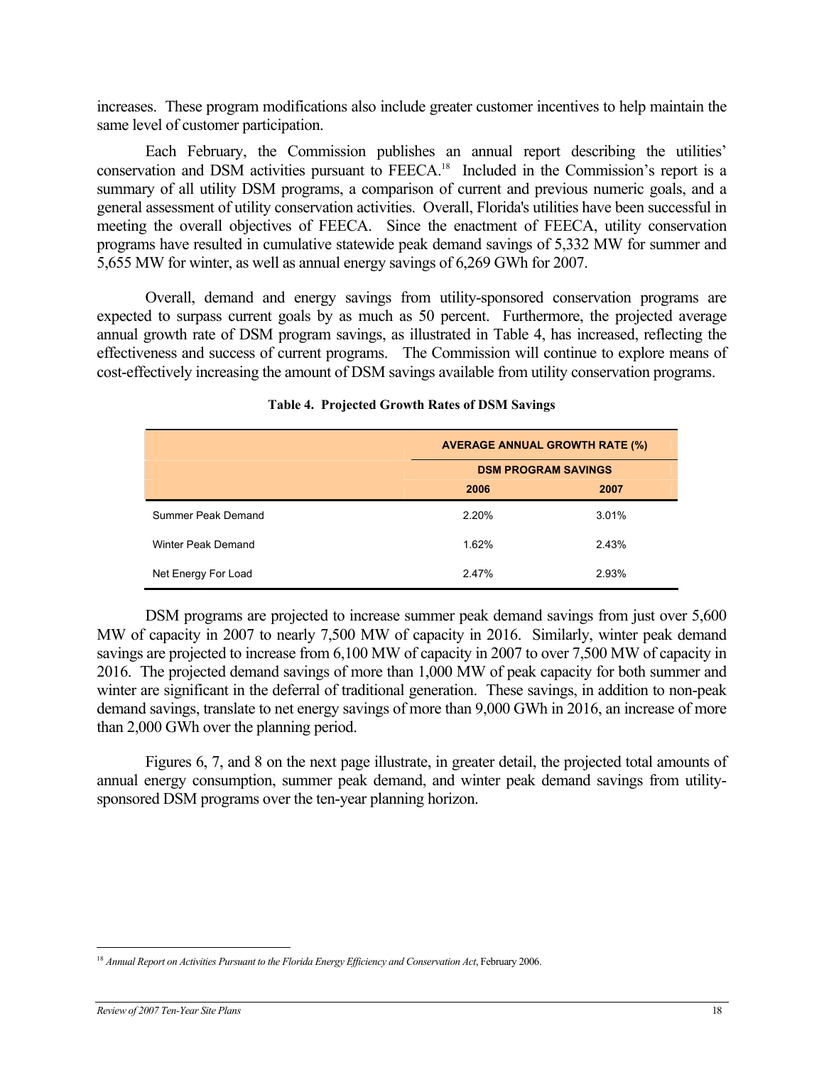increases. These program modifications also include greater customer incentives to help maintain the same level of customer participation.

Each February, the Commission publishes an annual report describing the utilities' conservation and DSM activities pursuant to FEECA.[18] Included in the Commission's report is a summary of all utility DSM programs, a comparison of current and previous numeric goals, and a general assessment of utility conservation activities. Overall, Florida's utilities have been successful in meeting the overall objectives of FEECA. Since the enactment of FEECA, utility conservation programs have resulted in cumulative statewide peak demand savings of 5,332 MW for summer and 5,655 MW for winter, as well as annual energy savings of 6,269 GWh for 2007.

Overall, demand and energy savings from utility-sponsored conservation programs are expected to surpass current goals by as much as 50 percent. Furthermore, the projected average annual growth rate of DSM program savings, as illustrated in Table 4, has increased, reflecting the effectiveness and success of current programs. The Commission will continue to explore means of cost-effectively increasing the amount of DSM savings available from utility conservation programs.

**Table 4. Projected Growth Rates of DSM Savings**

| | AVERAGE ANNUAL GROWTH RATE (%) | |
|---|---|---|
| | DSM PROGRAM SAVINGS | |
| | 2006 | 2007 |
| Summer Peak Demand | 2.20% | 3.01% |
| Winter Peak Demand | 1.62% | 2.43% |
| Net Energy For Load | 2.47% | 2.93% |

DSM programs are projected to increase summer peak demand savings from just over 5,600 MW of capacity in 2007 to nearly 7,500 MW of capacity in 2016. Similarly, winter peak demand savings are projected to increase from 6,100 MW of capacity in 2007 to over 7,500 MW of capacity in 2016. The projected demand savings of more than 1,000 MW of peak capacity for both summer and winter are significant in the deferral of traditional generation. These savings, in addition to non-peak demand savings, translate to net energy savings of more than 9,000 GWh in 2016, an increase of more than 2,000 GWh over the planning period.

Figures 6, 7, and 8 on the next page illustrate, in greater detail, the projected total amounts of annual energy consumption, summer peak demand, and winter peak demand savings from utility-sponsored DSM programs over the ten-year planning horizon.

---

[18] *Annual Report on Activities Pursuant to the Florida Energy Efficiency and Conservation Act*, February 2006.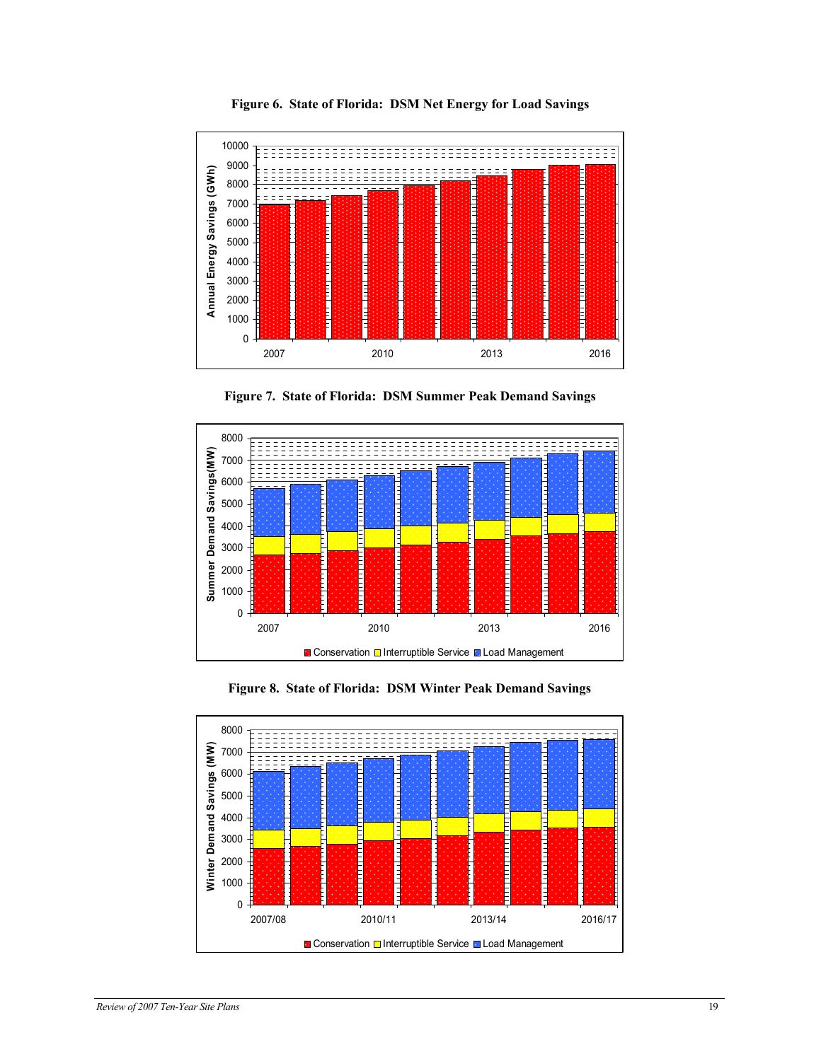**Figure 6. State of Florida: DSM Net Energy for Load Savings**

**Figure 7. State of Florida: DSM Summer Peak Demand Savings**

**Figure 8. State of Florida: DSM Winter Peak Demand Savings**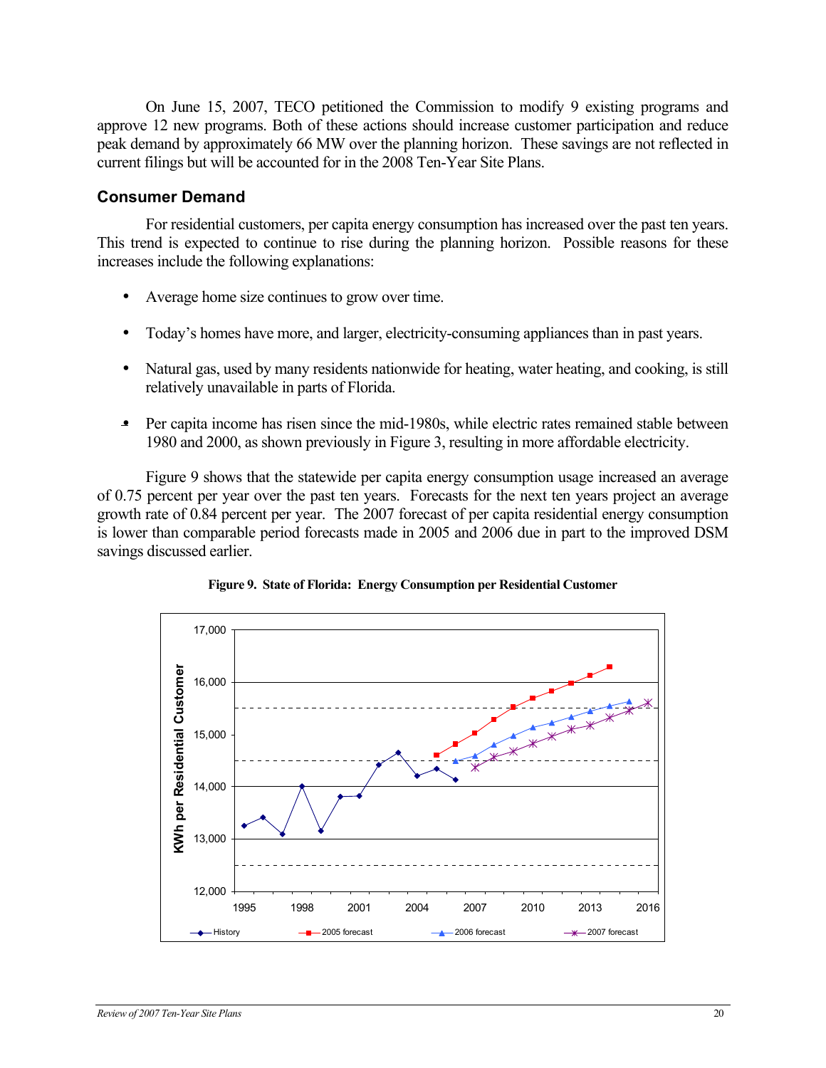On June 15, 2007, TECO petitioned the Commission to modify 9 existing programs and approve 12 new programs. Both of these actions should increase customer participation and reduce peak demand by approximately 66 MW over the planning horizon. These savings are not reflected in current filings but will be accounted for in the 2008 Ten-Year Site Plans.

## Consumer Demand

For residential customers, per capita energy consumption has increased over the past ten years. This trend is expected to continue to rise during the planning horizon. Possible reasons for these increases include the following explanations:

- Average home size continues to grow over time.
- Today's homes have more, and larger, electricity-consuming appliances than in past years.
- Natural gas, used by many residents nationwide for heating, water heating, and cooking, is still relatively unavailable in parts of Florida.
- Per capita income has risen since the mid-1980s, while electric rates remained stable between 1980 and 2000, as shown previously in Figure 3, resulting in more affordable electricity.

Figure 9 shows that the statewide per capita energy consumption usage increased an average of 0.75 percent per year over the past ten years. Forecasts for the next ten years project an average growth rate of 0.84 percent per year. The 2007 forecast of per capita residential energy consumption is lower than comparable period forecasts made in 2005 and 2006 due in part to the improved DSM savings discussed earlier.

**Figure 9. State of Florida: Energy Consumption per Residential Customer**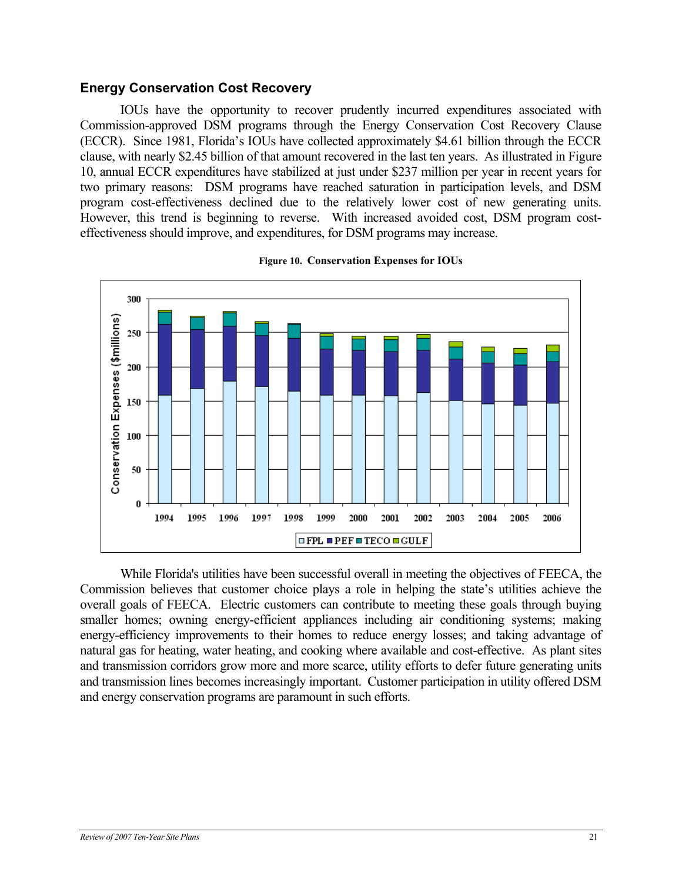## Energy Conservation Cost Recovery

IOUs have the opportunity to recover prudently incurred expenditures associated with Commission-approved DSM programs through the Energy Conservation Cost Recovery Clause (ECCR). Since 1981, Florida's IOUs have collected approximately $4.61 billion through the ECCR clause, with nearly $2.45 billion of that amount recovered in the last ten years. As illustrated in Figure 10, annual ECCR expenditures have stabilized at just under $237 million per year in recent years for two primary reasons: DSM programs have reached saturation in participation levels, and DSM program cost-effectiveness declined due to the relatively lower cost of new generating units. However, this trend is beginning to reverse. With increased avoided cost, DSM program cost-effectiveness should improve, and expenditures, for DSM programs may increase.

**Figure 10. Conservation Expenses for IOUs**

While Florida's utilities have been successful overall in meeting the objectives of FEECA, the Commission believes that customer choice plays a role in helping the state's utilities achieve the overall goals of FEECA. Electric customers can contribute to meeting these goals through buying smaller homes; owning energy-efficient appliances including air conditioning systems; making energy-efficiency improvements to their homes to reduce energy losses; and taking advantage of natural gas for heating, water heating, and cooking where available and cost-effective. As plant sites and transmission corridors grow more and more scarce, utility efforts to defer future generating units and transmission lines becomes increasingly important. Customer participation in utility offered DSM and energy conservation programs are paramount in such efforts.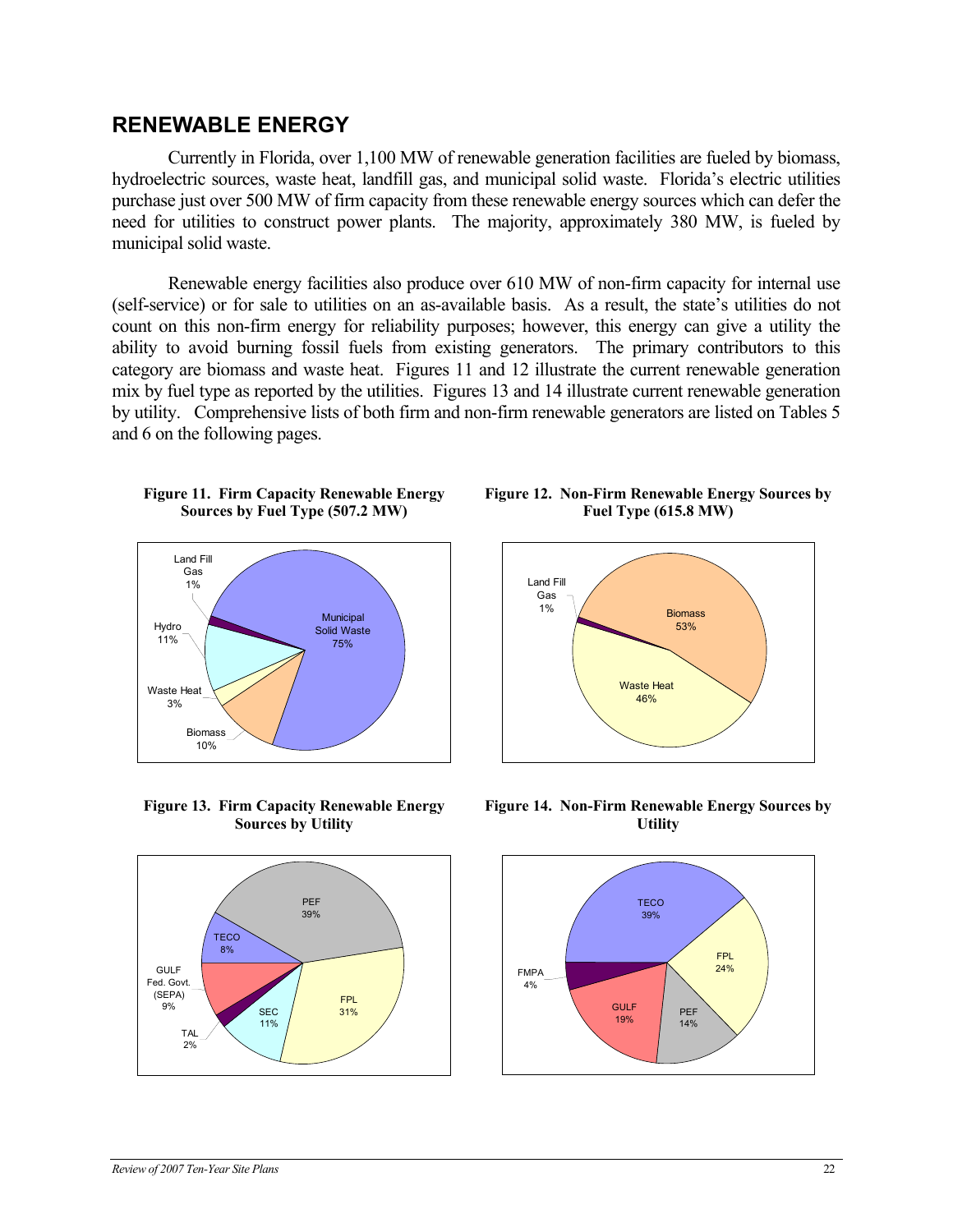## RENEWABLE ENERGY

Currently in Florida, over 1,100 MW of renewable generation facilities are fueled by biomass, hydroelectric sources, waste heat, landfill gas, and municipal solid waste. Florida's electric utilities purchase just over 500 MW of firm capacity from these renewable energy sources which can defer the need for utilities to construct power plants. The majority, approximately 380 MW, is fueled by municipal solid waste.

Renewable energy facilities also produce over 610 MW of non-firm capacity for internal use (self-service) or for sale to utilities on an as-available basis. As a result, the state's utilities do not count on this non-firm energy for reliability purposes; however, this energy can give a utility the ability to avoid burning fossil fuels from existing generators. The primary contributors to this category are biomass and waste heat. Figures 11 and 12 illustrate the current renewable generation mix by fuel type as reported by the utilities. Figures 13 and 14 illustrate current renewable generation by utility. Comprehensive lists of both firm and non-firm renewable generators are listed on Tables 5 and 6 on the following pages.

**Figure 11. Firm Capacity Renewable Energy Sources by Fuel Type (507.2 MW)**

| Fuel Type | Share |
|---|---|
| Municipal Solid Waste | 75% |
| Hydro | 11% |
| Biomass | 10% |
| Waste Heat | 3% |
| Land Fill Gas | 1% |

**Figure 12. Non-Firm Renewable Energy Sources by Fuel Type (615.8 MW)**

| Fuel Type | Share |
|---|---|
| Biomass | 53% |
| Waste Heat | 46% |
| Land Fill Gas | 1% |

**Figure 13. Firm Capacity Renewable Energy Sources by Utility**

| Utility | Share |
|---|---|
| PEF | 39% |
| FPL | 31% |
| SEC | 11% |
| GULF Fed. Govt. (SEPA) | 9% |
| TECO | 8% |
| TAL | 2% |

**Figure 14. Non-Firm Renewable Energy Sources by Utility**

| Utility | Share |
|---|---|
| TECO | 39% |
| FPL | 24% |
| GULF | 19% |
| PEF | 14% |
| FMPA | 4% |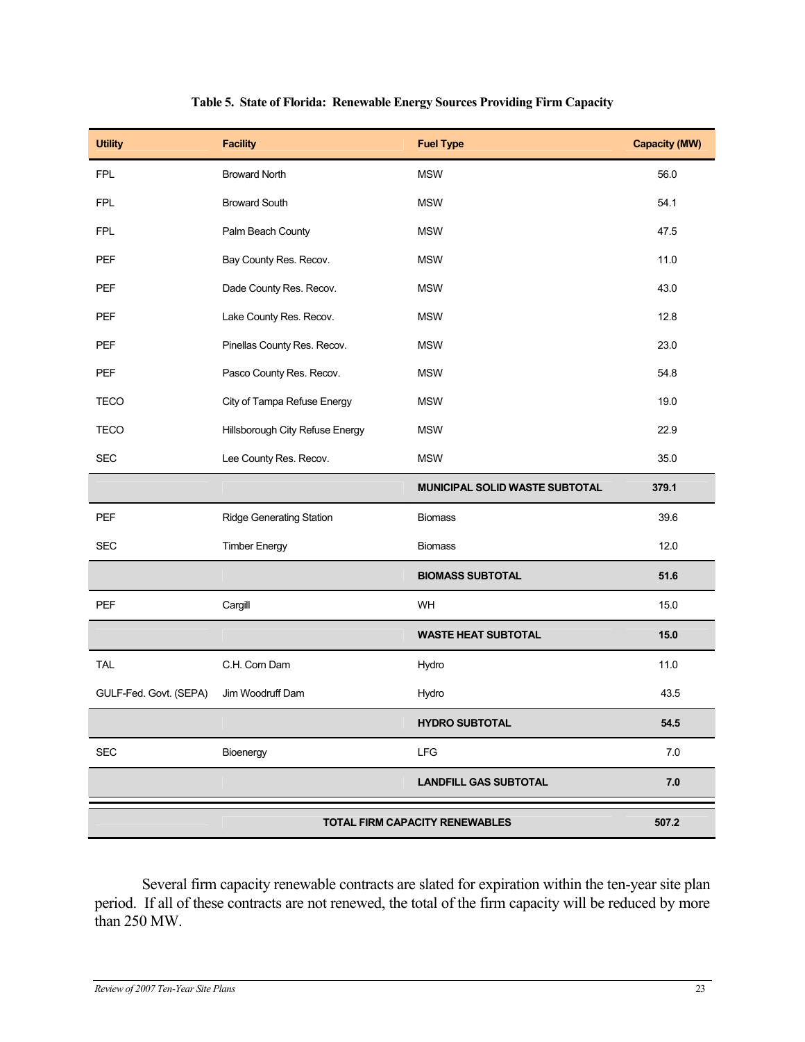**Table 5. State of Florida: Renewable Energy Sources Providing Firm Capacity**

| Utility | Facility | Fuel Type | Capacity (MW) |
|---|---|---|---|
| FPL | Broward North | MSW | 56.0 |
| FPL | Broward South | MSW | 54.1 |
| FPL | Palm Beach County | MSW | 47.5 |
| PEF | Bay County Res. Recov. | MSW | 11.0 |
| PEF | Dade County Res. Recov. | MSW | 43.0 |
| PEF | Lake County Res. Recov. | MSW | 12.8 |
| PEF | Pinellas County Res. Recov. | MSW | 23.0 |
| PEF | Pasco County Res. Recov. | MSW | 54.8 |
| TECO | City of Tampa Refuse Energy | MSW | 19.0 |
| TECO | Hillsborough City Refuse Energy | MSW | 22.9 |
| SEC | Lee County Res. Recov. | MSW | 35.0 |
| | | **MUNICIPAL SOLID WASTE SUBTOTAL** | **379.1** |
| PEF | Ridge Generating Station | Biomass | 39.6 |
| SEC | Timber Energy | Biomass | 12.0 |
| | | **BIOMASS SUBTOTAL** | **51.6** |
| PEF | Cargill | WH | 15.0 |
| | | **WASTE HEAT SUBTOTAL** | **15.0** |
| TAL | C.H. Corn Dam | Hydro | 11.0 |
| GULF-Fed. Govt. (SEPA) | Jim Woodruff Dam | Hydro | 43.5 |
| | | **HYDRO SUBTOTAL** | **54.5** |
| SEC | Bioenergy | LFG | 7.0 |
| | | **LANDFILL GAS SUBTOTAL** | **7.0** |
| | **TOTAL FIRM CAPACITY RENEWABLES** | | **507.2** |

Several firm capacity renewable contracts are slated for expiration within the ten-year site plan period. If all of these contracts are not renewed, the total of the firm capacity will be reduced by more than 250 MW.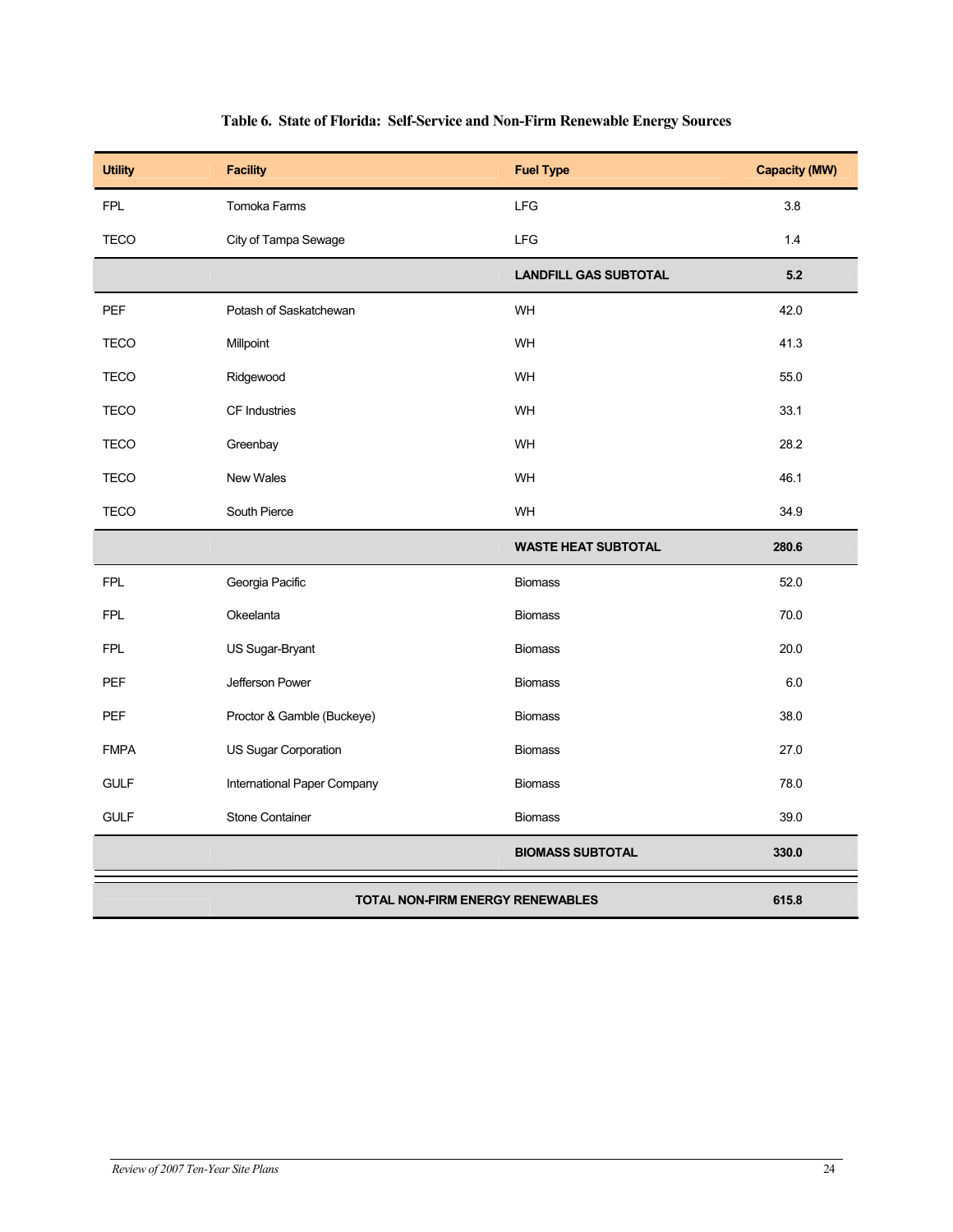**Table 6. State of Florida: Self-Service and Non-Firm Renewable Energy Sources**

| Utility | Facility | Fuel Type | Capacity (MW) |
|---|---|---|---|
| FPL | Tomoka Farms | LFG | 3.8 |
| TECO | City of Tampa Sewage | LFG | 1.4 |
| | | **LANDFILL GAS SUBTOTAL** | **5.2** |
| PEF | Potash of Saskatchewan | WH | 42.0 |
| TECO | Millpoint | WH | 41.3 |
| TECO | Ridgewood | WH | 55.0 |
| TECO | CF Industries | WH | 33.1 |
| TECO | Greenbay | WH | 28.2 |
| TECO | New Wales | WH | 46.1 |
| TECO | South Pierce | WH | 34.9 |
| | | **WASTE HEAT SUBTOTAL** | **280.6** |
| FPL | Georgia Pacific | Biomass | 52.0 |
| FPL | Okeelanta | Biomass | 70.0 |
| FPL | US Sugar-Bryant | Biomass | 20.0 |
| PEF | Jefferson Power | Biomass | 6.0 |
| PEF | Proctor & Gamble (Buckeye) | Biomass | 38.0 |
| FMPA | US Sugar Corporation | Biomass | 27.0 |
| GULF | International Paper Company | Biomass | 78.0 |
| GULF | Stone Container | Biomass | 39.0 |
| | | **BIOMASS SUBTOTAL** | **330.0** |
| | **TOTAL NON-FIRM ENERGY RENEWABLES** | | **615.8** |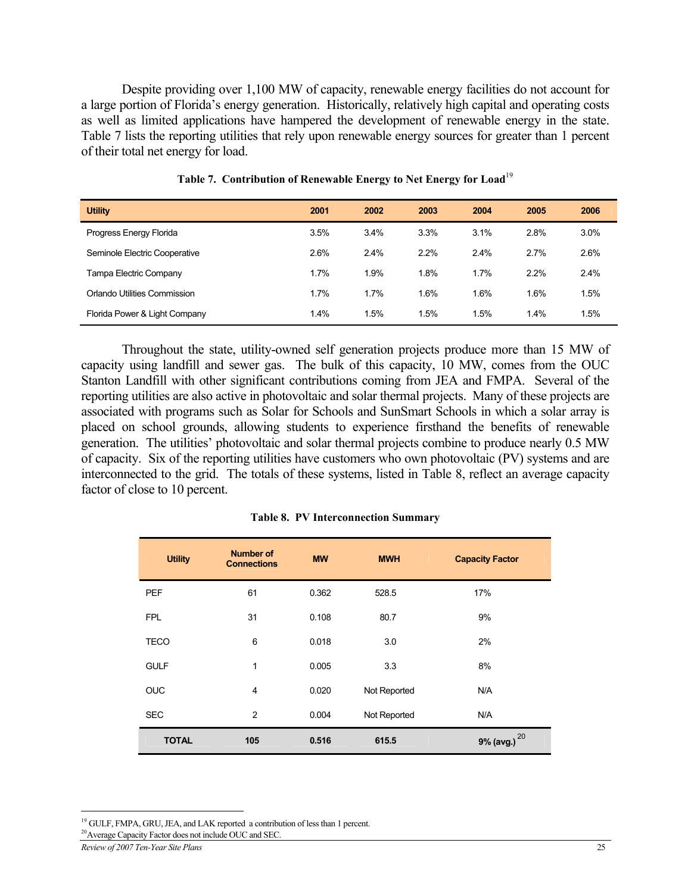Despite providing over 1,100 MW of capacity, renewable energy facilities do not account for a large portion of Florida's energy generation. Historically, relatively high capital and operating costs as well as limited applications have hampered the development of renewable energy in the state. Table 7 lists the reporting utilities that rely upon renewable energy sources for greater than 1 percent of their total net energy for load.

**Table 7. Contribution of Renewable Energy to Net Energy for Load**[19]

| Utility | 2001 | 2002 | 2003 | 2004 | 2005 | 2006 |
|---|---|---|---|---|---|---|
| Progress Energy Florida | 3.5% | 3.4% | 3.3% | 3.1% | 2.8% | 3.0% |
| Seminole Electric Cooperative | 2.6% | 2.4% | 2.2% | 2.4% | 2.7% | 2.6% |
| Tampa Electric Company | 1.7% | 1.9% | 1.8% | 1.7% | 2.2% | 2.4% |
| Orlando Utilities Commission | 1.7% | 1.7% | 1.6% | 1.6% | 1.6% | 1.5% |
| Florida Power & Light Company | 1.4% | 1.5% | 1.5% | 1.5% | 1.4% | 1.5% |

Throughout the state, utility-owned self generation projects produce more than 15 MW of capacity using landfill and sewer gas. The bulk of this capacity, 10 MW, comes from the OUC Stanton Landfill with other significant contributions coming from JEA and FMPA. Several of the reporting utilities are also active in photovoltaic and solar thermal projects. Many of these projects are associated with programs such as Solar for Schools and SunSmart Schools in which a solar array is placed on school grounds, allowing students to experience firsthand the benefits of renewable generation. The utilities' photovoltaic and solar thermal projects combine to produce nearly 0.5 MW of capacity. Six of the reporting utilities have customers who own photovoltaic (PV) systems and are interconnected to the grid. The totals of these systems, listed in Table 8, reflect an average capacity factor of close to 10 percent.

**Table 8. PV Interconnection Summary**

| Utility | Number of Connections | MW | MWH | Capacity Factor |
|---|---|---|---|---|
| PEF | 61 | 0.362 | 528.5 | 17% |
| FPL | 31 | 0.108 | 80.7 | 9% |
| TECO | 6 | 0.018 | 3.0 | 2% |
| GULF | 1 | 0.005 | 3.3 | 8% |
| OUC | 4 | 0.020 | Not Reported | N/A |
| SEC | 2 | 0.004 | Not Reported | N/A |
| **TOTAL** | **105** | **0.516** | **615.5** | **9% (avg.)**[20] |

[19] GULF, FMPA, GRU, JEA, and LAK reported a contribution of less than 1 percent.

[20] Average Capacity Factor does not include OUC and SEC.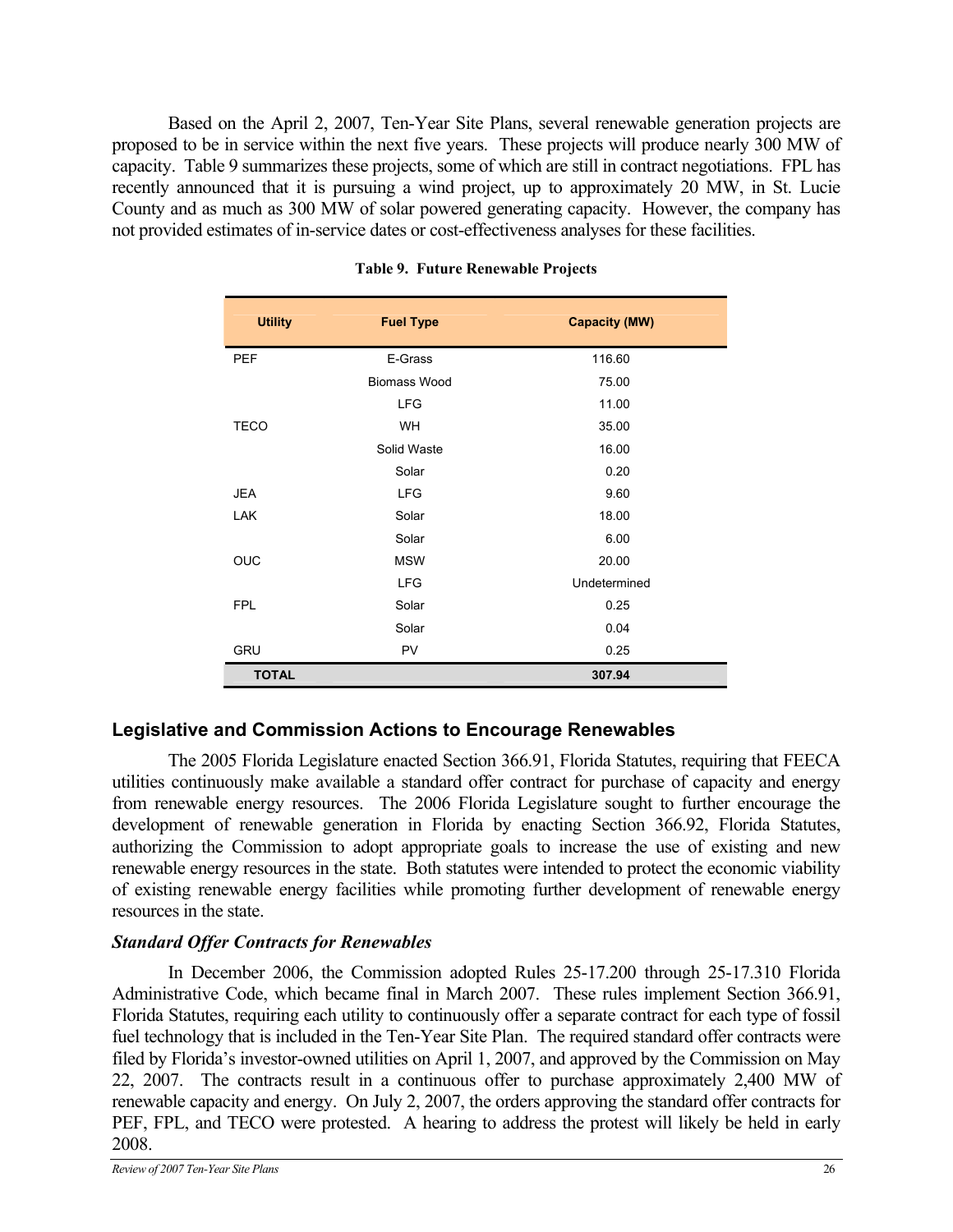Based on the April 2, 2007, Ten-Year Site Plans, several renewable generation projects are proposed to be in service within the next five years. These projects will produce nearly 300 MW of capacity. Table 9 summarizes these projects, some of which are still in contract negotiations. FPL has recently announced that it is pursuing a wind project, up to approximately 20 MW, in St. Lucie County and as much as 300 MW of solar powered generating capacity. However, the company has not provided estimates of in-service dates or cost-effectiveness analyses for these facilities.

**Table 9. Future Renewable Projects**

| Utility | Fuel Type | Capacity (MW) |
|---|---|---|
| PEF | E-Grass | 116.60 |
| | Biomass Wood | 75.00 |
| | LFG | 11.00 |
| TECO | WH | 35.00 |
| | Solid Waste | 16.00 |
| | Solar | 0.20 |
| JEA | LFG | 9.60 |
| LAK | Solar | 18.00 |
| | Solar | 6.00 |
| OUC | MSW | 20.00 |
| | LFG | Undetermined |
| FPL | Solar | 0.25 |
| | Solar | 0.04 |
| GRU | PV | 0.25 |
| **TOTAL** | | **307.94** |

## Legislative and Commission Actions to Encourage Renewables

The 2005 Florida Legislature enacted Section 366.91, Florida Statutes, requiring that FEECA utilities continuously make available a standard offer contract for purchase of capacity and energy from renewable energy resources. The 2006 Florida Legislature sought to further encourage the development of renewable generation in Florida by enacting Section 366.92, Florida Statutes, authorizing the Commission to adopt appropriate goals to increase the use of existing and new renewable energy resources in the state. Both statutes were intended to protect the economic viability of existing renewable energy facilities while promoting further development of renewable energy resources in the state.

### *Standard Offer Contracts for Renewables*

In December 2006, the Commission adopted Rules 25-17.200 through 25-17.310 Florida Administrative Code, which became final in March 2007. These rules implement Section 366.91, Florida Statutes, requiring each utility to continuously offer a separate contract for each type of fossil fuel technology that is included in the Ten-Year Site Plan. The required standard offer contracts were filed by Florida's investor-owned utilities on April 1, 2007, and approved by the Commission on May 22, 2007. The contracts result in a continuous offer to purchase approximately 2,400 MW of renewable capacity and energy. On July 2, 2007, the orders approving the standard offer contracts for PEF, FPL, and TECO were protested. A hearing to address the protest will likely be held in early 2008.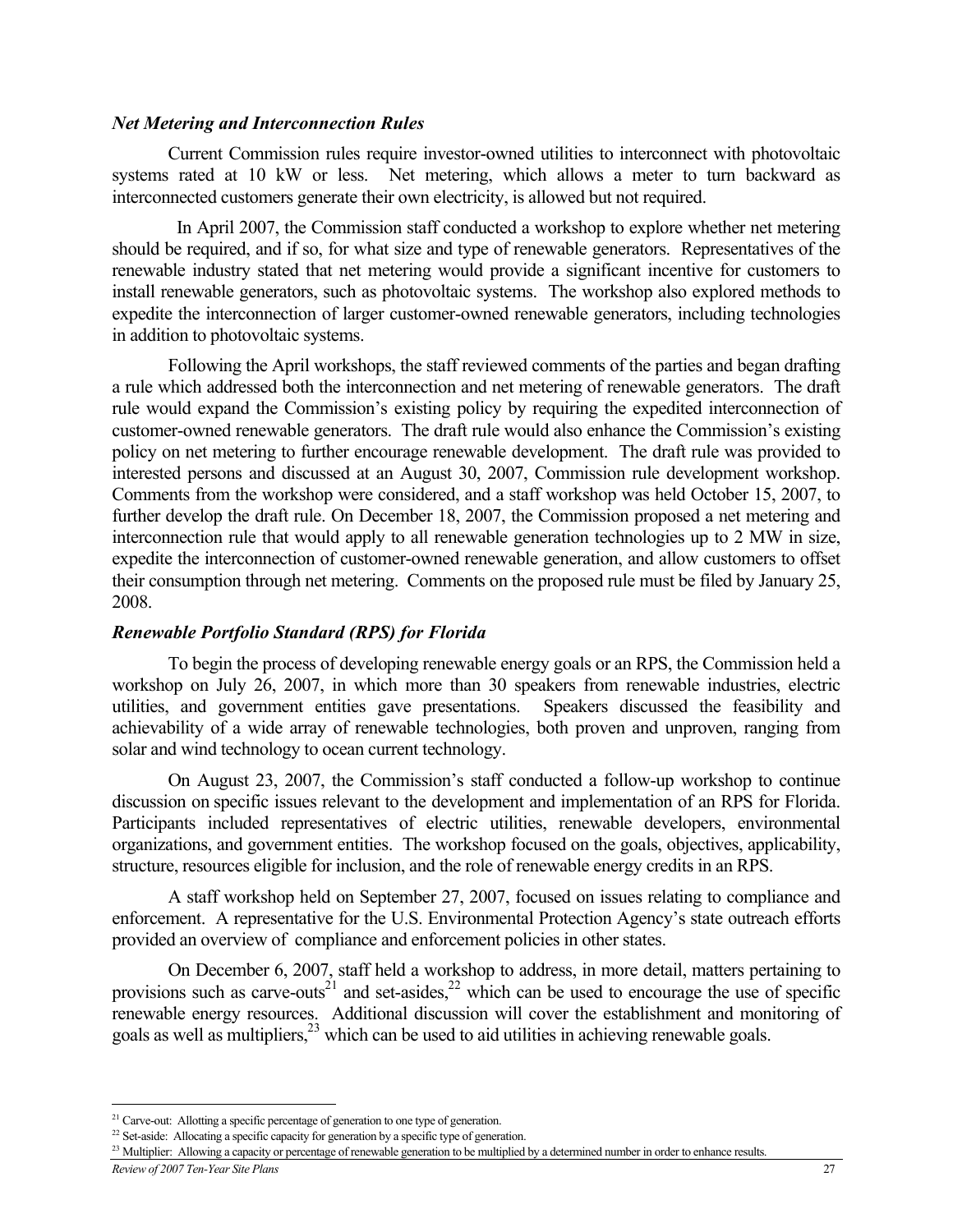### *Net Metering and Interconnection Rules*

Current Commission rules require investor-owned utilities to interconnect with photovoltaic systems rated at 10 kW or less. Net metering, which allows a meter to turn backward as interconnected customers generate their own electricity, is allowed but not required.

In April 2007, the Commission staff conducted a workshop to explore whether net metering should be required, and if so, for what size and type of renewable generators. Representatives of the renewable industry stated that net metering would provide a significant incentive for customers to install renewable generators, such as photovoltaic systems. The workshop also explored methods to expedite the interconnection of larger customer-owned renewable generators, including technologies in addition to photovoltaic systems.

Following the April workshops, the staff reviewed comments of the parties and began drafting a rule which addressed both the interconnection and net metering of renewable generators. The draft rule would expand the Commission's existing policy by requiring the expedited interconnection of customer-owned renewable generators. The draft rule would also enhance the Commission's existing policy on net metering to further encourage renewable development. The draft rule was provided to interested persons and discussed at an August 30, 2007, Commission rule development workshop. Comments from the workshop were considered, and a staff workshop was held October 15, 2007, to further develop the draft rule. On December 18, 2007, the Commission proposed a net metering and interconnection rule that would apply to all renewable generation technologies up to 2 MW in size, expedite the interconnection of customer-owned renewable generation, and allow customers to offset their consumption through net metering. Comments on the proposed rule must be filed by January 25, 2008.

### *Renewable Portfolio Standard (RPS) for Florida*

To begin the process of developing renewable energy goals or an RPS, the Commission held a workshop on July 26, 2007, in which more than 30 speakers from renewable industries, electric utilities, and government entities gave presentations. Speakers discussed the feasibility and achievability of a wide array of renewable technologies, both proven and unproven, ranging from solar and wind technology to ocean current technology.

On August 23, 2007, the Commission's staff conducted a follow-up workshop to continue discussion on specific issues relevant to the development and implementation of an RPS for Florida. Participants included representatives of electric utilities, renewable developers, environmental organizations, and government entities. The workshop focused on the goals, objectives, applicability, structure, resources eligible for inclusion, and the role of renewable energy credits in an RPS.

A staff workshop held on September 27, 2007, focused on issues relating to compliance and enforcement. A representative for the U.S. Environmental Protection Agency's state outreach efforts provided an overview of compliance and enforcement policies in other states.

On December 6, 2007, staff held a workshop to address, in more detail, matters pertaining to provisions such as carve-outs[21] and set-asides,[22] which can be used to encourage the use of specific renewable energy resources. Additional discussion will cover the establishment and monitoring of goals as well as multipliers,[23] which can be used to aid utilities in achieving renewable goals.

---

[21] Carve-out: Allotting a specific percentage of generation to one type of generation.

[22] Set-aside: Allocating a specific capacity for generation by a specific type of generation.

[23] Multiplier: Allowing a capacity or percentage of renewable generation to be multiplied by a determined number in order to enhance results.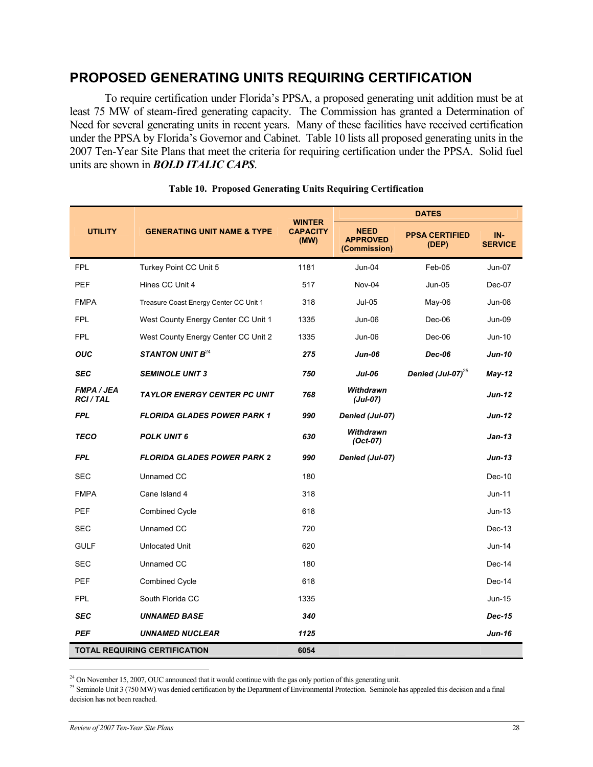## PROPOSED GENERATING UNITS REQUIRING CERTIFICATION

To require certification under Florida's PPSA, a proposed generating unit addition must be at least 75 MW of steam-fired generating capacity. The Commission has granted a Determination of Need for several generating units in recent years. Many of these facilities have received certification under the PPSA by Florida's Governor and Cabinet. Table 10 lists all proposed generating units in the 2007 Ten-Year Site Plans that meet the criteria for requiring certification under the PPSA. Solid fuel units are shown in ***BOLD ITALIC CAPS***.

**Table 10. Proposed Generating Units Requiring Certification**

| UTILITY | GENERATING UNIT NAME & TYPE | WINTER CAPACITY (MW) | DATES | | |
|---|---|---|---|---|---|
| | | | NEED APPROVED (Commission) | PPSA CERTIFIED (DEP) | IN-SERVICE |
| FPL | Turkey Point CC Unit 5 | 1181 | Jun-04 | Feb-05 | Jun-07 |
| PEF | Hines CC Unit 4 | 517 | Nov-04 | Jun-05 | Dec-07 |
| FMPA | Treasure Coast Energy Center CC Unit 1 | 318 | Jul-05 | May-06 | Jun-08 |
| FPL | West County Energy Center CC Unit 1 | 1335 | Jun-06 | Dec-06 | Jun-09 |
| FPL | West County Energy Center CC Unit 2 | 1335 | Jun-06 | Dec-06 | Jun-10 |
| ***OUC*** | ***STANTON UNIT B***[24] | ***275*** | ***Jun-06*** | ***Dec-06*** | ***Jun-10*** |
| ***SEC*** | ***SEMINOLE UNIT 3*** | ***750*** | ***Jul-06*** | ***Denied (Jul-07)***[25] | ***May-12*** |
| ***FMPA / JEA RCI / TAL*** | ***TAYLOR ENERGY CENTER PC UNIT*** | ***768*** | ***Withdrawn (Jul-07)*** | | ***Jun-12*** |
| ***FPL*** | ***FLORIDA GLADES POWER PARK 1*** | ***990*** | ***Denied (Jul-07)*** | | ***Jun-12*** |
| ***TECO*** | ***POLK UNIT 6*** | ***630*** | ***Withdrawn (Oct-07)*** | | ***Jan-13*** |
| ***FPL*** | ***FLORIDA GLADES POWER PARK 2*** | ***990*** | ***Denied (Jul-07)*** | | ***Jun-13*** |
| SEC | Unnamed CC | 180 | | | Dec-10 |
| FMPA | Cane Island 4 | 318 | | | Jun-11 |
| PEF | Combined Cycle | 618 | | | Jun-13 |
| SEC | Unnamed CC | 720 | | | Dec-13 |
| GULF | Unlocated Unit | 620 | | | Jun-14 |
| SEC | Unnamed CC | 180 | | | Dec-14 |
| PEF | Combined Cycle | 618 | | | Dec-14 |
| FPL | South Florida CC | 1335 | | | Jun-15 |
| ***SEC*** | ***UNNAMED BASE*** | ***340*** | | | ***Dec-15*** |
| ***PEF*** | ***UNNAMED NUCLEAR*** | ***1125*** | | | ***Jun-16*** |
| **TOTAL REQUIRING CERTIFICATION** | | **6054** | | | |

[24] On November 15, 2007, OUC announced that it would continue with the gas only portion of this generating unit.

[25] Seminole Unit 3 (750 MW) was denied certification by the Department of Environmental Protection. Seminole has appealed this decision and a final decision has not been reached.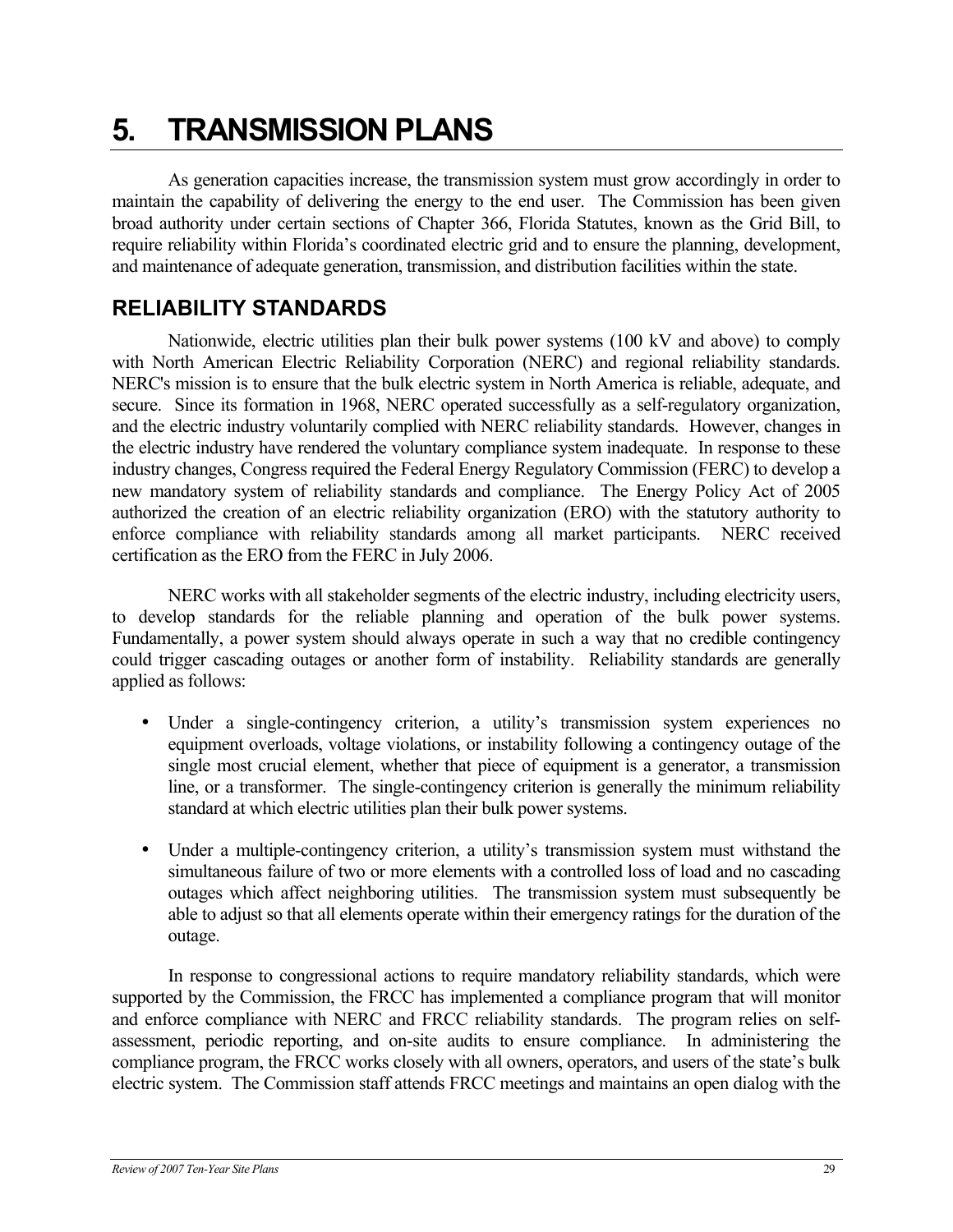# 5. TRANSMISSION PLANS

As generation capacities increase, the transmission system must grow accordingly in order to maintain the capability of delivering the energy to the end user. The Commission has been given broad authority under certain sections of Chapter 366, Florida Statutes, known as the Grid Bill, to require reliability within Florida's coordinated electric grid and to ensure the planning, development, and maintenance of adequate generation, transmission, and distribution facilities within the state.

## RELIABILITY STANDARDS

Nationwide, electric utilities plan their bulk power systems (100 kV and above) to comply with North American Electric Reliability Corporation (NERC) and regional reliability standards. NERC's mission is to ensure that the bulk electric system in North America is reliable, adequate, and secure. Since its formation in 1968, NERC operated successfully as a self-regulatory organization, and the electric industry voluntarily complied with NERC reliability standards. However, changes in the electric industry have rendered the voluntary compliance system inadequate. In response to these industry changes, Congress required the Federal Energy Regulatory Commission (FERC) to develop a new mandatory system of reliability standards and compliance. The Energy Policy Act of 2005 authorized the creation of an electric reliability organization (ERO) with the statutory authority to enforce compliance with reliability standards among all market participants. NERC received certification as the ERO from the FERC in July 2006.

NERC works with all stakeholder segments of the electric industry, including electricity users, to develop standards for the reliable planning and operation of the bulk power systems. Fundamentally, a power system should always operate in such a way that no credible contingency could trigger cascading outages or another form of instability. Reliability standards are generally applied as follows:

- Under a single-contingency criterion, a utility's transmission system experiences no equipment overloads, voltage violations, or instability following a contingency outage of the single most crucial element, whether that piece of equipment is a generator, a transmission line, or a transformer. The single-contingency criterion is generally the minimum reliability standard at which electric utilities plan their bulk power systems.
- Under a multiple-contingency criterion, a utility's transmission system must withstand the simultaneous failure of two or more elements with a controlled loss of load and no cascading outages which affect neighboring utilities. The transmission system must subsequently be able to adjust so that all elements operate within their emergency ratings for the duration of the outage.

In response to congressional actions to require mandatory reliability standards, which were supported by the Commission, the FRCC has implemented a compliance program that will monitor and enforce compliance with NERC and FRCC reliability standards. The program relies on self-assessment, periodic reporting, and on-site audits to ensure compliance. In administering the compliance program, the FRCC works closely with all owners, operators, and users of the state's bulk electric system. The Commission staff attends FRCC meetings and maintains an open dialog with the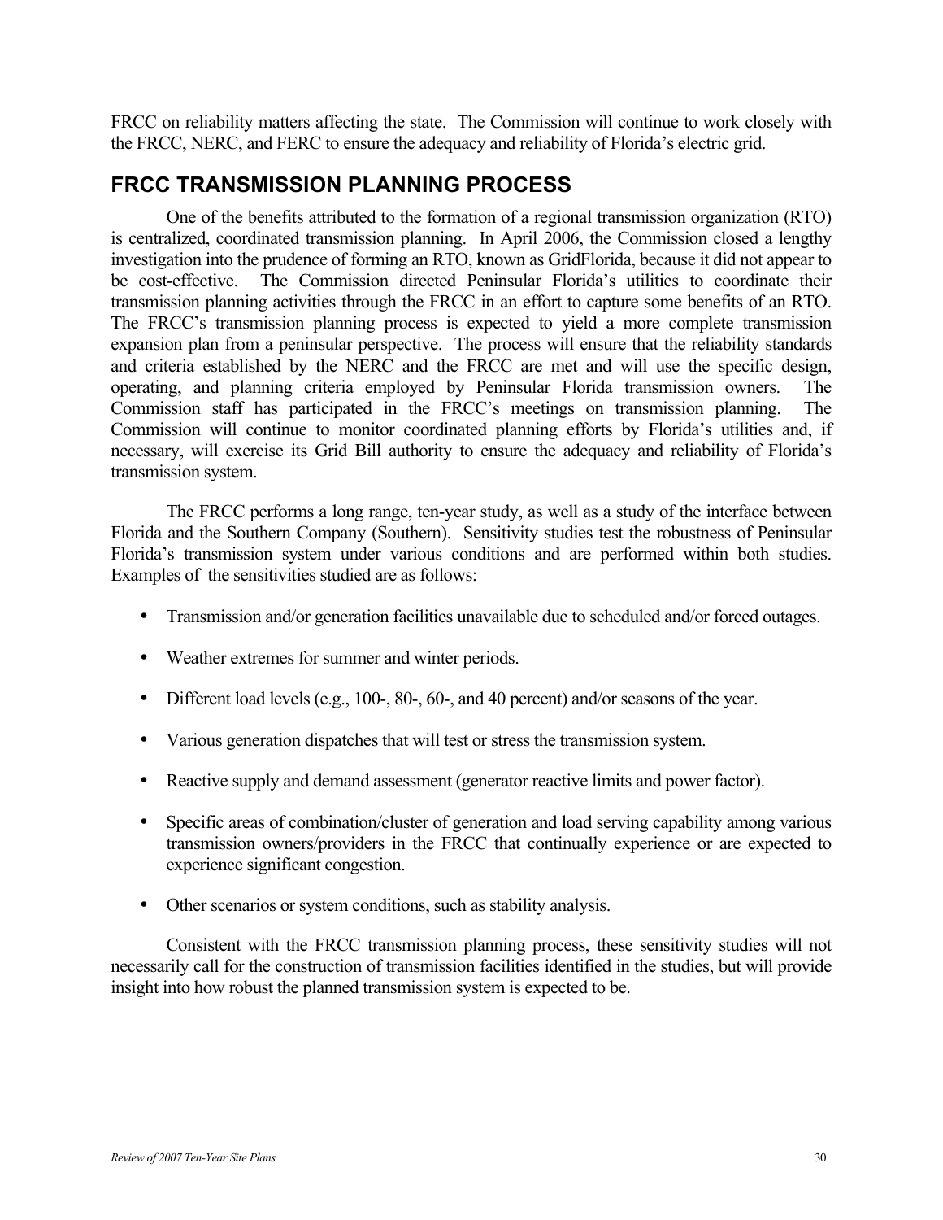FRCC on reliability matters affecting the state. The Commission will continue to work closely with the FRCC, NERC, and FERC to ensure the adequacy and reliability of Florida's electric grid.

## FRCC TRANSMISSION PLANNING PROCESS

One of the benefits attributed to the formation of a regional transmission organization (RTO) is centralized, coordinated transmission planning. In April 2006, the Commission closed a lengthy investigation into the prudence of forming an RTO, known as GridFlorida, because it did not appear to be cost-effective. The Commission directed Peninsular Florida's utilities to coordinate their transmission planning activities through the FRCC in an effort to capture some benefits of an RTO. The FRCC's transmission planning process is expected to yield a more complete transmission expansion plan from a peninsular perspective. The process will ensure that the reliability standards and criteria established by the NERC and the FRCC are met and will use the specific design, operating, and planning criteria employed by Peninsular Florida transmission owners. The Commission staff has participated in the FRCC's meetings on transmission planning. The Commission will continue to monitor coordinated planning efforts by Florida's utilities and, if necessary, will exercise its Grid Bill authority to ensure the adequacy and reliability of Florida's transmission system.

The FRCC performs a long range, ten-year study, as well as a study of the interface between Florida and the Southern Company (Southern). Sensitivity studies test the robustness of Peninsular Florida's transmission system under various conditions and are performed within both studies. Examples of the sensitivities studied are as follows:

- Transmission and/or generation facilities unavailable due to scheduled and/or forced outages.
- Weather extremes for summer and winter periods.
- Different load levels (e.g., 100-, 80-, 60-, and 40 percent) and/or seasons of the year.
- Various generation dispatches that will test or stress the transmission system.
- Reactive supply and demand assessment (generator reactive limits and power factor).
- Specific areas of combination/cluster of generation and load serving capability among various transmission owners/providers in the FRCC that continually experience or are expected to experience significant congestion.
- Other scenarios or system conditions, such as stability analysis.

Consistent with the FRCC transmission planning process, these sensitivity studies will not necessarily call for the construction of transmission facilities identified in the studies, but will provide insight into how robust the planned transmission system is expected to be.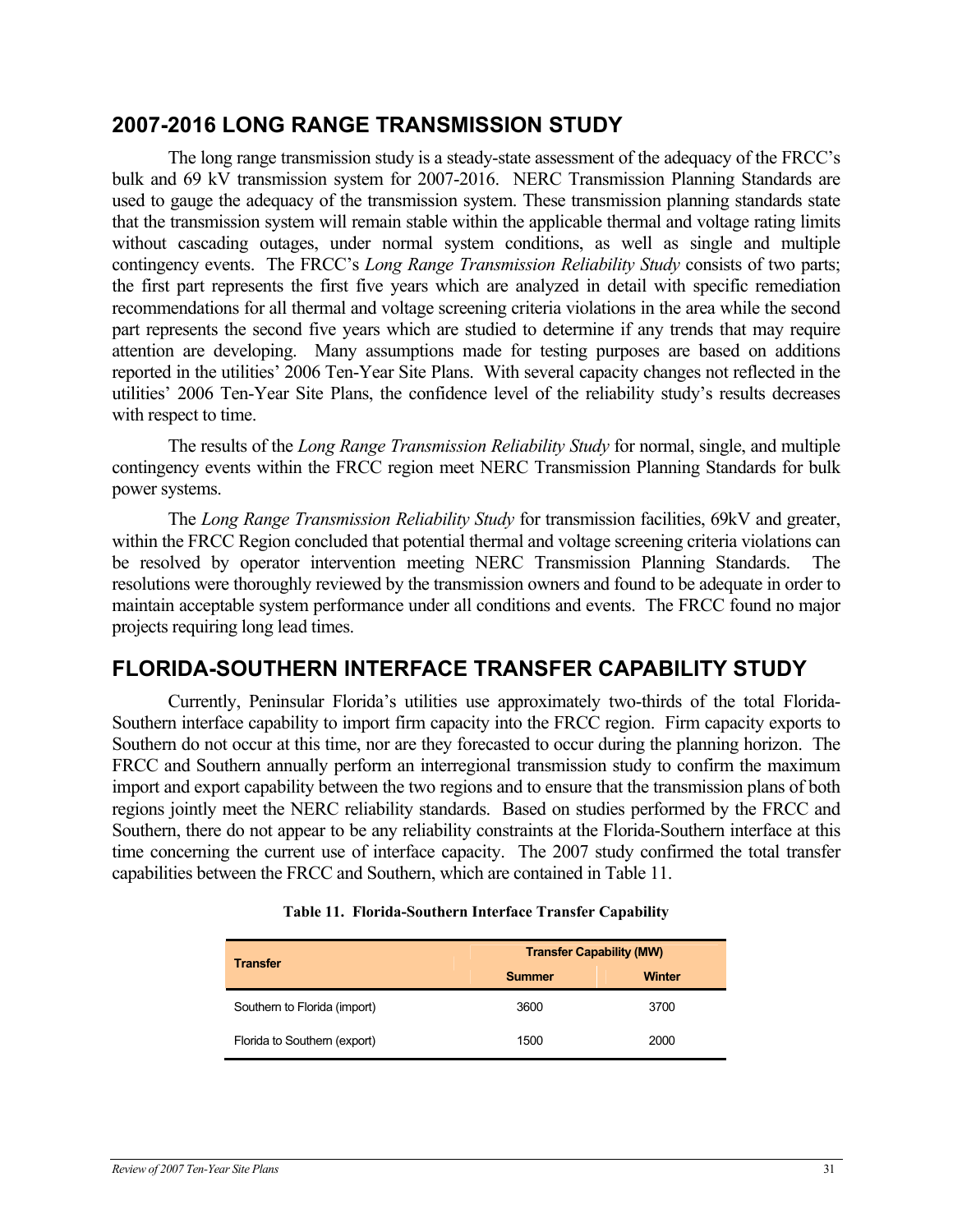## 2007-2016 LONG RANGE TRANSMISSION STUDY

The long range transmission study is a steady-state assessment of the adequacy of the FRCC's bulk and 69 kV transmission system for 2007-2016. NERC Transmission Planning Standards are used to gauge the adequacy of the transmission system. These transmission planning standards state that the transmission system will remain stable within the applicable thermal and voltage rating limits without cascading outages, under normal system conditions, as well as single and multiple contingency events. The FRCC's *Long Range Transmission Reliability Study* consists of two parts; the first part represents the first five years which are analyzed in detail with specific remediation recommendations for all thermal and voltage screening criteria violations in the area while the second part represents the second five years which are studied to determine if any trends that may require attention are developing. Many assumptions made for testing purposes are based on additions reported in the utilities' 2006 Ten-Year Site Plans. With several capacity changes not reflected in the utilities' 2006 Ten-Year Site Plans, the confidence level of the reliability study's results decreases with respect to time.

The results of the *Long Range Transmission Reliability Study* for normal, single, and multiple contingency events within the FRCC region meet NERC Transmission Planning Standards for bulk power systems.

The *Long Range Transmission Reliability Study* for transmission facilities, 69kV and greater, within the FRCC Region concluded that potential thermal and voltage screening criteria violations can be resolved by operator intervention meeting NERC Transmission Planning Standards. The resolutions were thoroughly reviewed by the transmission owners and found to be adequate in order to maintain acceptable system performance under all conditions and events. The FRCC found no major projects requiring long lead times.

## FLORIDA-SOUTHERN INTERFACE TRANSFER CAPABILITY STUDY

Currently, Peninsular Florida's utilities use approximately two-thirds of the total Florida-Southern interface capability to import firm capacity into the FRCC region. Firm capacity exports to Southern do not occur at this time, nor are they forecasted to occur during the planning horizon. The FRCC and Southern annually perform an interregional transmission study to confirm the maximum import and export capability between the two regions and to ensure that the transmission plans of both regions jointly meet the NERC reliability standards. Based on studies performed by the FRCC and Southern, there do not appear to be any reliability constraints at the Florida-Southern interface at this time concerning the current use of interface capacity. The 2007 study confirmed the total transfer capabilities between the FRCC and Southern, which are contained in Table 11.

**Table 11. Florida-Southern Interface Transfer Capability**

| Transfer | Transfer Capability (MW) | |
|---|---|---|
| | Summer | Winter |
| Southern to Florida (import) | 3600 | 3700 |
| Florida to Southern (export) | 1500 | 2000 |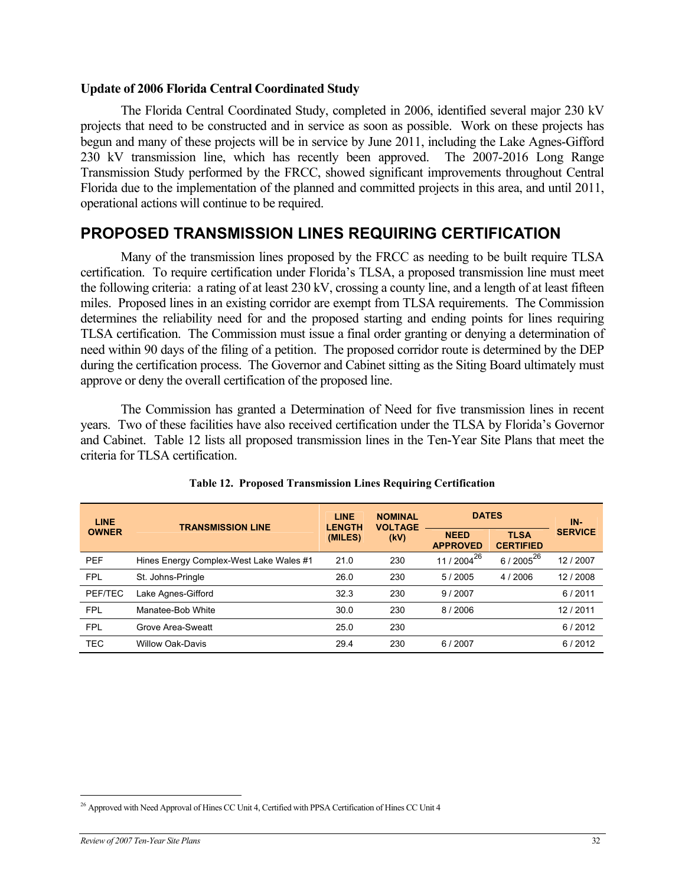### Update of 2006 Florida Central Coordinated Study

The Florida Central Coordinated Study, completed in 2006, identified several major 230 kV projects that need to be constructed and in service as soon as possible. Work on these projects has begun and many of these projects will be in service by June 2011, including the Lake Agnes-Gifford 230 kV transmission line, which has recently been approved. The 2007-2016 Long Range Transmission Study performed by the FRCC, showed significant improvements throughout Central Florida due to the implementation of the planned and committed projects in this area, and until 2011, operational actions will continue to be required.

## PROPOSED TRANSMISSION LINES REQUIRING CERTIFICATION

Many of the transmission lines proposed by the FRCC as needing to be built require TLSA certification. To require certification under Florida's TLSA, a proposed transmission line must meet the following criteria: a rating of at least 230 kV, crossing a county line, and a length of at least fifteen miles. Proposed lines in an existing corridor are exempt from TLSA requirements. The Commission determines the reliability need for and the proposed starting and ending points for lines requiring TLSA certification. The Commission must issue a final order granting or denying a determination of need within 90 days of the filing of a petition. The proposed corridor route is determined by the DEP during the certification process. The Governor and Cabinet sitting as the Siting Board ultimately must approve or deny the overall certification of the proposed line.

The Commission has granted a Determination of Need for five transmission lines in recent years. Two of these facilities have also received certification under the TLSA by Florida's Governor and Cabinet. Table 12 lists all proposed transmission lines in the Ten-Year Site Plans that meet the criteria for TLSA certification.

**Table 12. Proposed Transmission Lines Requiring Certification**

| LINE OWNER | TRANSMISSION LINE | LINE LENGTH (MILES) | NOMINAL VOLTAGE (kV) | DATES | | IN-SERVICE |
|---|---|---|---|---|---|---|
| | | | | NEED APPROVED | TLSA CERTIFIED | |
| PEF | Hines Energy Complex-West Lake Wales #1 | 21.0 | 230 | 11 / 2004[26] | 6 / 2005[26] | 12 / 2007 |
| FPL | St. Johns-Pringle | 26.0 | 230 | 5 / 2005 | 4 / 2006 | 12 / 2008 |
| PEF/TEC | Lake Agnes-Gifford | 32.3 | 230 | 9 / 2007 | | 6 / 2011 |
| FPL | Manatee-Bob White | 30.0 | 230 | 8 / 2006 | | 12 / 2011 |
| FPL | Grove Area-Sweatt | 25.0 | 230 | | | 6 / 2012 |
| TEC | Willow Oak-Davis | 29.4 | 230 | 6 / 2007 | | 6 / 2012 |

[26] Approved with Need Approval of Hines CC Unit 4, Certified with PPSA Certification of Hines CC Unit 4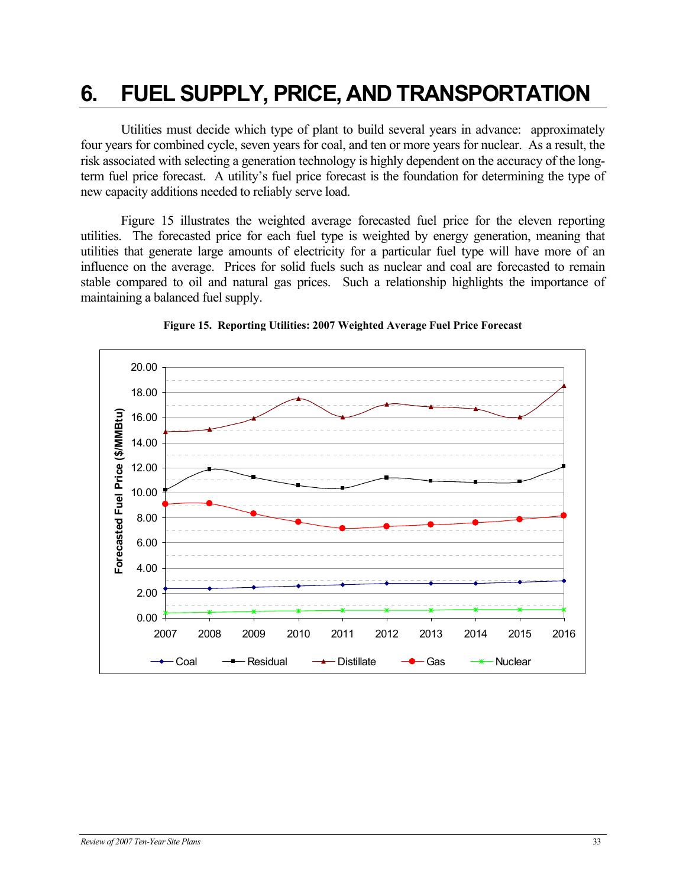# 6. FUEL SUPPLY, PRICE, AND TRANSPORTATION

Utilities must decide which type of plant to build several years in advance: approximately four years for combined cycle, seven years for coal, and ten or more years for nuclear. As a result, the risk associated with selecting a generation technology is highly dependent on the accuracy of the long-term fuel price forecast. A utility's fuel price forecast is the foundation for determining the type of new capacity additions needed to reliably serve load.

Figure 15 illustrates the weighted average forecasted fuel price for the eleven reporting utilities. The forecasted price for each fuel type is weighted by energy generation, meaning that utilities that generate large amounts of electricity for a particular fuel type will have more of an influence on the average. Prices for solid fuels such as nuclear and coal are forecasted to remain stable compared to oil and natural gas prices. Such a relationship highlights the importance of maintaining a balanced fuel supply.

**Figure 15. Reporting Utilities: 2007 Weighted Average Fuel Price Forecast**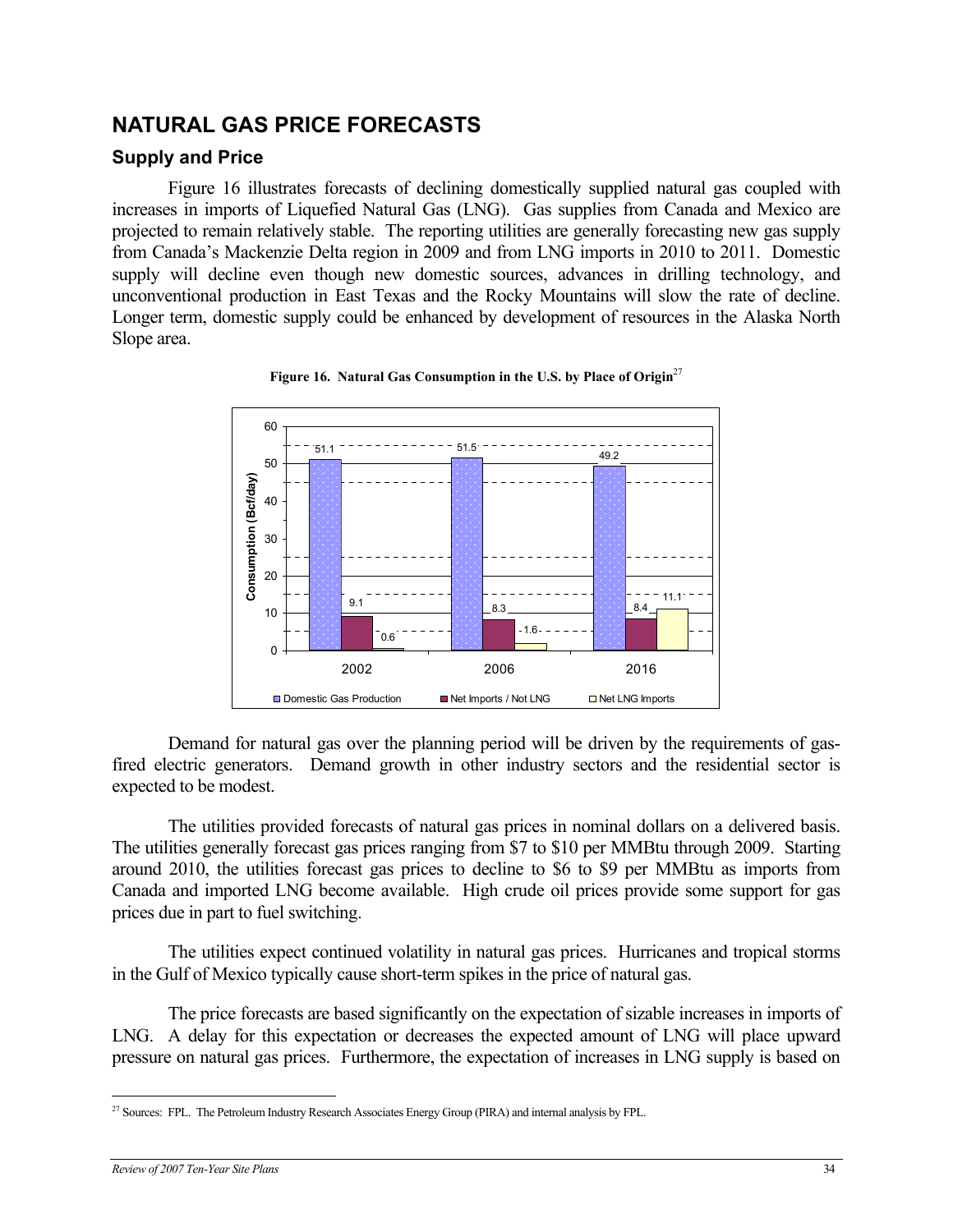## NATURAL GAS PRICE FORECASTS

### Supply and Price

Figure 16 illustrates forecasts of declining domestically supplied natural gas coupled with increases in imports of Liquefied Natural Gas (LNG). Gas supplies from Canada and Mexico are projected to remain relatively stable. The reporting utilities are generally forecasting new gas supply from Canada's Mackenzie Delta region in 2009 and from LNG imports in 2010 to 2011. Domestic supply will decline even though new domestic sources, advances in drilling technology, and unconventional production in East Texas and the Rocky Mountains will slow the rate of decline. Longer term, domestic supply could be enhanced by development of resources in the Alaska North Slope area.

**Figure 16. Natural Gas Consumption in the U.S. by Place of Origin**[27]

| Year | Domestic Gas Production | Net Imports / Not LNG | Net LNG Imports |
|---|---|---|---|
| 2002 | 51.1 | 9.1 | 0.6 |
| 2006 | 51.5 | 8.3 | 1.6 |
| 2016 | 49.2 | 8.4 | 11.1 |

Consumption (Bcf/day)

Demand for natural gas over the planning period will be driven by the requirements of gas-fired electric generators. Demand growth in other industry sectors and the residential sector is expected to be modest.

The utilities provided forecasts of natural gas prices in nominal dollars on a delivered basis. The utilities generally forecast gas prices ranging from \$7 to \$10 per MMBtu through 2009. Starting around 2010, the utilities forecast gas prices to decline to \$6 to \$9 per MMBtu as imports from Canada and imported LNG become available. High crude oil prices provide some support for gas prices due in part to fuel switching.

The utilities expect continued volatility in natural gas prices. Hurricanes and tropical storms in the Gulf of Mexico typically cause short-term spikes in the price of natural gas.

The price forecasts are based significantly on the expectation of sizable increases in imports of LNG. A delay for this expectation or decreases the expected amount of LNG will place upward pressure on natural gas prices. Furthermore, the expectation of increases in LNG supply is based on

[27] Sources: FPL. The Petroleum Industry Research Associates Energy Group (PIRA) and internal analysis by FPL.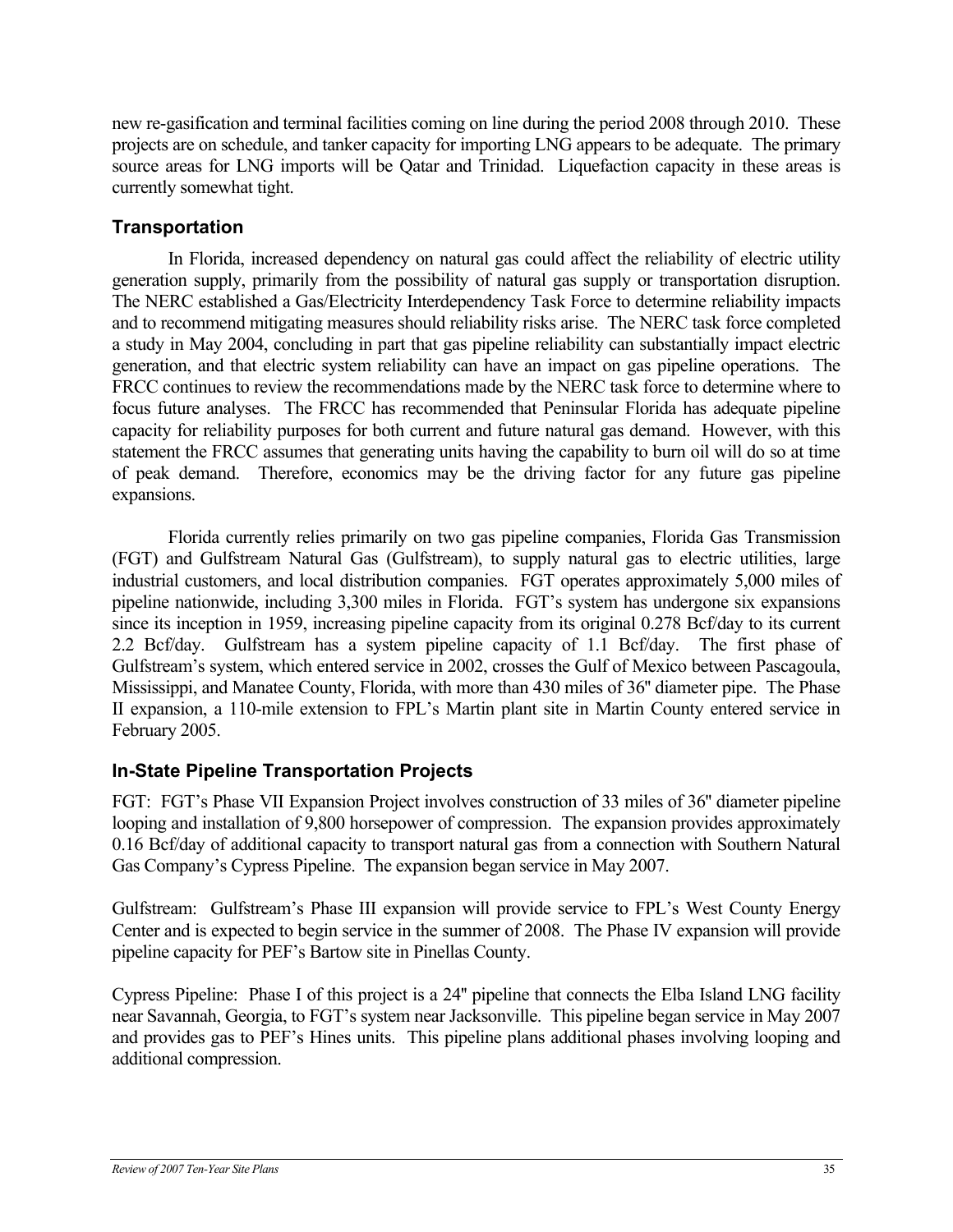new re-gasification and terminal facilities coming on line during the period 2008 through 2010. These projects are on schedule, and tanker capacity for importing LNG appears to be adequate. The primary source areas for LNG imports will be Qatar and Trinidad. Liquefaction capacity in these areas is currently somewhat tight.

## Transportation

In Florida, increased dependency on natural gas could affect the reliability of electric utility generation supply, primarily from the possibility of natural gas supply or transportation disruption. The NERC established a Gas/Electricity Interdependency Task Force to determine reliability impacts and to recommend mitigating measures should reliability risks arise. The NERC task force completed a study in May 2004, concluding in part that gas pipeline reliability can substantially impact electric generation, and that electric system reliability can have an impact on gas pipeline operations. The FRCC continues to review the recommendations made by the NERC task force to determine where to focus future analyses. The FRCC has recommended that Peninsular Florida has adequate pipeline capacity for reliability purposes for both current and future natural gas demand. However, with this statement the FRCC assumes that generating units having the capability to burn oil will do so at time of peak demand. Therefore, economics may be the driving factor for any future gas pipeline expansions.

Florida currently relies primarily on two gas pipeline companies, Florida Gas Transmission (FGT) and Gulfstream Natural Gas (Gulfstream), to supply natural gas to electric utilities, large industrial customers, and local distribution companies. FGT operates approximately 5,000 miles of pipeline nationwide, including 3,300 miles in Florida. FGT's system has undergone six expansions since its inception in 1959, increasing pipeline capacity from its original 0.278 Bcf/day to its current 2.2 Bcf/day. Gulfstream has a system pipeline capacity of 1.1 Bcf/day. The first phase of Gulfstream's system, which entered service in 2002, crosses the Gulf of Mexico between Pascagoula, Mississippi, and Manatee County, Florida, with more than 430 miles of 36" diameter pipe. The Phase II expansion, a 110-mile extension to FPL's Martin plant site in Martin County entered service in February 2005.

## In-State Pipeline Transportation Projects

FGT: FGT's Phase VII Expansion Project involves construction of 33 miles of 36" diameter pipeline looping and installation of 9,800 horsepower of compression. The expansion provides approximately 0.16 Bcf/day of additional capacity to transport natural gas from a connection with Southern Natural Gas Company's Cypress Pipeline. The expansion began service in May 2007.

Gulfstream: Gulfstream's Phase III expansion will provide service to FPL's West County Energy Center and is expected to begin service in the summer of 2008. The Phase IV expansion will provide pipeline capacity for PEF's Bartow site in Pinellas County.

Cypress Pipeline: Phase I of this project is a 24" pipeline that connects the Elba Island LNG facility near Savannah, Georgia, to FGT's system near Jacksonville. This pipeline began service in May 2007 and provides gas to PEF's Hines units. This pipeline plans additional phases involving looping and additional compression.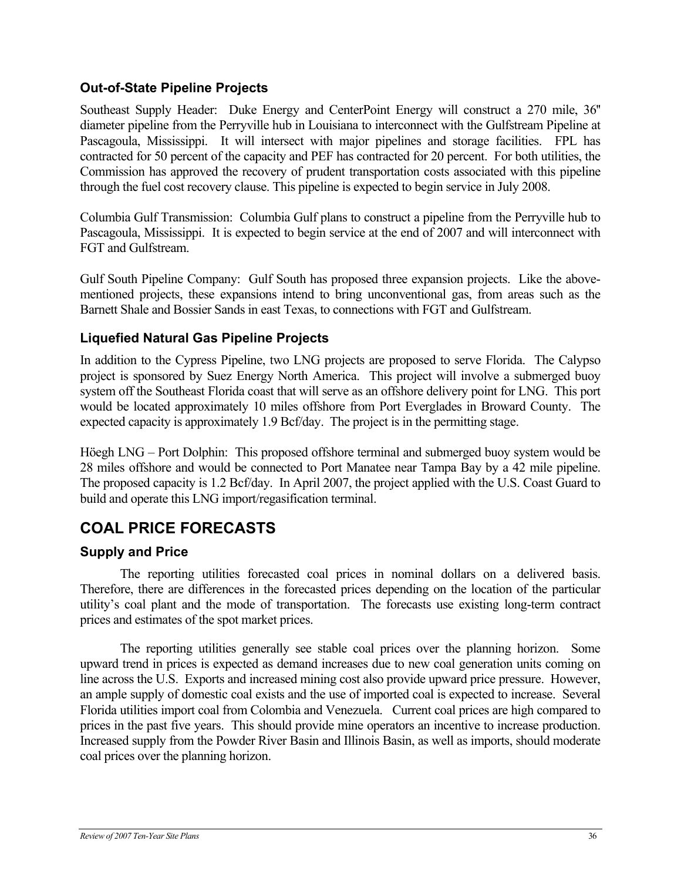### Out-of-State Pipeline Projects

Southeast Supply Header: Duke Energy and CenterPoint Energy will construct a 270 mile, 36" diameter pipeline from the Perryville hub in Louisiana to interconnect with the Gulfstream Pipeline at Pascagoula, Mississippi. It will intersect with major pipelines and storage facilities. FPL has contracted for 50 percent of the capacity and PEF has contracted for 20 percent. For both utilities, the Commission has approved the recovery of prudent transportation costs associated with this pipeline through the fuel cost recovery clause. This pipeline is expected to begin service in July 2008.

Columbia Gulf Transmission: Columbia Gulf plans to construct a pipeline from the Perryville hub to Pascagoula, Mississippi. It is expected to begin service at the end of 2007 and will interconnect with FGT and Gulfstream.

Gulf South Pipeline Company: Gulf South has proposed three expansion projects. Like the above-mentioned projects, these expansions intend to bring unconventional gas, from areas such as the Barnett Shale and Bossier Sands in east Texas, to connections with FGT and Gulfstream.

### Liquefied Natural Gas Pipeline Projects

In addition to the Cypress Pipeline, two LNG projects are proposed to serve Florida. The Calypso project is sponsored by Suez Energy North America. This project will involve a submerged buoy system off the Southeast Florida coast that will serve as an offshore delivery point for LNG. This port would be located approximately 10 miles offshore from Port Everglades in Broward County. The expected capacity is approximately 1.9 Bcf/day. The project is in the permitting stage.

Höegh LNG – Port Dolphin: This proposed offshore terminal and submerged buoy system would be 28 miles offshore and would be connected to Port Manatee near Tampa Bay by a 42 mile pipeline. The proposed capacity is 1.2 Bcf/day. In April 2007, the project applied with the U.S. Coast Guard to build and operate this LNG import/regasification terminal.

## COAL PRICE FORECASTS

### Supply and Price

The reporting utilities forecasted coal prices in nominal dollars on a delivered basis. Therefore, there are differences in the forecasted prices depending on the location of the particular utility's coal plant and the mode of transportation. The forecasts use existing long-term contract prices and estimates of the spot market prices.

The reporting utilities generally see stable coal prices over the planning horizon. Some upward trend in prices is expected as demand increases due to new coal generation units coming on line across the U.S. Exports and increased mining cost also provide upward price pressure. However, an ample supply of domestic coal exists and the use of imported coal is expected to increase. Several Florida utilities import coal from Colombia and Venezuela. Current coal prices are high compared to prices in the past five years. This should provide mine operators an incentive to increase production. Increased supply from the Powder River Basin and Illinois Basin, as well as imports, should moderate coal prices over the planning horizon.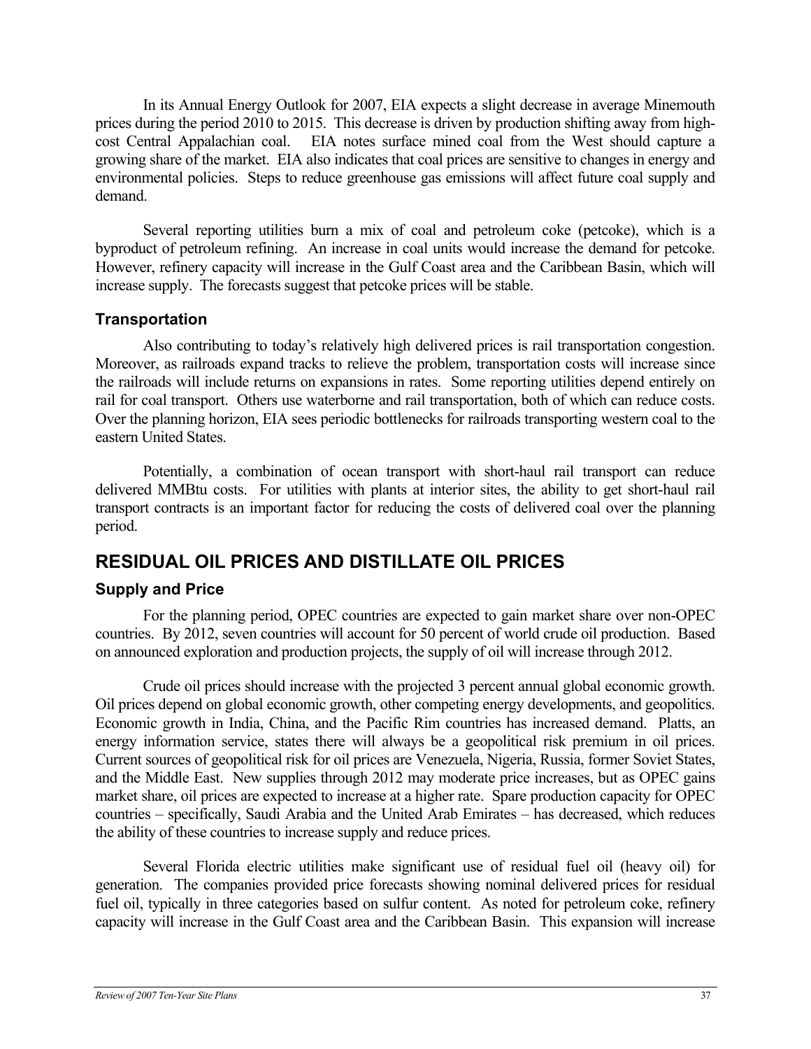In its Annual Energy Outlook for 2007, EIA expects a slight decrease in average Minemouth prices during the period 2010 to 2015. This decrease is driven by production shifting away from high-cost Central Appalachian coal. EIA notes surface mined coal from the West should capture a growing share of the market. EIA also indicates that coal prices are sensitive to changes in energy and environmental policies. Steps to reduce greenhouse gas emissions will affect future coal supply and demand.

Several reporting utilities burn a mix of coal and petroleum coke (petcoke), which is a byproduct of petroleum refining. An increase in coal units would increase the demand for petcoke. However, refinery capacity will increase in the Gulf Coast area and the Caribbean Basin, which will increase supply. The forecasts suggest that petcoke prices will be stable.

### Transportation

Also contributing to today's relatively high delivered prices is rail transportation congestion. Moreover, as railroads expand tracks to relieve the problem, transportation costs will increase since the railroads will include returns on expansions in rates. Some reporting utilities depend entirely on rail for coal transport. Others use waterborne and rail transportation, both of which can reduce costs. Over the planning horizon, EIA sees periodic bottlenecks for railroads transporting western coal to the eastern United States.

Potentially, a combination of ocean transport with short-haul rail transport can reduce delivered MMBtu costs. For utilities with plants at interior sites, the ability to get short-haul rail transport contracts is an important factor for reducing the costs of delivered coal over the planning period.

## RESIDUAL OIL PRICES AND DISTILLATE OIL PRICES

### Supply and Price

For the planning period, OPEC countries are expected to gain market share over non-OPEC countries. By 2012, seven countries will account for 50 percent of world crude oil production. Based on announced exploration and production projects, the supply of oil will increase through 2012.

Crude oil prices should increase with the projected 3 percent annual global economic growth. Oil prices depend on global economic growth, other competing energy developments, and geopolitics. Economic growth in India, China, and the Pacific Rim countries has increased demand. Platts, an energy information service, states there will always be a geopolitical risk premium in oil prices. Current sources of geopolitical risk for oil prices are Venezuela, Nigeria, Russia, former Soviet States, and the Middle East. New supplies through 2012 may moderate price increases, but as OPEC gains market share, oil prices are expected to increase at a higher rate. Spare production capacity for OPEC countries – specifically, Saudi Arabia and the United Arab Emirates – has decreased, which reduces the ability of these countries to increase supply and reduce prices.

Several Florida electric utilities make significant use of residual fuel oil (heavy oil) for generation. The companies provided price forecasts showing nominal delivered prices for residual fuel oil, typically in three categories based on sulfur content. As noted for petroleum coke, refinery capacity will increase in the Gulf Coast area and the Caribbean Basin. This expansion will increase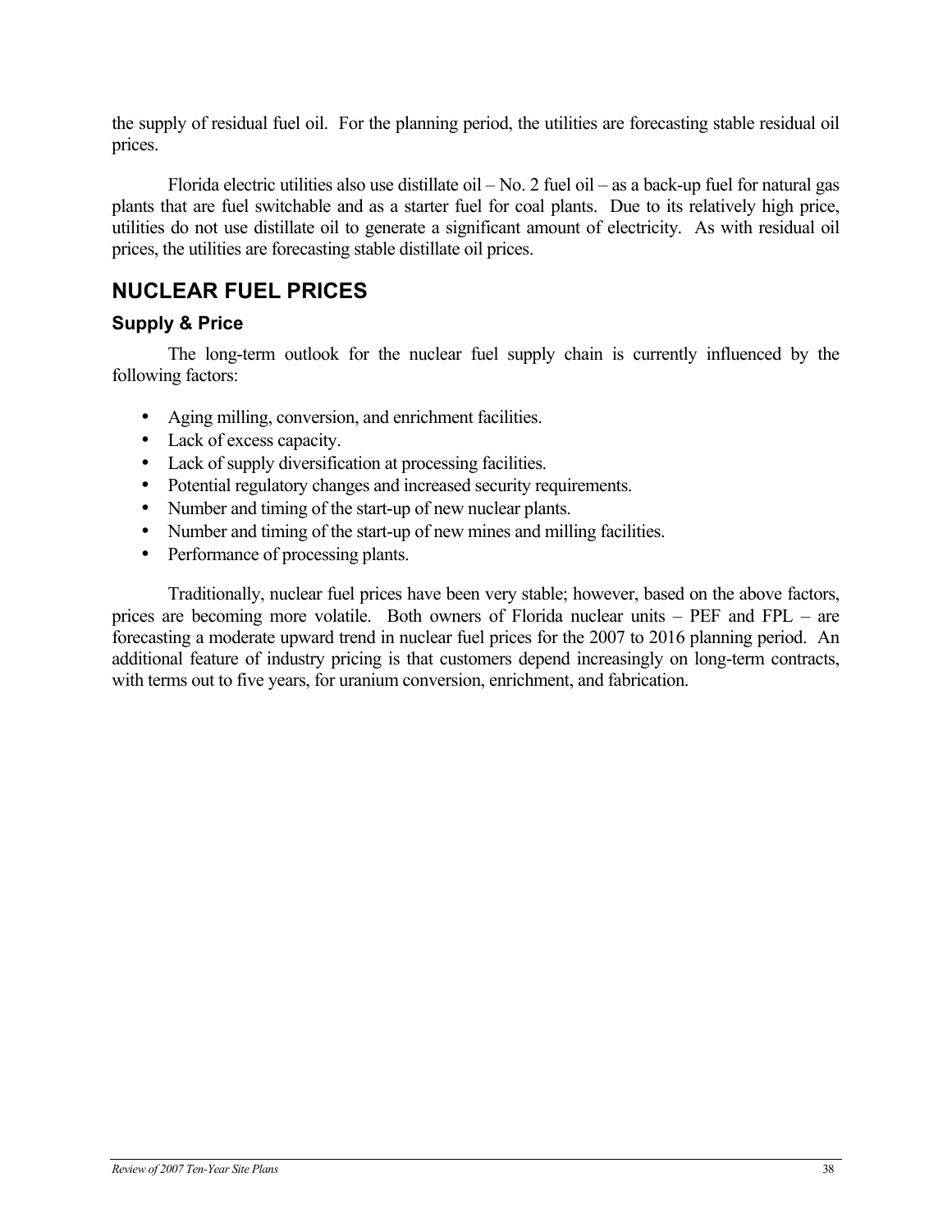the supply of residual fuel oil. For the planning period, the utilities are forecasting stable residual oil prices.

Florida electric utilities also use distillate oil – No. 2 fuel oil – as a back-up fuel for natural gas plants that are fuel switchable and as a starter fuel for coal plants. Due to its relatively high price, utilities do not use distillate oil to generate a significant amount of electricity. As with residual oil prices, the utilities are forecasting stable distillate oil prices.

## NUCLEAR FUEL PRICES

### Supply & Price

The long-term outlook for the nuclear fuel supply chain is currently influenced by the following factors:

- Aging milling, conversion, and enrichment facilities.
- Lack of excess capacity.
- Lack of supply diversification at processing facilities.
- Potential regulatory changes and increased security requirements.
- Number and timing of the start-up of new nuclear plants.
- Number and timing of the start-up of new mines and milling facilities.
- Performance of processing plants.

Traditionally, nuclear fuel prices have been very stable; however, based on the above factors, prices are becoming more volatile. Both owners of Florida nuclear units – PEF and FPL – are forecasting a moderate upward trend in nuclear fuel prices for the 2007 to 2016 planning period. An additional feature of industry pricing is that customers depend increasingly on long-term contracts, with terms out to five years, for uranium conversion, enrichment, and fabrication.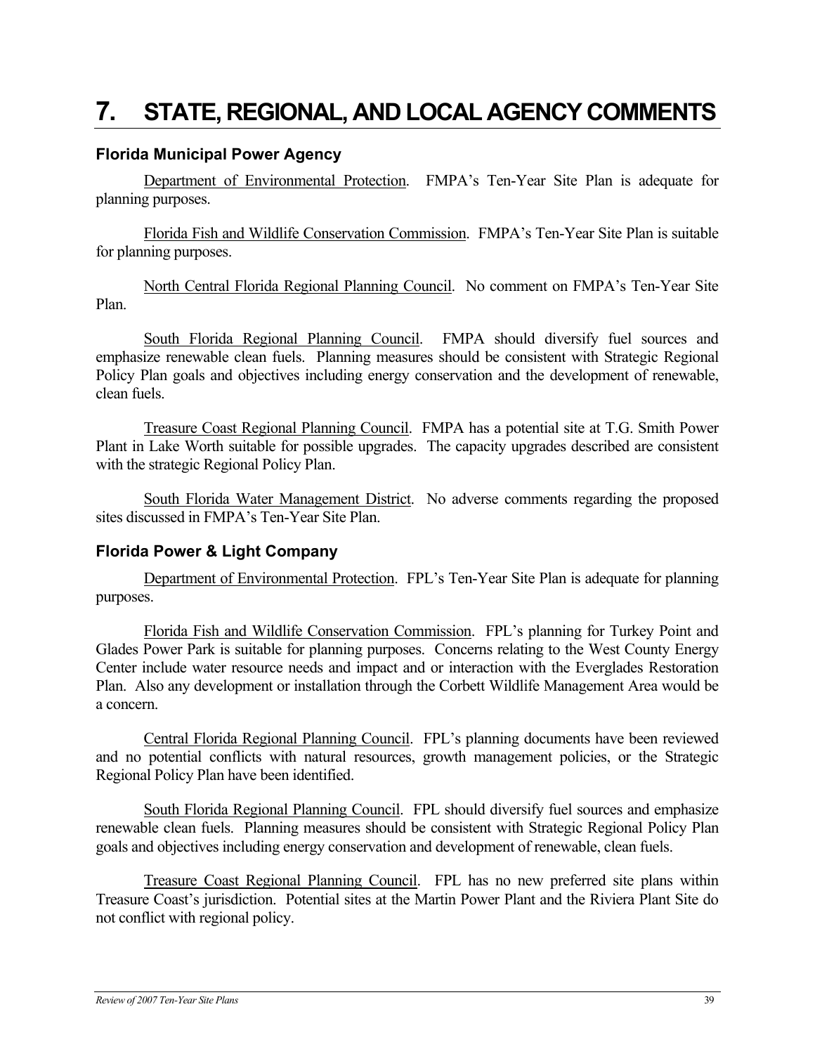# 7. STATE, REGIONAL, AND LOCAL AGENCY COMMENTS

### Florida Municipal Power Agency

Department of Environmental Protection. FMPA's Ten-Year Site Plan is adequate for planning purposes.

Florida Fish and Wildlife Conservation Commission. FMPA's Ten-Year Site Plan is suitable for planning purposes.

North Central Florida Regional Planning Council. No comment on FMPA's Ten-Year Site Plan.

South Florida Regional Planning Council. FMPA should diversify fuel sources and emphasize renewable clean fuels. Planning measures should be consistent with Strategic Regional Policy Plan goals and objectives including energy conservation and the development of renewable, clean fuels.

Treasure Coast Regional Planning Council. FMPA has a potential site at T.G. Smith Power Plant in Lake Worth suitable for possible upgrades. The capacity upgrades described are consistent with the strategic Regional Policy Plan.

South Florida Water Management District. No adverse comments regarding the proposed sites discussed in FMPA's Ten-Year Site Plan.

### Florida Power & Light Company

Department of Environmental Protection. FPL's Ten-Year Site Plan is adequate for planning purposes.

Florida Fish and Wildlife Conservation Commission. FPL's planning for Turkey Point and Glades Power Park is suitable for planning purposes. Concerns relating to the West County Energy Center include water resource needs and impact and or interaction with the Everglades Restoration Plan. Also any development or installation through the Corbett Wildlife Management Area would be a concern.

Central Florida Regional Planning Council. FPL's planning documents have been reviewed and no potential conflicts with natural resources, growth management policies, or the Strategic Regional Policy Plan have been identified.

South Florida Regional Planning Council. FPL should diversify fuel sources and emphasize renewable clean fuels. Planning measures should be consistent with Strategic Regional Policy Plan goals and objectives including energy conservation and development of renewable, clean fuels.

Treasure Coast Regional Planning Council. FPL has no new preferred site plans within Treasure Coast's jurisdiction. Potential sites at the Martin Power Plant and the Riviera Plant Site do not conflict with regional policy.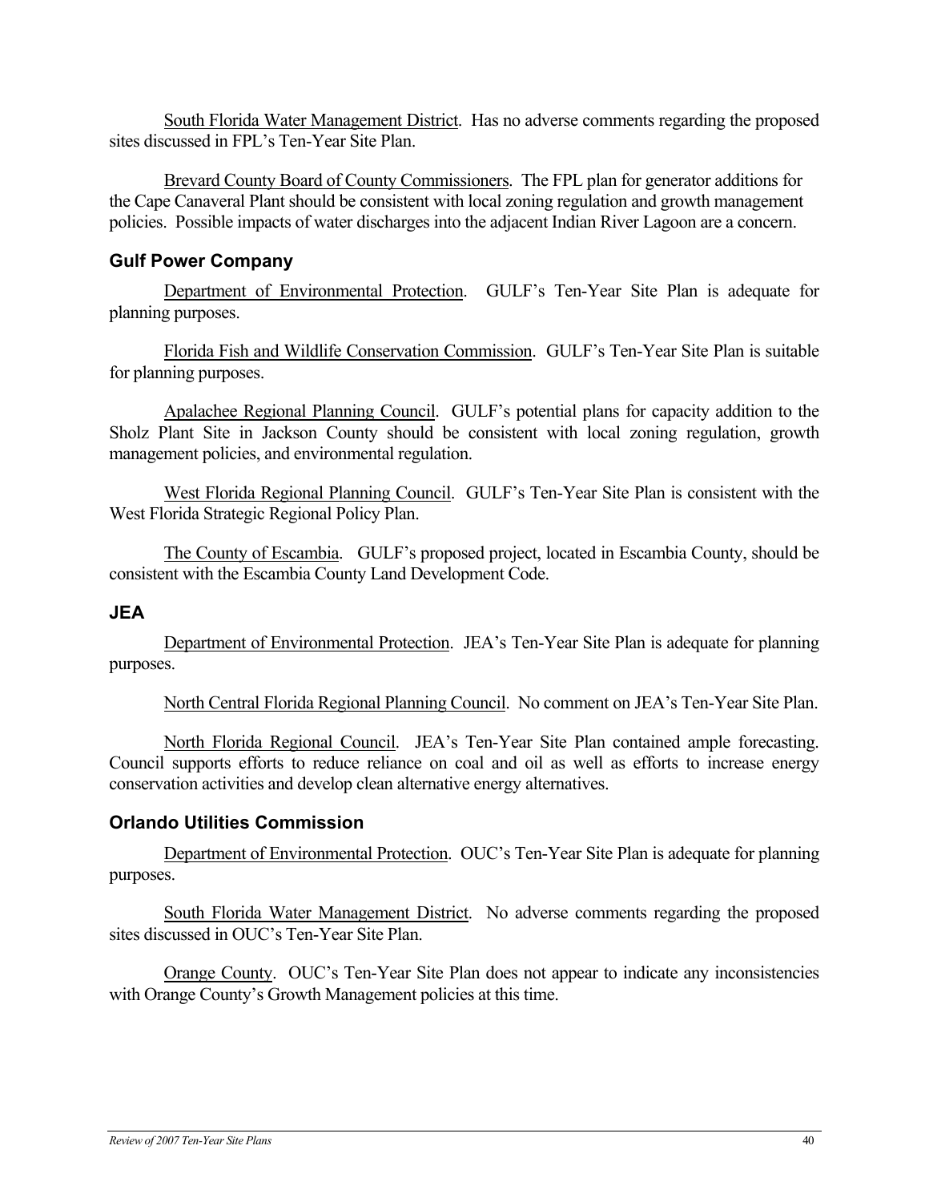South Florida Water Management District. Has no adverse comments regarding the proposed sites discussed in FPL's Ten-Year Site Plan.

Brevard County Board of County Commissioners. The FPL plan for generator additions for the Cape Canaveral Plant should be consistent with local zoning regulation and growth management policies. Possible impacts of water discharges into the adjacent Indian River Lagoon are a concern.

### Gulf Power Company

Department of Environmental Protection. GULF's Ten-Year Site Plan is adequate for planning purposes.

Florida Fish and Wildlife Conservation Commission. GULF's Ten-Year Site Plan is suitable for planning purposes.

Apalachee Regional Planning Council. GULF's potential plans for capacity addition to the Sholz Plant Site in Jackson County should be consistent with local zoning regulation, growth management policies, and environmental regulation.

West Florida Regional Planning Council. GULF's Ten-Year Site Plan is consistent with the West Florida Strategic Regional Policy Plan.

The County of Escambia. GULF's proposed project, located in Escambia County, should be consistent with the Escambia County Land Development Code.

### JEA

Department of Environmental Protection. JEA's Ten-Year Site Plan is adequate for planning purposes.

North Central Florida Regional Planning Council. No comment on JEA's Ten-Year Site Plan.

North Florida Regional Council. JEA's Ten-Year Site Plan contained ample forecasting. Council supports efforts to reduce reliance on coal and oil as well as efforts to increase energy conservation activities and develop clean alternative energy alternatives.

### Orlando Utilities Commission

Department of Environmental Protection. OUC's Ten-Year Site Plan is adequate for planning purposes.

South Florida Water Management District. No adverse comments regarding the proposed sites discussed in OUC's Ten-Year Site Plan.

Orange County. OUC's Ten-Year Site Plan does not appear to indicate any inconsistencies with Orange County's Growth Management policies at this time.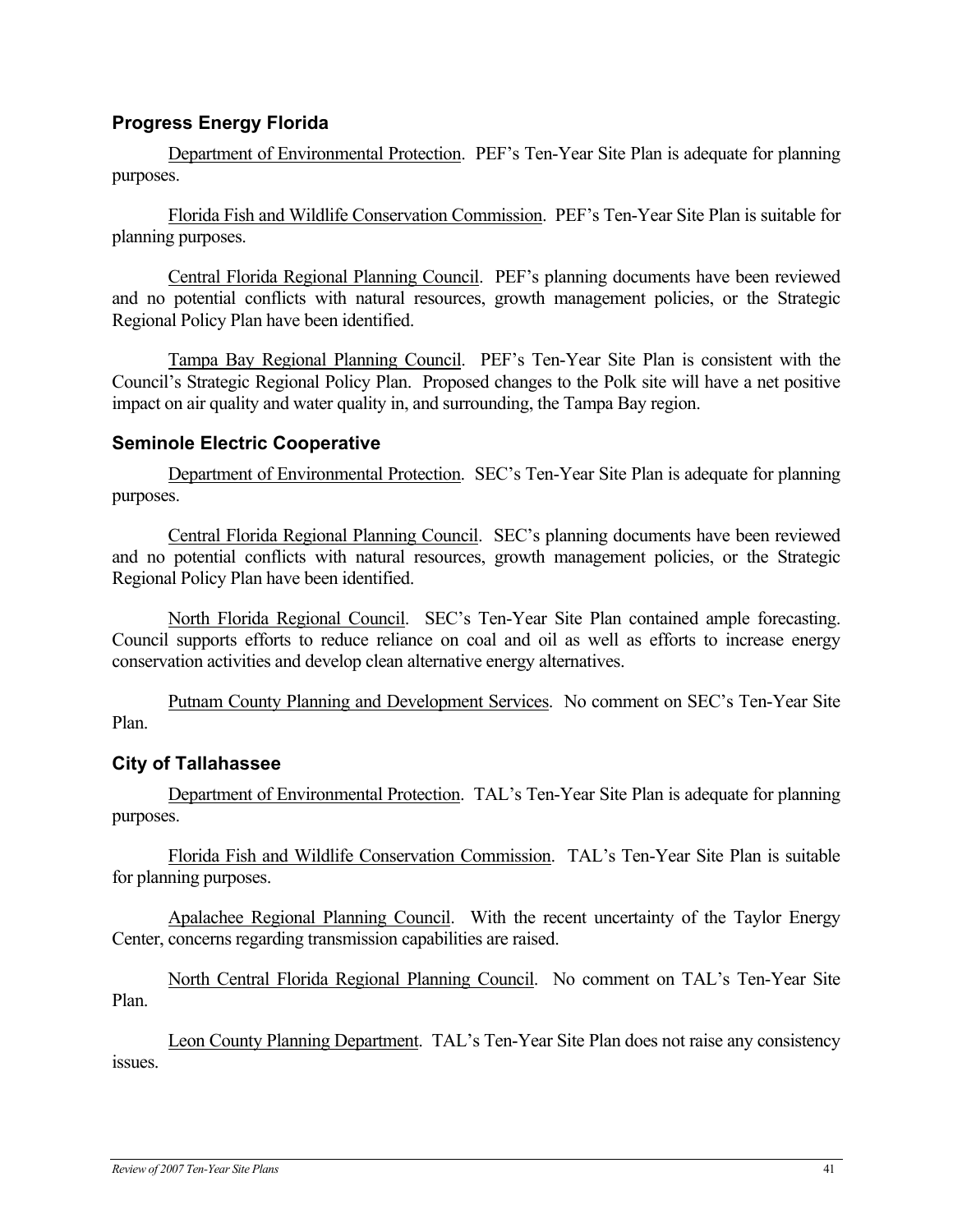### Progress Energy Florida

Department of Environmental Protection. PEF's Ten-Year Site Plan is adequate for planning purposes.

Florida Fish and Wildlife Conservation Commission. PEF's Ten-Year Site Plan is suitable for planning purposes.

Central Florida Regional Planning Council. PEF's planning documents have been reviewed and no potential conflicts with natural resources, growth management policies, or the Strategic Regional Policy Plan have been identified.

Tampa Bay Regional Planning Council. PEF's Ten-Year Site Plan is consistent with the Council's Strategic Regional Policy Plan. Proposed changes to the Polk site will have a net positive impact on air quality and water quality in, and surrounding, the Tampa Bay region.

### Seminole Electric Cooperative

Department of Environmental Protection. SEC's Ten-Year Site Plan is adequate for planning purposes.

Central Florida Regional Planning Council. SEC's planning documents have been reviewed and no potential conflicts with natural resources, growth management policies, or the Strategic Regional Policy Plan have been identified.

North Florida Regional Council. SEC's Ten-Year Site Plan contained ample forecasting. Council supports efforts to reduce reliance on coal and oil as well as efforts to increase energy conservation activities and develop clean alternative energy alternatives.

Putnam County Planning and Development Services. No comment on SEC's Ten-Year Site Plan.

### City of Tallahassee

Department of Environmental Protection. TAL's Ten-Year Site Plan is adequate for planning purposes.

Florida Fish and Wildlife Conservation Commission. TAL's Ten-Year Site Plan is suitable for planning purposes.

Apalachee Regional Planning Council. With the recent uncertainty of the Taylor Energy Center, concerns regarding transmission capabilities are raised.

North Central Florida Regional Planning Council. No comment on TAL's Ten-Year Site Plan.

Leon County Planning Department. TAL's Ten-Year Site Plan does not raise any consistency issues.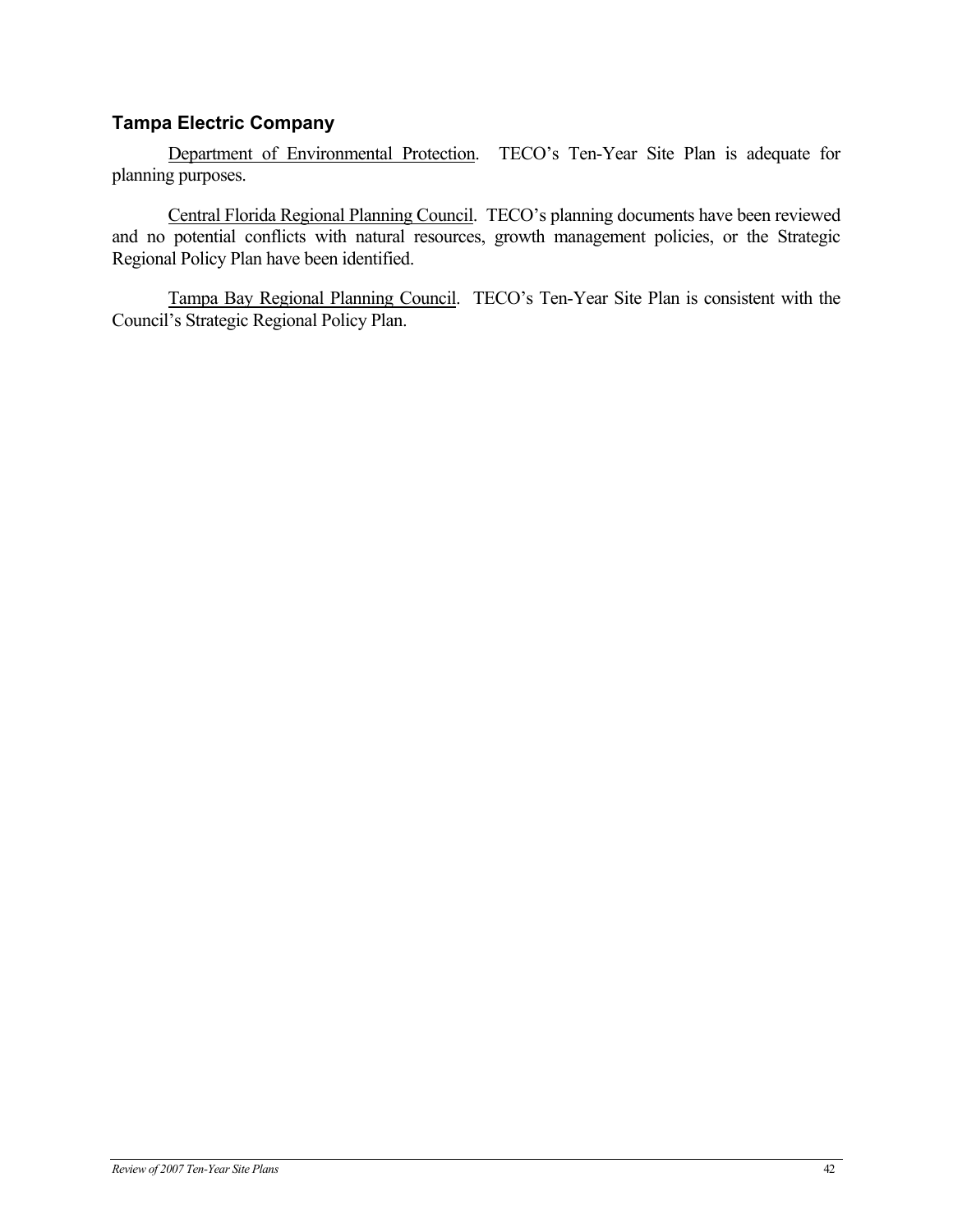### Tampa Electric Company

Department of Environmental Protection. TECO's Ten-Year Site Plan is adequate for planning purposes.

Central Florida Regional Planning Council. TECO's planning documents have been reviewed and no potential conflicts with natural resources, growth management policies, or the Strategic Regional Policy Plan have been identified.

Tampa Bay Regional Planning Council. TECO's Ten-Year Site Plan is consistent with the Council's Strategic Regional Policy Plan.